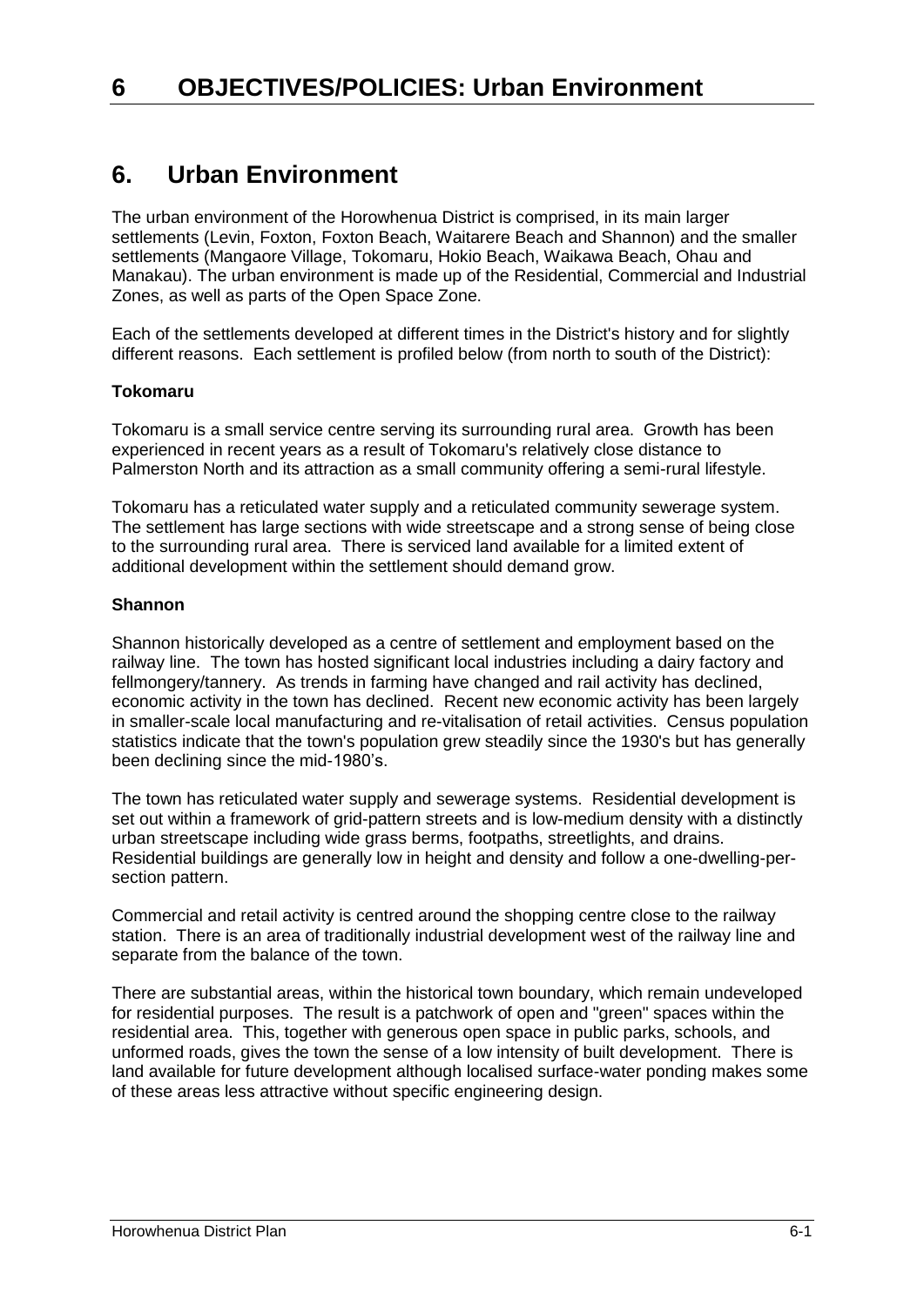# 6 OBJECTIVES/POLICIES: Urban Environment

## 6. Urban Environment

The urban environment of the Horowhenua District is comprised, in its main larger settlements (Levin, Foxton, Foxton Beach, Waitarere Beach and Shannon) and the smaller settlements (Mangaore Village, Tokomaru, Hokio Beach, Waikawa Beach, Ohau and Manakau). The urban environment is made up of the Residential, Commercial and Industrial Zones, as well as parts of the Open Space Zone.

Each of the settlements developed at different times in the District's history and for slightly different reasons. Each settlement is profiled below (from north to south of the District):

**Tokomaru**

Tokomaru is a small service centre serving its surrounding rural area. Growth has been experienced in recent years as a result of Tokomaru's relatively close distance to Palmerston North and its attraction as a small community offering a semi-rural lifestyle.

Tokomaru has a reticulated water supply and a reticulated community sewerage system. The settlement has large sections with wide streetscape and a strong sense of being close to the surrounding rural area. There is serviced land available for a limited extent of additional development within the settlement should demand grow.

**Shannon**

Shannon historically developed as a centre of settlement and employment based on the railway line. The town has hosted significant local industries including a dairy factory and fellmongery/tannery. As trends in farming have changed and rail activity has declined, economic activity in the town has declined. Recent new economic activity has been largely in smaller-scale local manufacturing and re-vitalisation of retail activities. Census population statistics indicate that the town's population grew steadily since the 1930's but has generally been declining since the mid-1980's.

The town has reticulated water supply and sewerage systems. Residential development is set out within a framework of grid-pattern streets and is low-medium density with a distinctly urban streetscape including wide grass berms, footpaths, streetlights, and drains. Residential buildings are generally low in height and density and follow a one-dwelling-per-section pattern.

Commercial and retail activity is centred around the shopping centre close to the railway station. There is an area of traditionally industrial development west of the railway line and separate from the balance of the town.

There are substantial areas, within the historical town boundary, which remain undeveloped for residential purposes. The result is a patchwork of open and "green" spaces within the residential area. This, together with generous open space in public parks, schools, and unformed roads, gives the town the sense of a low intensity of built development. There is land available for future development although localised surface-water ponding makes some of these areas less attractive without specific engineering design.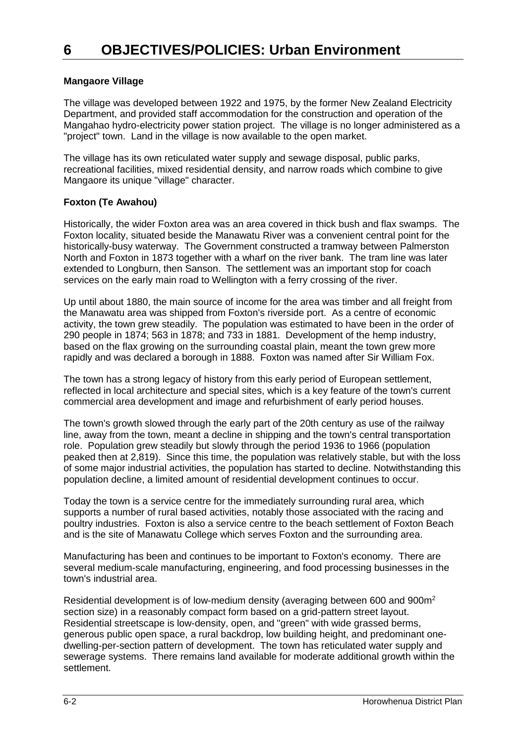# 6 OBJECTIVES/POLICIES: Urban Environment

**Mangaore Village**

The village was developed between 1922 and 1975, by the former New Zealand Electricity Department, and provided staff accommodation for the construction and operation of the Mangahao hydro-electricity power station project. The village is no longer administered as a "project" town. Land in the village is now available to the open market.

The village has its own reticulated water supply and sewage disposal, public parks, recreational facilities, mixed residential density, and narrow roads which combine to give Mangaore its unique "village" character.

**Foxton (Te Awahou)**

Historically, the wider Foxton area was an area covered in thick bush and flax swamps. The Foxton locality, situated beside the Manawatu River was a convenient central point for the historically-busy waterway. The Government constructed a tramway between Palmerston North and Foxton in 1873 together with a wharf on the river bank. The tram line was later extended to Longburn, then Sanson. The settlement was an important stop for coach services on the early main road to Wellington with a ferry crossing of the river.

Up until about 1880, the main source of income for the area was timber and all freight from the Manawatu area was shipped from Foxton's riverside port. As a centre of economic activity, the town grew steadily. The population was estimated to have been in the order of 290 people in 1874; 563 in 1878; and 733 in 1881. Development of the hemp industry, based on the flax growing on the surrounding coastal plain, meant the town grew more rapidly and was declared a borough in 1888. Foxton was named after Sir William Fox.

The town has a strong legacy of history from this early period of European settlement, reflected in local architecture and special sites, which is a key feature of the town's current commercial area development and image and refurbishment of early period houses.

The town's growth slowed through the early part of the 20th century as use of the railway line, away from the town, meant a decline in shipping and the town's central transportation role. Population grew steadily but slowly through the period 1936 to 1966 (population peaked then at 2,819). Since this time, the population was relatively stable, but with the loss of some major industrial activities, the population has started to decline. Notwithstanding this population decline, a limited amount of residential development continues to occur.

Today the town is a service centre for the immediately surrounding rural area, which supports a number of rural based activities, notably those associated with the racing and poultry industries. Foxton is also a service centre to the beach settlement of Foxton Beach and is the site of Manawatu College which serves Foxton and the surrounding area.

Manufacturing has been and continues to be important to Foxton's economy. There are several medium-scale manufacturing, engineering, and food processing businesses in the town's industrial area.

Residential development is of low-medium density (averaging between 600 and 900m$^2$ section size) in a reasonably compact form based on a grid-pattern street layout. Residential streetscape is low-density, open, and "green" with wide grassed berms, generous public open space, a rural backdrop, low building height, and predominant one-dwelling-per-section pattern of development. The town has reticulated water supply and sewerage systems. There remains land available for moderate additional growth within the settlement.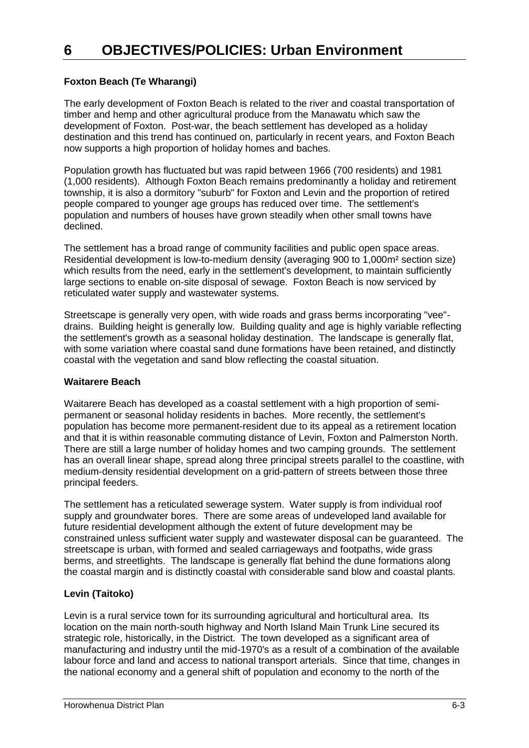# 6 OBJECTIVES/POLICIES: Urban Environment

**Foxton Beach (Te Wharangi)**

The early development of Foxton Beach is related to the river and coastal transportation of timber and hemp and other agricultural produce from the Manawatu which saw the development of Foxton. Post-war, the beach settlement has developed as a holiday destination and this trend has continued on, particularly in recent years, and Foxton Beach now supports a high proportion of holiday homes and baches.

Population growth has fluctuated but was rapid between 1966 (700 residents) and 1981 (1,000 residents). Although Foxton Beach remains predominantly a holiday and retirement township, it is also a dormitory "suburb" for Foxton and Levin and the proportion of retired people compared to younger age groups has reduced over time. The settlement's population and numbers of houses have grown steadily when other small towns have declined.

The settlement has a broad range of community facilities and public open space areas. Residential development is low-to-medium density (averaging 900 to 1,000m² section size) which results from the need, early in the settlement's development, to maintain sufficiently large sections to enable on-site disposal of sewage. Foxton Beach is now serviced by reticulated water supply and wastewater systems.

Streetscape is generally very open, with wide roads and grass berms incorporating "vee"-drains. Building height is generally low. Building quality and age is highly variable reflecting the settlement's growth as a seasonal holiday destination. The landscape is generally flat, with some variation where coastal sand dune formations have been retained, and distinctly coastal with the vegetation and sand blow reflecting the coastal situation.

**Waitarere Beach**

Waitarere Beach has developed as a coastal settlement with a high proportion of semi-permanent or seasonal holiday residents in baches. More recently, the settlement's population has become more permanent-resident due to its appeal as a retirement location and that it is within reasonable commuting distance of Levin, Foxton and Palmerston North. There are still a large number of holiday homes and two camping grounds. The settlement has an overall linear shape, spread along three principal streets parallel to the coastline, with medium-density residential development on a grid-pattern of streets between those three principal feeders.

The settlement has a reticulated sewerage system. Water supply is from individual roof supply and groundwater bores. There are some areas of undeveloped land available for future residential development although the extent of future development may be constrained unless sufficient water supply and wastewater disposal can be guaranteed. The streetscape is urban, with formed and sealed carriageways and footpaths, wide grass berms, and streetlights. The landscape is generally flat behind the dune formations along the coastal margin and is distinctly coastal with considerable sand blow and coastal plants.

**Levin (Taitoko)**

Levin is a rural service town for its surrounding agricultural and horticultural area. Its location on the main north-south highway and North Island Main Trunk Line secured its strategic role, historically, in the District. The town developed as a significant area of manufacturing and industry until the mid-1970's as a result of a combination of the available labour force and land and access to national transport arterials. Since that time, changes in the national economy and a general shift of population and economy to the north of the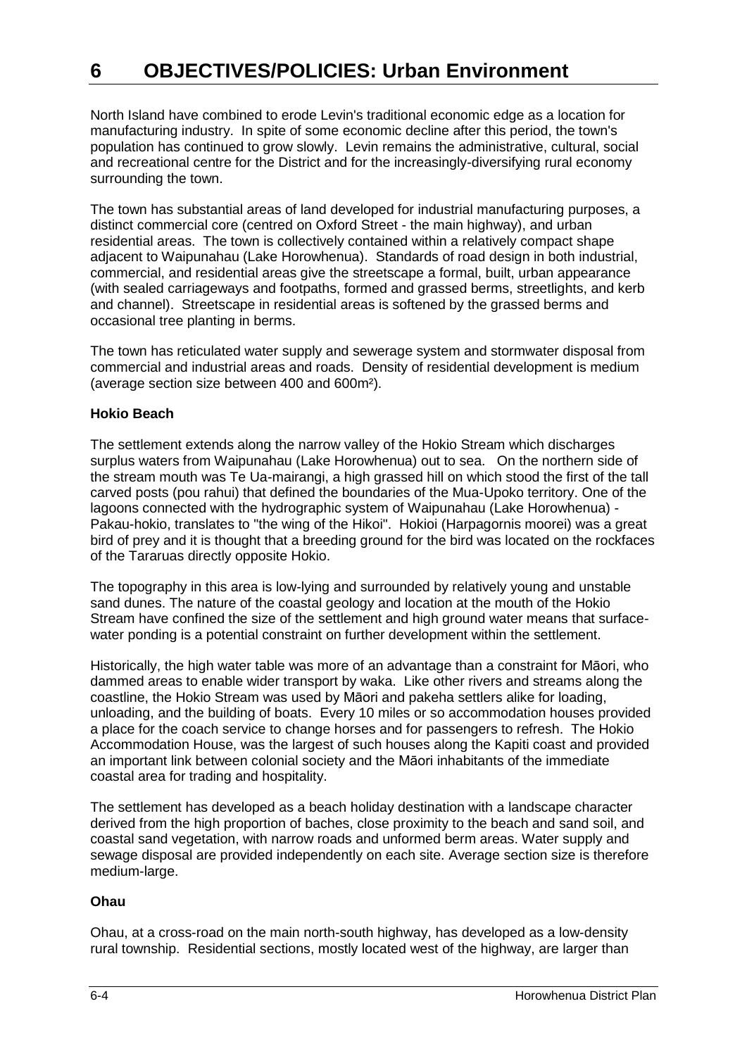North Island have combined to erode Levin's traditional economic edge as a location for manufacturing industry. In spite of some economic decline after this period, the town's population has continued to grow slowly. Levin remains the administrative, cultural, social and recreational centre for the District and for the increasingly-diversifying rural economy surrounding the town.

The town has substantial areas of land developed for industrial manufacturing purposes, a distinct commercial core (centred on Oxford Street - the main highway), and urban residential areas. The town is collectively contained within a relatively compact shape adjacent to Waipunahau (Lake Horowhenua). Standards of road design in both industrial, commercial, and residential areas give the streetscape a formal, built, urban appearance (with sealed carriageways and footpaths, formed and grassed berms, streetlights, and kerb and channel). Streetscape in residential areas is softened by the grassed berms and occasional tree planting in berms.

The town has reticulated water supply and sewerage system and stormwater disposal from commercial and industrial areas and roads. Density of residential development is medium (average section size between 400 and 600m²).

**Hokio Beach**

The settlement extends along the narrow valley of the Hokio Stream which discharges surplus waters from Waipunahau (Lake Horowhenua) out to sea. On the northern side of the stream mouth was Te Ua-mairangi, a high grassed hill on which stood the first of the tall carved posts (pou rahui) that defined the boundaries of the Mua-Upoko territory. One of the lagoons connected with the hydrographic system of Waipunahau (Lake Horowhenua) - Pakau-hokio, translates to "the wing of the Hikoi". Hokioi (Harpagornis moorei) was a great bird of prey and it is thought that a breeding ground for the bird was located on the rockfaces of the Tararuas directly opposite Hokio.

The topography in this area is low-lying and surrounded by relatively young and unstable sand dunes. The nature of the coastal geology and location at the mouth of the Hokio Stream have confined the size of the settlement and high ground water means that surface-water ponding is a potential constraint on further development within the settlement.

Historically, the high water table was more of an advantage than a constraint for Māori, who dammed areas to enable wider transport by waka. Like other rivers and streams along the coastline, the Hokio Stream was used by Māori and pakeha settlers alike for loading, unloading, and the building of boats. Every 10 miles or so accommodation houses provided a place for the coach service to change horses and for passengers to refresh. The Hokio Accommodation House, was the largest of such houses along the Kapiti coast and provided an important link between colonial society and the Māori inhabitants of the immediate coastal area for trading and hospitality.

The settlement has developed as a beach holiday destination with a landscape character derived from the high proportion of baches, close proximity to the beach and sand soil, and coastal sand vegetation, with narrow roads and unformed berm areas. Water supply and sewage disposal are provided independently on each site. Average section size is therefore medium-large.

**Ohau**

Ohau, at a cross-road on the main north-south highway, has developed as a low-density rural township. Residential sections, mostly located west of the highway, are larger than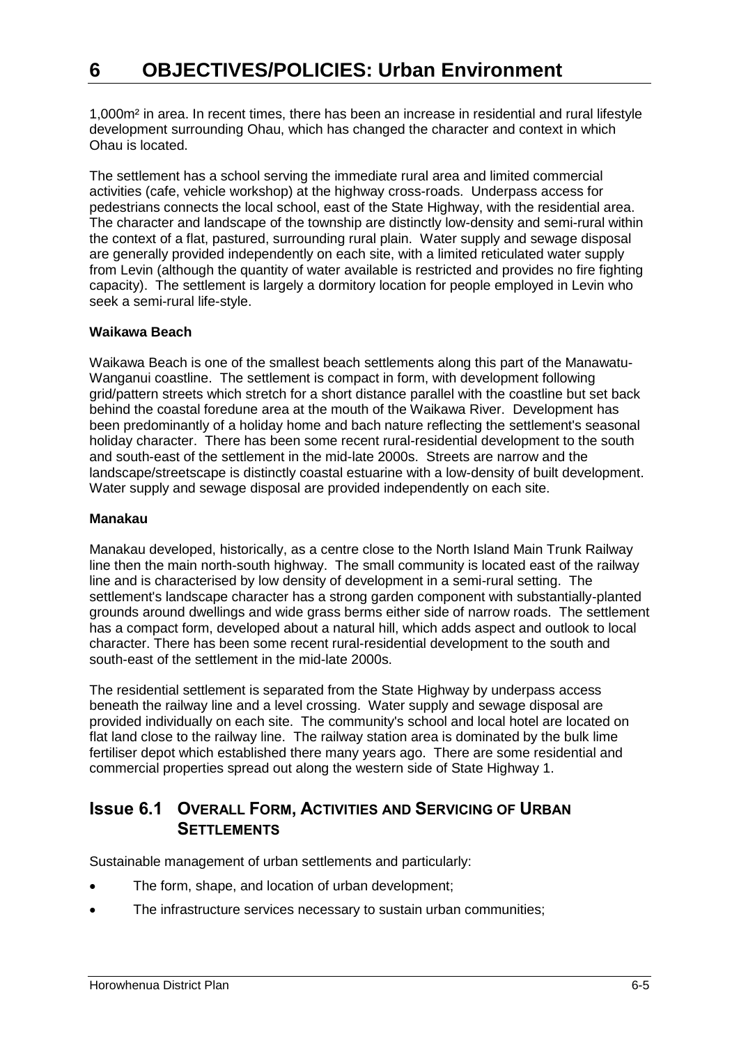1,000m² in area. In recent times, there has been an increase in residential and rural lifestyle development surrounding Ohau, which has changed the character and context in which Ohau is located.

The settlement has a school serving the immediate rural area and limited commercial activities (cafe, vehicle workshop) at the highway cross-roads. Underpass access for pedestrians connects the local school, east of the State Highway, with the residential area. The character and landscape of the township are distinctly low-density and semi-rural within the context of a flat, pastured, surrounding rural plain. Water supply and sewage disposal are generally provided independently on each site, with a limited reticulated water supply from Levin (although the quantity of water available is restricted and provides no fire fighting capacity). The settlement is largely a dormitory location for people employed in Levin who seek a semi-rural life-style.

**Waikawa Beach**

Waikawa Beach is one of the smallest beach settlements along this part of the Manawatu-Wanganui coastline. The settlement is compact in form, with development following grid/pattern streets which stretch for a short distance parallel with the coastline but set back behind the coastal foredune area at the mouth of the Waikawa River. Development has been predominantly of a holiday home and bach nature reflecting the settlement's seasonal holiday character. There has been some recent rural-residential development to the south and south-east of the settlement in the mid-late 2000s. Streets are narrow and the landscape/streetscape is distinctly coastal estuarine with a low-density of built development. Water supply and sewage disposal are provided independently on each site.

**Manakau**

Manakau developed, historically, as a centre close to the North Island Main Trunk Railway line then the main north-south highway. The small community is located east of the railway line and is characterised by low density of development in a semi-rural setting. The settlement's landscape character has a strong garden component with substantially-planted grounds around dwellings and wide grass berms either side of narrow roads. The settlement has a compact form, developed about a natural hill, which adds aspect and outlook to local character. There has been some recent rural-residential development to the south and south-east of the settlement in the mid-late 2000s.

The residential settlement is separated from the State Highway by underpass access beneath the railway line and a level crossing. Water supply and sewage disposal are provided individually on each site. The community's school and local hotel are located on flat land close to the railway line. The railway station area is dominated by the bulk lime fertiliser depot which established there many years ago. There are some residential and commercial properties spread out along the western side of State Highway 1.

## Issue 6.1 Overall Form, Activities and Servicing of Urban Settlements

Sustainable management of urban settlements and particularly:

- The form, shape, and location of urban development;
- The infrastructure services necessary to sustain urban communities;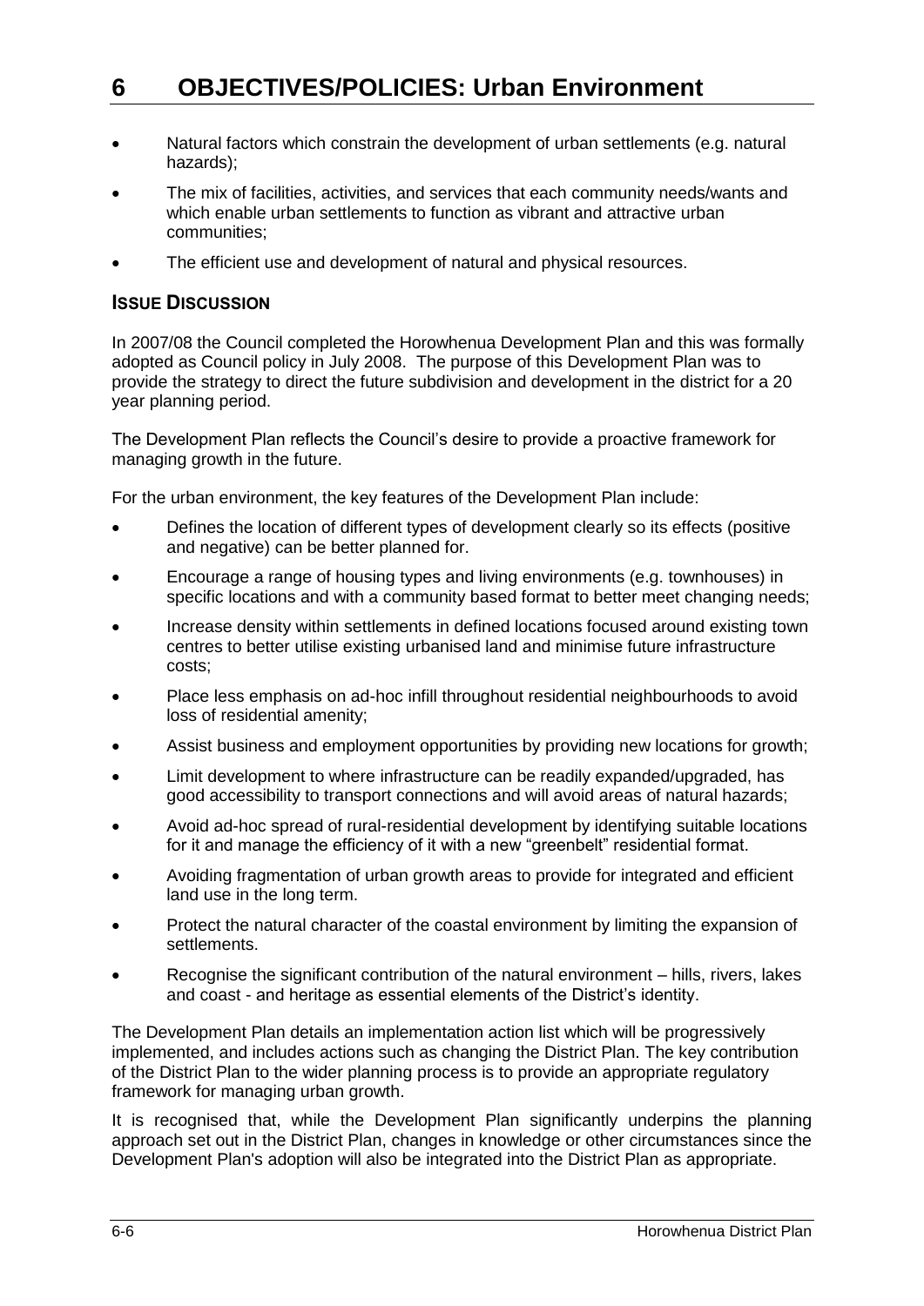- Natural factors which constrain the development of urban settlements (e.g. natural hazards);
- The mix of facilities, activities, and services that each community needs/wants and which enable urban settlements to function as vibrant and attractive urban communities;
- The efficient use and development of natural and physical resources.

### Issue Discussion

In 2007/08 the Council completed the Horowhenua Development Plan and this was formally adopted as Council policy in July 2008. The purpose of this Development Plan was to provide the strategy to direct the future subdivision and development in the district for a 20 year planning period.

The Development Plan reflects the Council's desire to provide a proactive framework for managing growth in the future.

For the urban environment, the key features of the Development Plan include:

- Defines the location of different types of development clearly so its effects (positive and negative) can be better planned for.
- Encourage a range of housing types and living environments (e.g. townhouses) in specific locations and with a community based format to better meet changing needs;
- Increase density within settlements in defined locations focused around existing town centres to better utilise existing urbanised land and minimise future infrastructure costs;
- Place less emphasis on ad-hoc infill throughout residential neighbourhoods to avoid loss of residential amenity;
- Assist business and employment opportunities by providing new locations for growth;
- Limit development to where infrastructure can be readily expanded/upgraded, has good accessibility to transport connections and will avoid areas of natural hazards;
- Avoid ad-hoc spread of rural-residential development by identifying suitable locations for it and manage the efficiency of it with a new "greenbelt" residential format.
- Avoiding fragmentation of urban growth areas to provide for integrated and efficient land use in the long term.
- Protect the natural character of the coastal environment by limiting the expansion of settlements.
- Recognise the significant contribution of the natural environment – hills, rivers, lakes and coast - and heritage as essential elements of the District's identity.

The Development Plan details an implementation action list which will be progressively implemented, and includes actions such as changing the District Plan. The key contribution of the District Plan to the wider planning process is to provide an appropriate regulatory framework for managing urban growth.

It is recognised that, while the Development Plan significantly underpins the planning approach set out in the District Plan, changes in knowledge or other circumstances since the Development Plan's adoption will also be integrated into the District Plan as appropriate.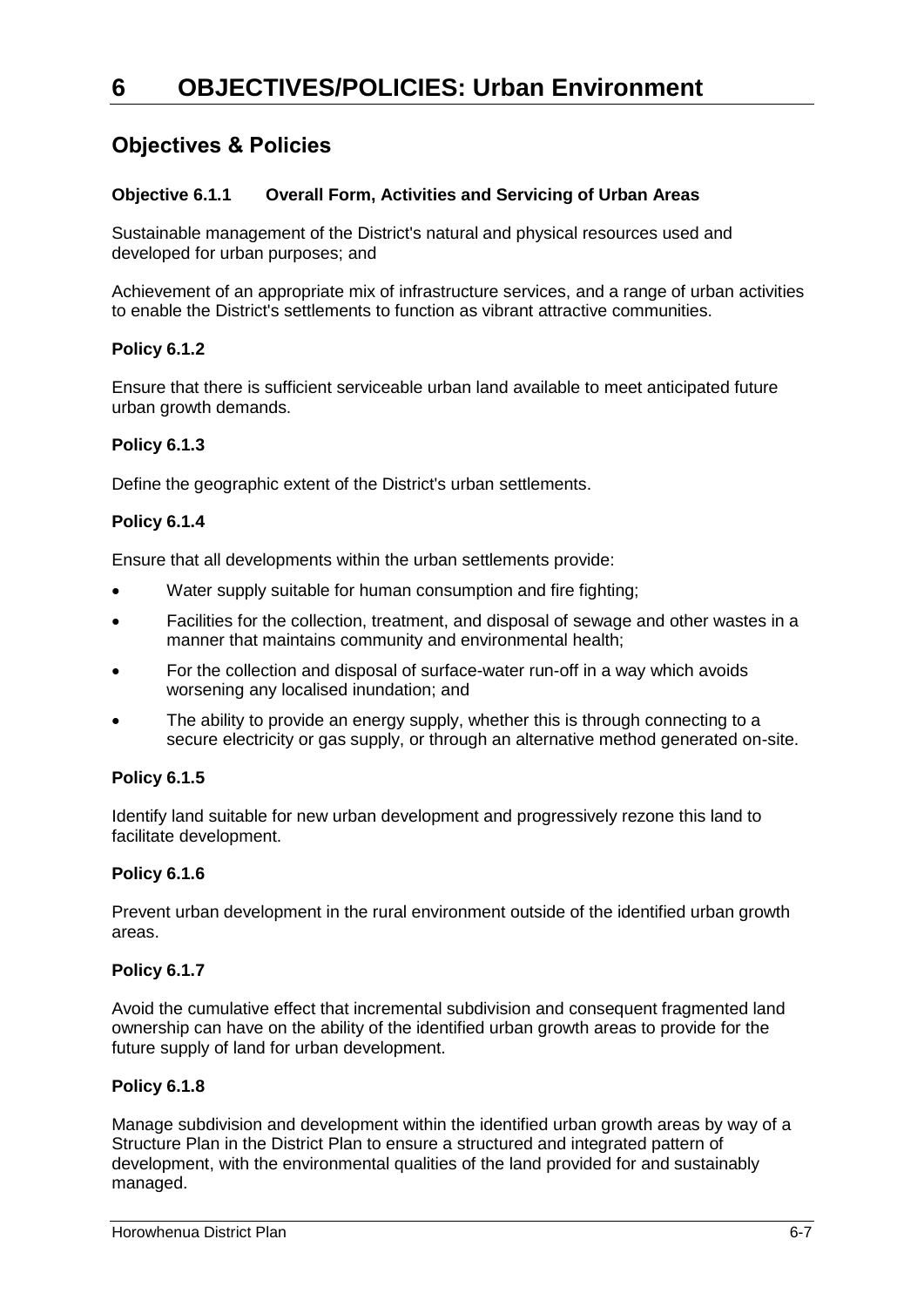# 6 OBJECTIVES/POLICIES: Urban Environment

## Objectives & Policies

### Objective 6.1.1 Overall Form, Activities and Servicing of Urban Areas

Sustainable management of the District's natural and physical resources used and developed for urban purposes; and

Achievement of an appropriate mix of infrastructure services, and a range of urban activities to enable the District's settlements to function as vibrant attractive communities.

### Policy 6.1.2

Ensure that there is sufficient serviceable urban land available to meet anticipated future urban growth demands.

### Policy 6.1.3

Define the geographic extent of the District's urban settlements.

### Policy 6.1.4

Ensure that all developments within the urban settlements provide:

- Water supply suitable for human consumption and fire fighting;
- Facilities for the collection, treatment, and disposal of sewage and other wastes in a manner that maintains community and environmental health;
- For the collection and disposal of surface-water run-off in a way which avoids worsening any localised inundation; and
- The ability to provide an energy supply, whether this is through connecting to a secure electricity or gas supply, or through an alternative method generated on-site.

### Policy 6.1.5

Identify land suitable for new urban development and progressively rezone this land to facilitate development.

### Policy 6.1.6

Prevent urban development in the rural environment outside of the identified urban growth areas.

### Policy 6.1.7

Avoid the cumulative effect that incremental subdivision and consequent fragmented land ownership can have on the ability of the identified urban growth areas to provide for the future supply of land for urban development.

### Policy 6.1.8

Manage subdivision and development within the identified urban growth areas by way of a Structure Plan in the District Plan to ensure a structured and integrated pattern of development, with the environmental qualities of the land provided for and sustainably managed.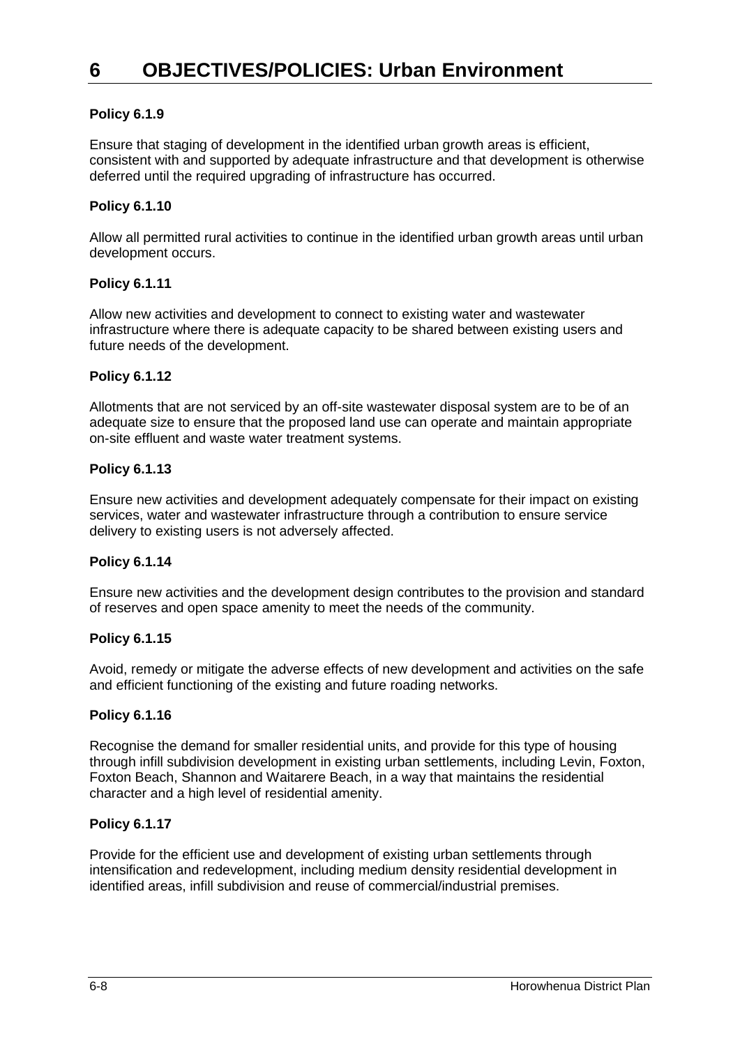# 6 OBJECTIVES/POLICIES: Urban Environment

**Policy 6.1.9**

Ensure that staging of development in the identified urban growth areas is efficient, consistent with and supported by adequate infrastructure and that development is otherwise deferred until the required upgrading of infrastructure has occurred.

**Policy 6.1.10**

Allow all permitted rural activities to continue in the identified urban growth areas until urban development occurs.

**Policy 6.1.11**

Allow new activities and development to connect to existing water and wastewater infrastructure where there is adequate capacity to be shared between existing users and future needs of the development.

**Policy 6.1.12**

Allotments that are not serviced by an off-site wastewater disposal system are to be of an adequate size to ensure that the proposed land use can operate and maintain appropriate on-site effluent and waste water treatment systems.

**Policy 6.1.13**

Ensure new activities and development adequately compensate for their impact on existing services, water and wastewater infrastructure through a contribution to ensure service delivery to existing users is not adversely affected.

**Policy 6.1.14**

Ensure new activities and the development design contributes to the provision and standard of reserves and open space amenity to meet the needs of the community.

**Policy 6.1.15**

Avoid, remedy or mitigate the adverse effects of new development and activities on the safe and efficient functioning of the existing and future roading networks.

**Policy 6.1.16**

Recognise the demand for smaller residential units, and provide for this type of housing through infill subdivision development in existing urban settlements, including Levin, Foxton, Foxton Beach, Shannon and Waitarere Beach, in a way that maintains the residential character and a high level of residential amenity.

**Policy 6.1.17**

Provide for the efficient use and development of existing urban settlements through intensification and redevelopment, including medium density residential development in identified areas, infill subdivision and reuse of commercial/industrial premises.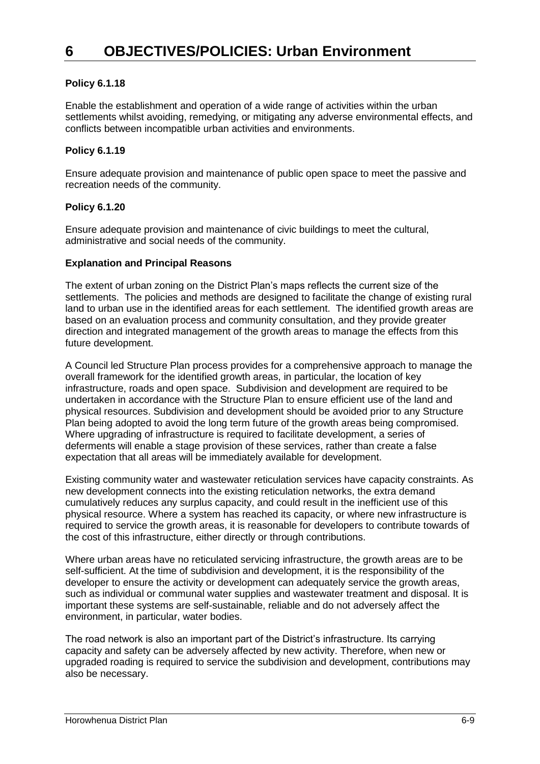# 6 OBJECTIVES/POLICIES: Urban Environment

**Policy 6.1.18**

Enable the establishment and operation of a wide range of activities within the urban settlements whilst avoiding, remedying, or mitigating any adverse environmental effects, and conflicts between incompatible urban activities and environments.

**Policy 6.1.19**

Ensure adequate provision and maintenance of public open space to meet the passive and recreation needs of the community.

**Policy 6.1.20**

Ensure adequate provision and maintenance of civic buildings to meet the cultural, administrative and social needs of the community.

**Explanation and Principal Reasons**

The extent of urban zoning on the District Plan's maps reflects the current size of the settlements. The policies and methods are designed to facilitate the change of existing rural land to urban use in the identified areas for each settlement. The identified growth areas are based on an evaluation process and community consultation, and they provide greater direction and integrated management of the growth areas to manage the effects from this future development.

A Council led Structure Plan process provides for a comprehensive approach to manage the overall framework for the identified growth areas, in particular, the location of key infrastructure, roads and open space. Subdivision and development are required to be undertaken in accordance with the Structure Plan to ensure efficient use of the land and physical resources. Subdivision and development should be avoided prior to any Structure Plan being adopted to avoid the long term future of the growth areas being compromised. Where upgrading of infrastructure is required to facilitate development, a series of deferments will enable a stage provision of these services, rather than create a false expectation that all areas will be immediately available for development.

Existing community water and wastewater reticulation services have capacity constraints. As new development connects into the existing reticulation networks, the extra demand cumulatively reduces any surplus capacity, and could result in the inefficient use of this physical resource. Where a system has reached its capacity, or where new infrastructure is required to service the growth areas, it is reasonable for developers to contribute towards of the cost of this infrastructure, either directly or through contributions.

Where urban areas have no reticulated servicing infrastructure, the growth areas are to be self-sufficient. At the time of subdivision and development, it is the responsibility of the developer to ensure the activity or development can adequately service the growth areas, such as individual or communal water supplies and wastewater treatment and disposal. It is important these systems are self-sustainable, reliable and do not adversely affect the environment, in particular, water bodies.

The road network is also an important part of the District's infrastructure. Its carrying capacity and safety can be adversely affected by new activity. Therefore, when new or upgraded roading is required to service the subdivision and development, contributions may also be necessary.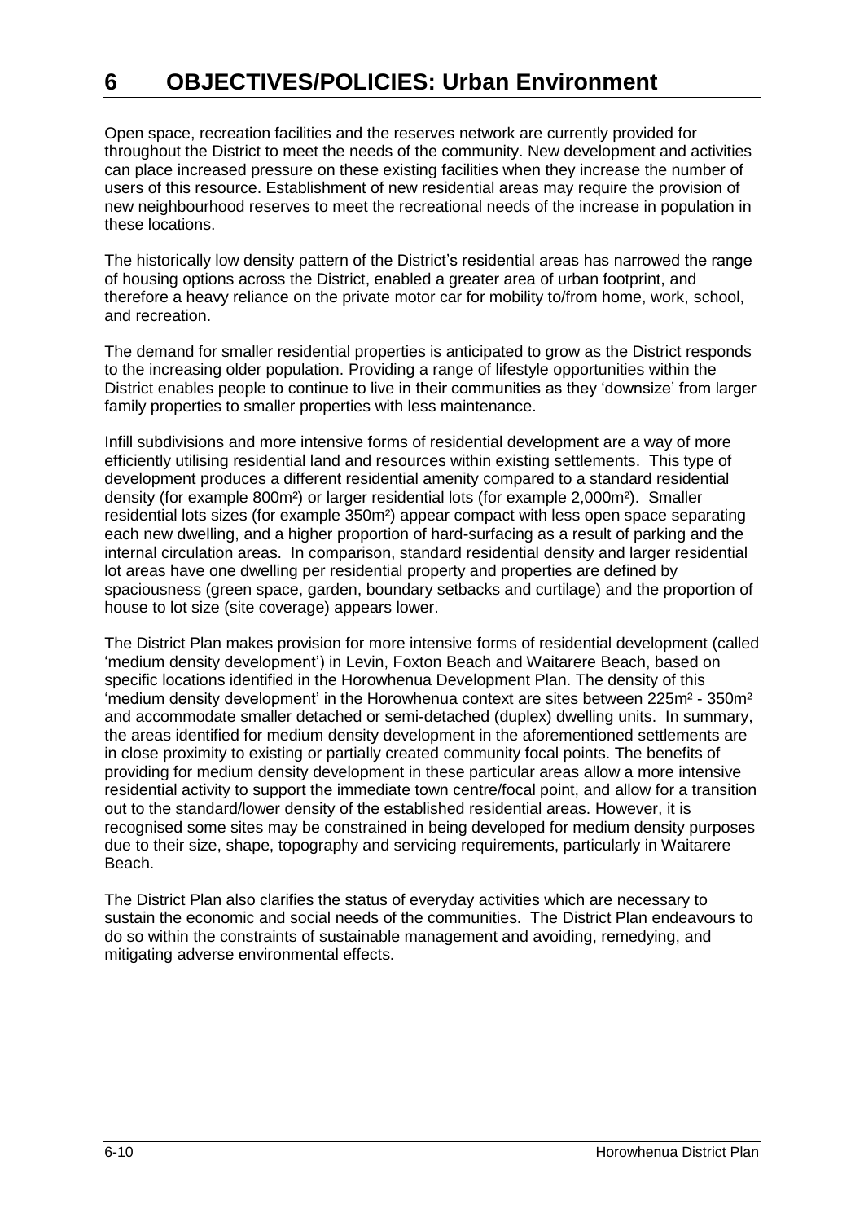# 6 OBJECTIVES/POLICIES: Urban Environment

Open space, recreation facilities and the reserves network are currently provided for throughout the District to meet the needs of the community. New development and activities can place increased pressure on these existing facilities when they increase the number of users of this resource. Establishment of new residential areas may require the provision of new neighbourhood reserves to meet the recreational needs of the increase in population in these locations.

The historically low density pattern of the District's residential areas has narrowed the range of housing options across the District, enabled a greater area of urban footprint, and therefore a heavy reliance on the private motor car for mobility to/from home, work, school, and recreation.

The demand for smaller residential properties is anticipated to grow as the District responds to the increasing older population. Providing a range of lifestyle opportunities within the District enables people to continue to live in their communities as they 'downsize' from larger family properties to smaller properties with less maintenance.

Infill subdivisions and more intensive forms of residential development are a way of more efficiently utilising residential land and resources within existing settlements. This type of development produces a different residential amenity compared to a standard residential density (for example 800m²) or larger residential lots (for example 2,000m²). Smaller residential lots sizes (for example 350m²) appear compact with less open space separating each new dwelling, and a higher proportion of hard-surfacing as a result of parking and the internal circulation areas. In comparison, standard residential density and larger residential lot areas have one dwelling per residential property and properties are defined by spaciousness (green space, garden, boundary setbacks and curtilage) and the proportion of house to lot size (site coverage) appears lower.

The District Plan makes provision for more intensive forms of residential development (called 'medium density development') in Levin, Foxton Beach and Waitarere Beach, based on specific locations identified in the Horowhenua Development Plan. The density of this 'medium density development' in the Horowhenua context are sites between 225m² - 350m² and accommodate smaller detached or semi-detached (duplex) dwelling units. In summary, the areas identified for medium density development in the aforementioned settlements are in close proximity to existing or partially created community focal points. The benefits of providing for medium density development in these particular areas allow a more intensive residential activity to support the immediate town centre/focal point, and allow for a transition out to the standard/lower density of the established residential areas. However, it is recognised some sites may be constrained in being developed for medium density purposes due to their size, shape, topography and servicing requirements, particularly in Waitarere Beach.

The District Plan also clarifies the status of everyday activities which are necessary to sustain the economic and social needs of the communities. The District Plan endeavours to do so within the constraints of sustainable management and avoiding, remedying, and mitigating adverse environmental effects.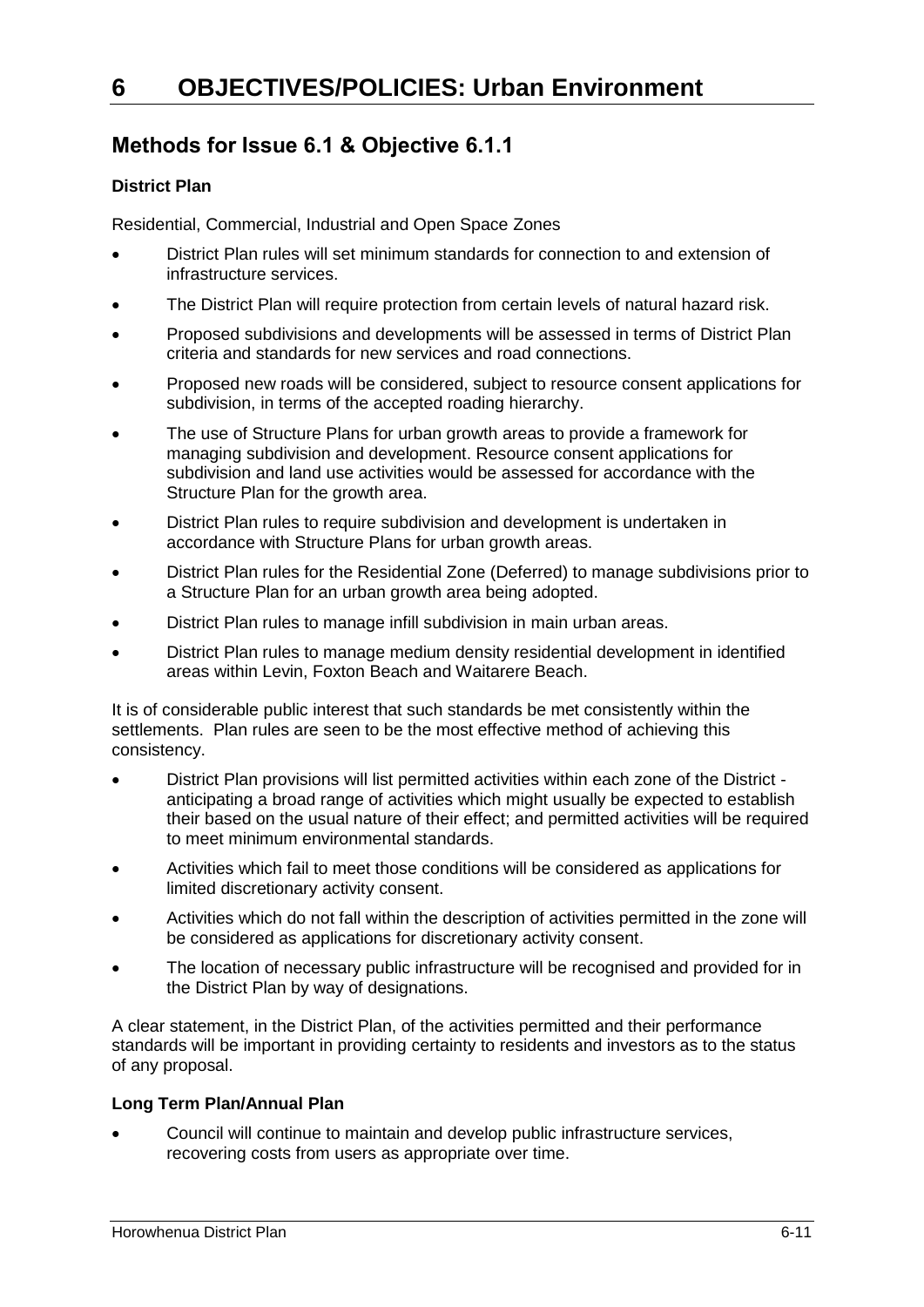# 6 OBJECTIVES/POLICIES: Urban Environment

## Methods for Issue 6.1 & Objective 6.1.1

**District Plan**

Residential, Commercial, Industrial and Open Space Zones

- District Plan rules will set minimum standards for connection to and extension of infrastructure services.
- The District Plan will require protection from certain levels of natural hazard risk.
- Proposed subdivisions and developments will be assessed in terms of District Plan criteria and standards for new services and road connections.
- Proposed new roads will be considered, subject to resource consent applications for subdivision, in terms of the accepted roading hierarchy.
- The use of Structure Plans for urban growth areas to provide a framework for managing subdivision and development. Resource consent applications for subdivision and land use activities would be assessed for accordance with the Structure Plan for the growth area.
- District Plan rules to require subdivision and development is undertaken in accordance with Structure Plans for urban growth areas.
- District Plan rules for the Residential Zone (Deferred) to manage subdivisions prior to a Structure Plan for an urban growth area being adopted.
- District Plan rules to manage infill subdivision in main urban areas.
- District Plan rules to manage medium density residential development in identified areas within Levin, Foxton Beach and Waitarere Beach.

It is of considerable public interest that such standards be met consistently within the settlements. Plan rules are seen to be the most effective method of achieving this consistency.

- District Plan provisions will list permitted activities within each zone of the District - anticipating a broad range of activities which might usually be expected to establish their based on the usual nature of their effect; and permitted activities will be required to meet minimum environmental standards.
- Activities which fail to meet those conditions will be considered as applications for limited discretionary activity consent.
- Activities which do not fall within the description of activities permitted in the zone will be considered as applications for discretionary activity consent.
- The location of necessary public infrastructure will be recognised and provided for in the District Plan by way of designations.

A clear statement, in the District Plan, of the activities permitted and their performance standards will be important in providing certainty to residents and investors as to the status of any proposal.

**Long Term Plan/Annual Plan**

- Council will continue to maintain and develop public infrastructure services, recovering costs from users as appropriate over time.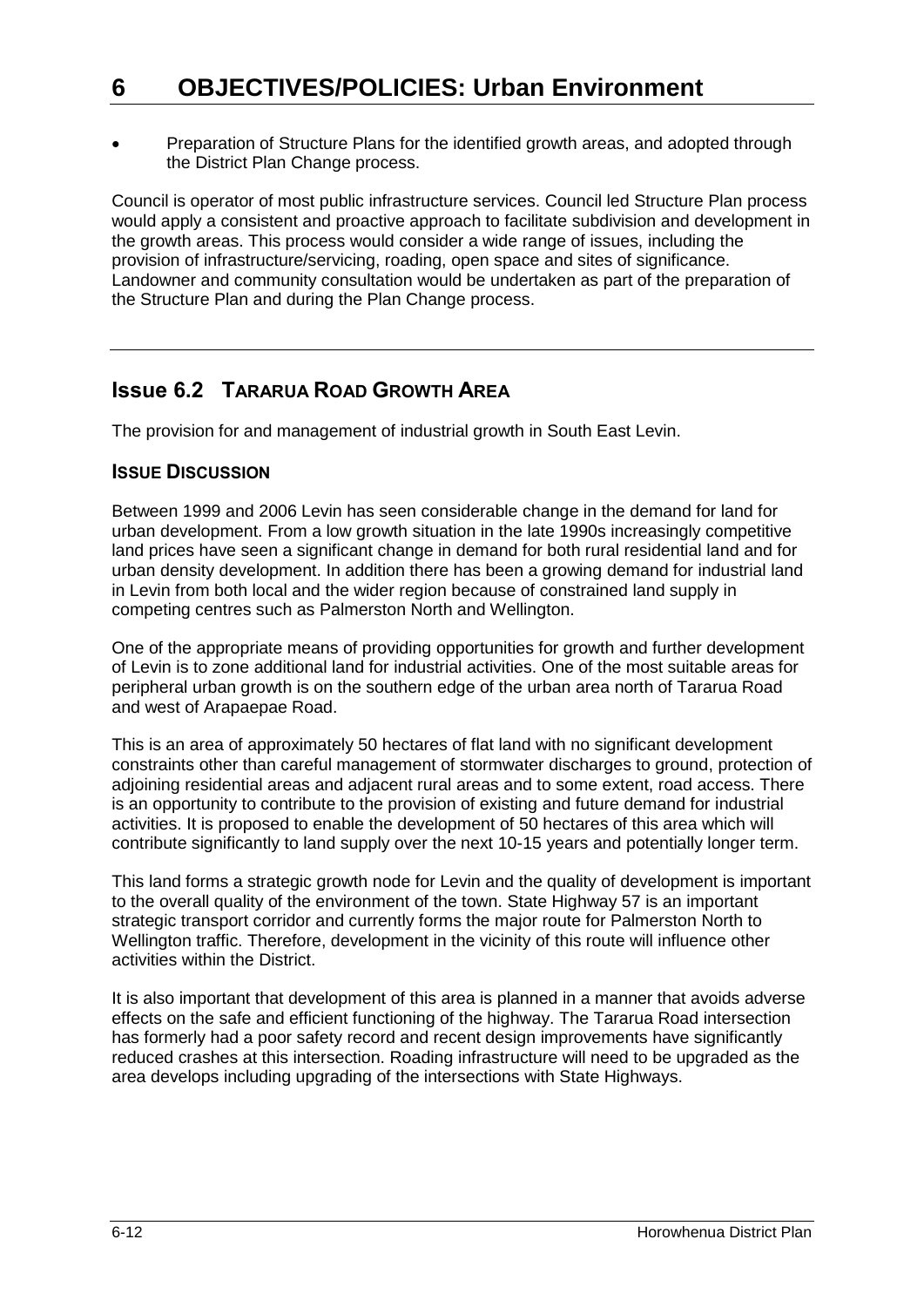- Preparation of Structure Plans for the identified growth areas, and adopted through the District Plan Change process.

Council is operator of most public infrastructure services. Council led Structure Plan process would apply a consistent and proactive approach to facilitate subdivision and development in the growth areas. This process would consider a wide range of issues, including the provision of infrastructure/servicing, roading, open space and sites of significance. Landowner and community consultation would be undertaken as part of the preparation of the Structure Plan and during the Plan Change process.

---

## Issue 6.2 TARARUA ROAD GROWTH AREA

The provision for and management of industrial growth in South East Levin.

### ISSUE DISCUSSION

Between 1999 and 2006 Levin has seen considerable change in the demand for land for urban development. From a low growth situation in the late 1990s increasingly competitive land prices have seen a significant change in demand for both rural residential land and for urban density development. In addition there has been a growing demand for industrial land in Levin from both local and the wider region because of constrained land supply in competing centres such as Palmerston North and Wellington.

One of the appropriate means of providing opportunities for growth and further development of Levin is to zone additional land for industrial activities. One of the most suitable areas for peripheral urban growth is on the southern edge of the urban area north of Tararua Road and west of Arapaepae Road.

This is an area of approximately 50 hectares of flat land with no significant development constraints other than careful management of stormwater discharges to ground, protection of adjoining residential areas and adjacent rural areas and to some extent, road access. There is an opportunity to contribute to the provision of existing and future demand for industrial activities. It is proposed to enable the development of 50 hectares of this area which will contribute significantly to land supply over the next 10-15 years and potentially longer term.

This land forms a strategic growth node for Levin and the quality of development is important to the overall quality of the environment of the town. State Highway 57 is an important strategic transport corridor and currently forms the major route for Palmerston North to Wellington traffic. Therefore, development in the vicinity of this route will influence other activities within the District.

It is also important that development of this area is planned in a manner that avoids adverse effects on the safe and efficient functioning of the highway. The Tararua Road intersection has formerly had a poor safety record and recent design improvements have significantly reduced crashes at this intersection. Roading infrastructure will need to be upgraded as the area develops including upgrading of the intersections with State Highways.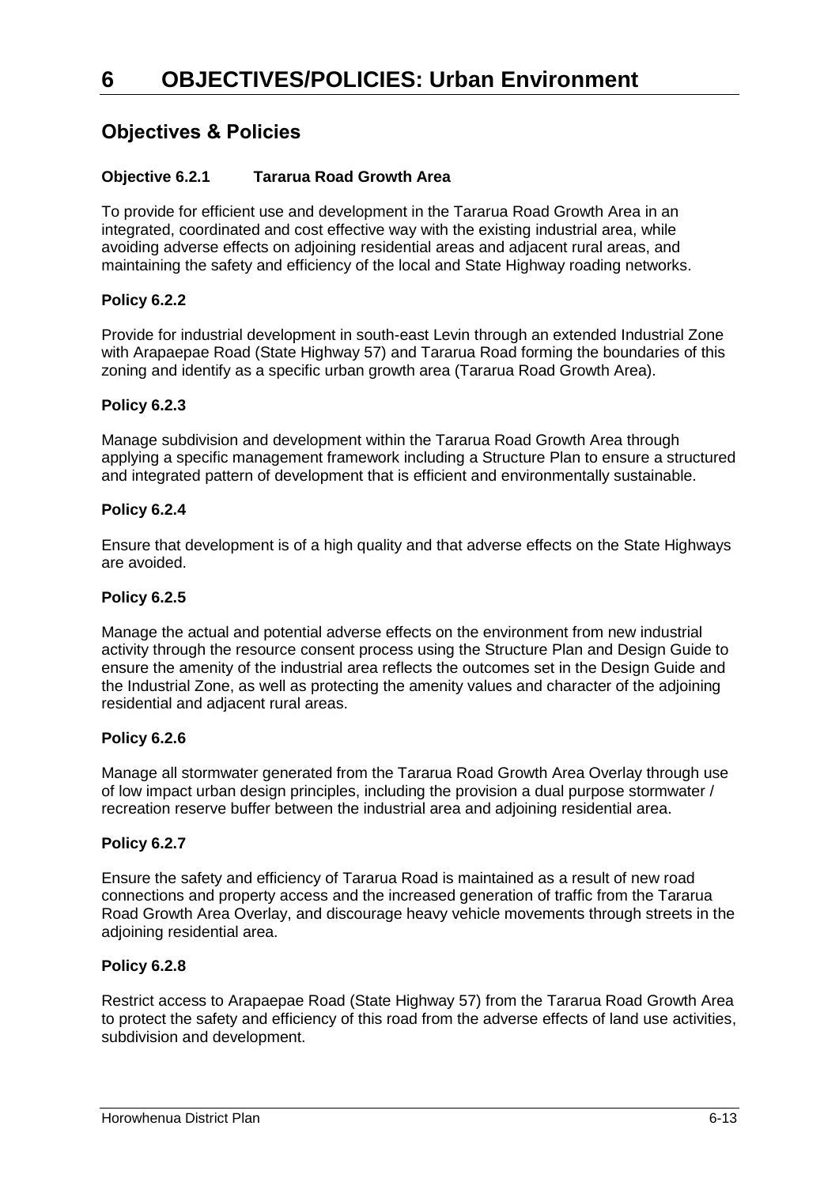# 6 OBJECTIVES/POLICIES: Urban Environment

## Objectives & Policies

### Objective 6.2.1 Tararua Road Growth Area

To provide for efficient use and development in the Tararua Road Growth Area in an integrated, coordinated and cost effective way with the existing industrial area, while avoiding adverse effects on adjoining residential areas and adjacent rural areas, and maintaining the safety and efficiency of the local and State Highway roading networks.

### Policy 6.2.2

Provide for industrial development in south-east Levin through an extended Industrial Zone with Arapaepae Road (State Highway 57) and Tararua Road forming the boundaries of this zoning and identify as a specific urban growth area (Tararua Road Growth Area).

### Policy 6.2.3

Manage subdivision and development within the Tararua Road Growth Area through applying a specific management framework including a Structure Plan to ensure a structured and integrated pattern of development that is efficient and environmentally sustainable.

### Policy 6.2.4

Ensure that development is of a high quality and that adverse effects on the State Highways are avoided.

### Policy 6.2.5

Manage the actual and potential adverse effects on the environment from new industrial activity through the resource consent process using the Structure Plan and Design Guide to ensure the amenity of the industrial area reflects the outcomes set in the Design Guide and the Industrial Zone, as well as protecting the amenity values and character of the adjoining residential and adjacent rural areas.

### Policy 6.2.6

Manage all stormwater generated from the Tararua Road Growth Area Overlay through use of low impact urban design principles, including the provision a dual purpose stormwater / recreation reserve buffer between the industrial area and adjoining residential area.

### Policy 6.2.7

Ensure the safety and efficiency of Tararua Road is maintained as a result of new road connections and property access and the increased generation of traffic from the Tararua Road Growth Area Overlay, and discourage heavy vehicle movements through streets in the adjoining residential area.

### Policy 6.2.8

Restrict access to Arapaepae Road (State Highway 57) from the Tararua Road Growth Area to protect the safety and efficiency of this road from the adverse effects of land use activities, subdivision and development.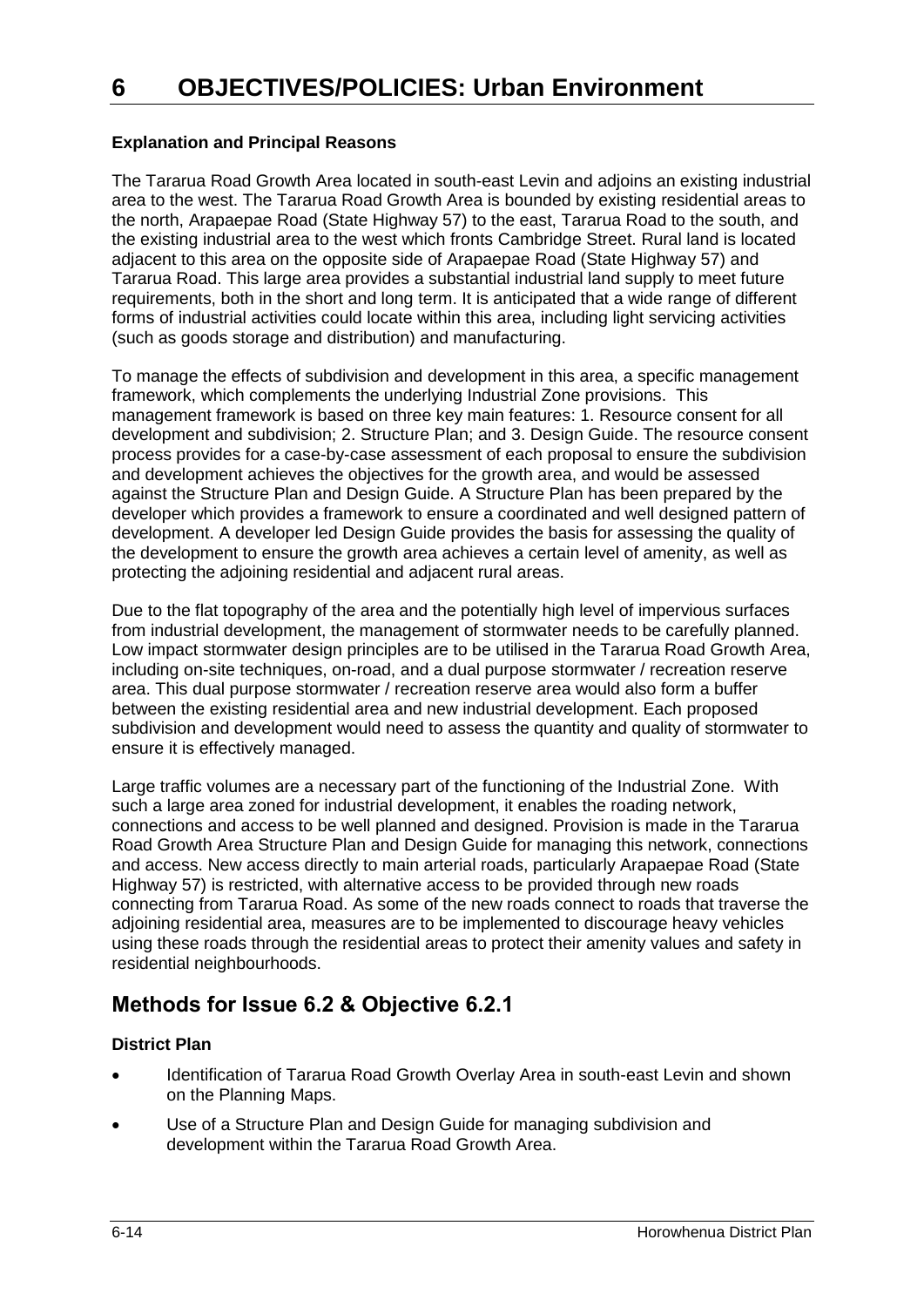# 6 OBJECTIVES/POLICIES: Urban Environment

**Explanation and Principal Reasons**

The Tararua Road Growth Area located in south-east Levin and adjoins an existing industrial area to the west. The Tararua Road Growth Area is bounded by existing residential areas to the north, Arapaepae Road (State Highway 57) to the east, Tararua Road to the south, and the existing industrial area to the west which fronts Cambridge Street. Rural land is located adjacent to this area on the opposite side of Arapaepae Road (State Highway 57) and Tararua Road. This large area provides a substantial industrial land supply to meet future requirements, both in the short and long term. It is anticipated that a wide range of different forms of industrial activities could locate within this area, including light servicing activities (such as goods storage and distribution) and manufacturing.

To manage the effects of subdivision and development in this area, a specific management framework, which complements the underlying Industrial Zone provisions. This management framework is based on three key main features: 1. Resource consent for all development and subdivision; 2. Structure Plan; and 3. Design Guide. The resource consent process provides for a case-by-case assessment of each proposal to ensure the subdivision and development achieves the objectives for the growth area, and would be assessed against the Structure Plan and Design Guide. A Structure Plan has been prepared by the developer which provides a framework to ensure a coordinated and well designed pattern of development. A developer led Design Guide provides the basis for assessing the quality of the development to ensure the growth area achieves a certain level of amenity, as well as protecting the adjoining residential and adjacent rural areas.

Due to the flat topography of the area and the potentially high level of impervious surfaces from industrial development, the management of stormwater needs to be carefully planned. Low impact stormwater design principles are to be utilised in the Tararua Road Growth Area, including on-site techniques, on-road, and a dual purpose stormwater / recreation reserve area. This dual purpose stormwater / recreation reserve area would also form a buffer between the existing residential area and new industrial development. Each proposed subdivision and development would need to assess the quantity and quality of stormwater to ensure it is effectively managed.

Large traffic volumes are a necessary part of the functioning of the Industrial Zone. With such a large area zoned for industrial development, it enables the roading network, connections and access to be well planned and designed. Provision is made in the Tararua Road Growth Area Structure Plan and Design Guide for managing this network, connections and access. New access directly to main arterial roads, particularly Arapaepae Road (State Highway 57) is restricted, with alternative access to be provided through new roads connecting from Tararua Road. As some of the new roads connect to roads that traverse the adjoining residential area, measures are to be implemented to discourage heavy vehicles using these roads through the residential areas to protect their amenity values and safety in residential neighbourhoods.

## Methods for Issue 6.2 & Objective 6.2.1

**District Plan**

- Identification of Tararua Road Growth Overlay Area in south-east Levin and shown on the Planning Maps.
- Use of a Structure Plan and Design Guide for managing subdivision and development within the Tararua Road Growth Area.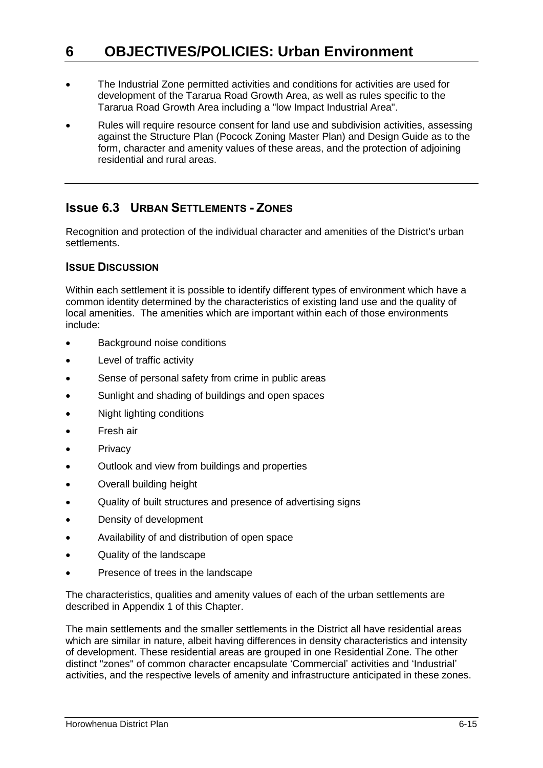- The Industrial Zone permitted activities and conditions for activities are used for development of the Tararua Road Growth Area, as well as rules specific to the Tararua Road Growth Area including a "low Impact Industrial Area".
- Rules will require resource consent for land use and subdivision activities, assessing against the Structure Plan (Pocock Zoning Master Plan) and Design Guide as to the form, character and amenity values of these areas, and the protection of adjoining residential and rural areas.

## Issue 6.3 URBAN SETTLEMENTS - ZONES

Recognition and protection of the individual character and amenities of the District's urban settlements.

### ISSUE DISCUSSION

Within each settlement it is possible to identify different types of environment which have a common identity determined by the characteristics of existing land use and the quality of local amenities. The amenities which are important within each of those environments include:

- Background noise conditions
- Level of traffic activity
- Sense of personal safety from crime in public areas
- Sunlight and shading of buildings and open spaces
- Night lighting conditions
- Fresh air
- Privacy
- Outlook and view from buildings and properties
- Overall building height
- Quality of built structures and presence of advertising signs
- Density of development
- Availability of and distribution of open space
- Quality of the landscape
- Presence of trees in the landscape

The characteristics, qualities and amenity values of each of the urban settlements are described in Appendix 1 of this Chapter.

The main settlements and the smaller settlements in the District all have residential areas which are similar in nature, albeit having differences in density characteristics and intensity of development. These residential areas are grouped in one Residential Zone. The other distinct "zones" of common character encapsulate 'Commercial' activities and 'Industrial' activities, and the respective levels of amenity and infrastructure anticipated in these zones.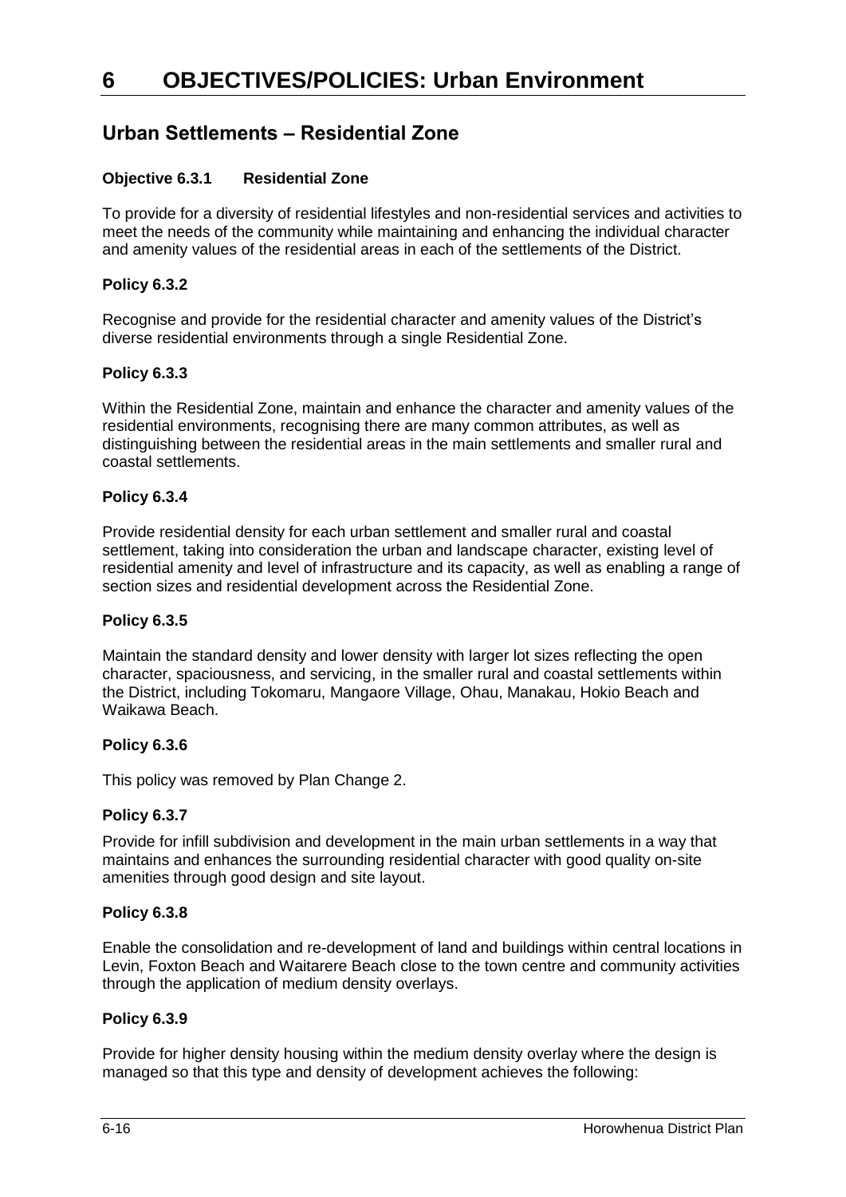# 6 OBJECTIVES/POLICIES: Urban Environment

## Urban Settlements – Residential Zone

### Objective 6.3.1 Residential Zone

To provide for a diversity of residential lifestyles and non-residential services and activities to meet the needs of the community while maintaining and enhancing the individual character and amenity values of the residential areas in each of the settlements of the District.

### Policy 6.3.2

Recognise and provide for the residential character and amenity values of the District's diverse residential environments through a single Residential Zone.

### Policy 6.3.3

Within the Residential Zone, maintain and enhance the character and amenity values of the residential environments, recognising there are many common attributes, as well as distinguishing between the residential areas in the main settlements and smaller rural and coastal settlements.

### Policy 6.3.4

Provide residential density for each urban settlement and smaller rural and coastal settlement, taking into consideration the urban and landscape character, existing level of residential amenity and level of infrastructure and its capacity, as well as enabling a range of section sizes and residential development across the Residential Zone.

### Policy 6.3.5

Maintain the standard density and lower density with larger lot sizes reflecting the open character, spaciousness, and servicing, in the smaller rural and coastal settlements within the District, including Tokomaru, Mangaore Village, Ohau, Manakau, Hokio Beach and Waikawa Beach.

### Policy 6.3.6

This policy was removed by Plan Change 2.

### Policy 6.3.7

Provide for infill subdivision and development in the main urban settlements in a way that maintains and enhances the surrounding residential character with good quality on-site amenities through good design and site layout.

### Policy 6.3.8

Enable the consolidation and re-development of land and buildings within central locations in Levin, Foxton Beach and Waitarere Beach close to the town centre and community activities through the application of medium density overlays.

### Policy 6.3.9

Provide for higher density housing within the medium density overlay where the design is managed so that this type and density of development achieves the following: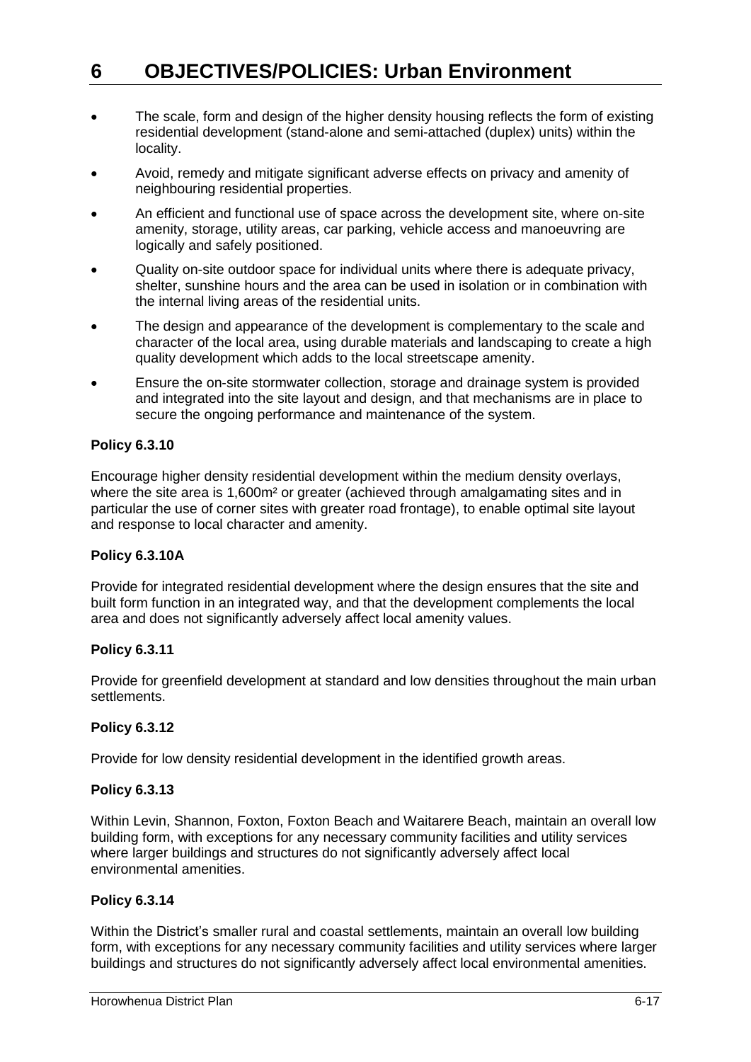- The scale, form and design of the higher density housing reflects the form of existing residential development (stand-alone and semi-attached (duplex) units) within the locality.
- Avoid, remedy and mitigate significant adverse effects on privacy and amenity of neighbouring residential properties.
- An efficient and functional use of space across the development site, where on-site amenity, storage, utility areas, car parking, vehicle access and manoeuvring are logically and safely positioned.
- Quality on-site outdoor space for individual units where there is adequate privacy, shelter, sunshine hours and the area can be used in isolation or in combination with the internal living areas of the residential units.
- The design and appearance of the development is complementary to the scale and character of the local area, using durable materials and landscaping to create a high quality development which adds to the local streetscape amenity.
- Ensure the on-site stormwater collection, storage and drainage system is provided and integrated into the site layout and design, and that mechanisms are in place to secure the ongoing performance and maintenance of the system.

**Policy 6.3.10**

Encourage higher density residential development within the medium density overlays, where the site area is 1,600m² or greater (achieved through amalgamating sites and in particular the use of corner sites with greater road frontage), to enable optimal site layout and response to local character and amenity.

**Policy 6.3.10A**

Provide for integrated residential development where the design ensures that the site and built form function in an integrated way, and that the development complements the local area and does not significantly adversely affect local amenity values.

**Policy 6.3.11**

Provide for greenfield development at standard and low densities throughout the main urban settlements.

**Policy 6.3.12**

Provide for low density residential development in the identified growth areas.

**Policy 6.3.13**

Within Levin, Shannon, Foxton, Foxton Beach and Waitarere Beach, maintain an overall low building form, with exceptions for any necessary community facilities and utility services where larger buildings and structures do not significantly adversely affect local environmental amenities.

**Policy 6.3.14**

Within the District's smaller rural and coastal settlements, maintain an overall low building form, with exceptions for any necessary community facilities and utility services where larger buildings and structures do not significantly adversely affect local environmental amenities.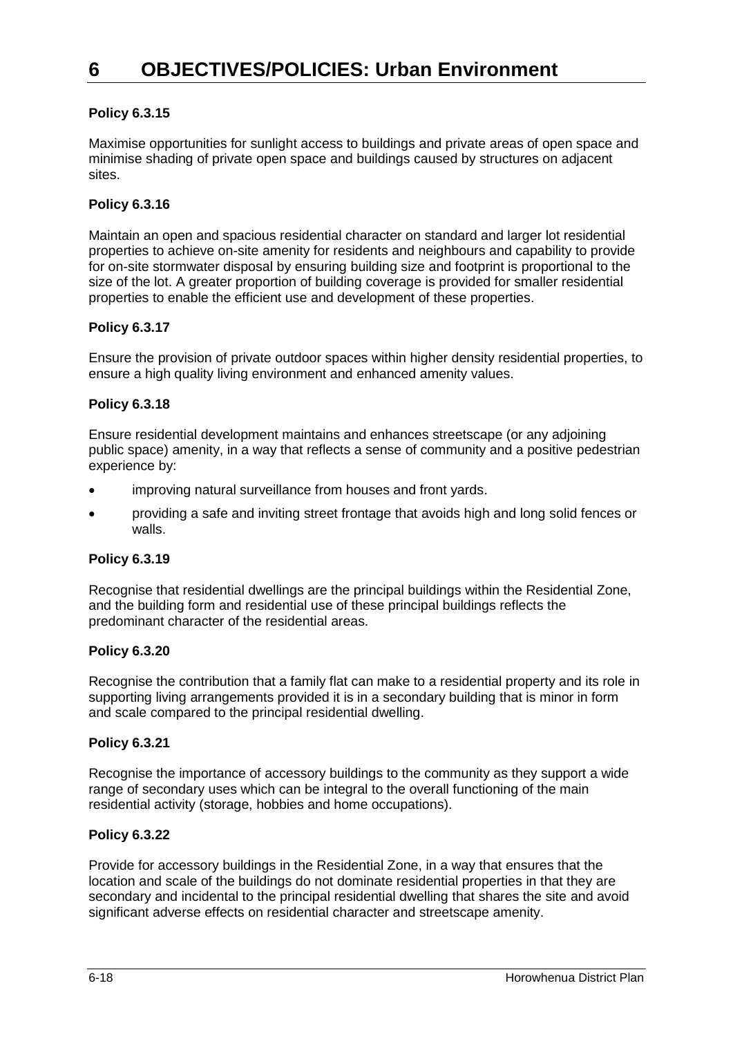### Policy 6.3.15

Maximise opportunities for sunlight access to buildings and private areas of open space and minimise shading of private open space and buildings caused by structures on adjacent sites.

### Policy 6.3.16

Maintain an open and spacious residential character on standard and larger lot residential properties to achieve on-site amenity for residents and neighbours and capability to provide for on-site stormwater disposal by ensuring building size and footprint is proportional to the size of the lot. A greater proportion of building coverage is provided for smaller residential properties to enable the efficient use and development of these properties.

### Policy 6.3.17

Ensure the provision of private outdoor spaces within higher density residential properties, to ensure a high quality living environment and enhanced amenity values.

### Policy 6.3.18

Ensure residential development maintains and enhances streetscape (or any adjoining public space) amenity, in a way that reflects a sense of community and a positive pedestrian experience by:

- improving natural surveillance from houses and front yards.
- providing a safe and inviting street frontage that avoids high and long solid fences or walls.

### Policy 6.3.19

Recognise that residential dwellings are the principal buildings within the Residential Zone, and the building form and residential use of these principal buildings reflects the predominant character of the residential areas.

### Policy 6.3.20

Recognise the contribution that a family flat can make to a residential property and its role in supporting living arrangements provided it is in a secondary building that is minor in form and scale compared to the principal residential dwelling.

### Policy 6.3.21

Recognise the importance of accessory buildings to the community as they support a wide range of secondary uses which can be integral to the overall functioning of the main residential activity (storage, hobbies and home occupations).

### Policy 6.3.22

Provide for accessory buildings in the Residential Zone, in a way that ensures that the location and scale of the buildings do not dominate residential properties in that they are secondary and incidental to the principal residential dwelling that shares the site and avoid significant adverse effects on residential character and streetscape amenity.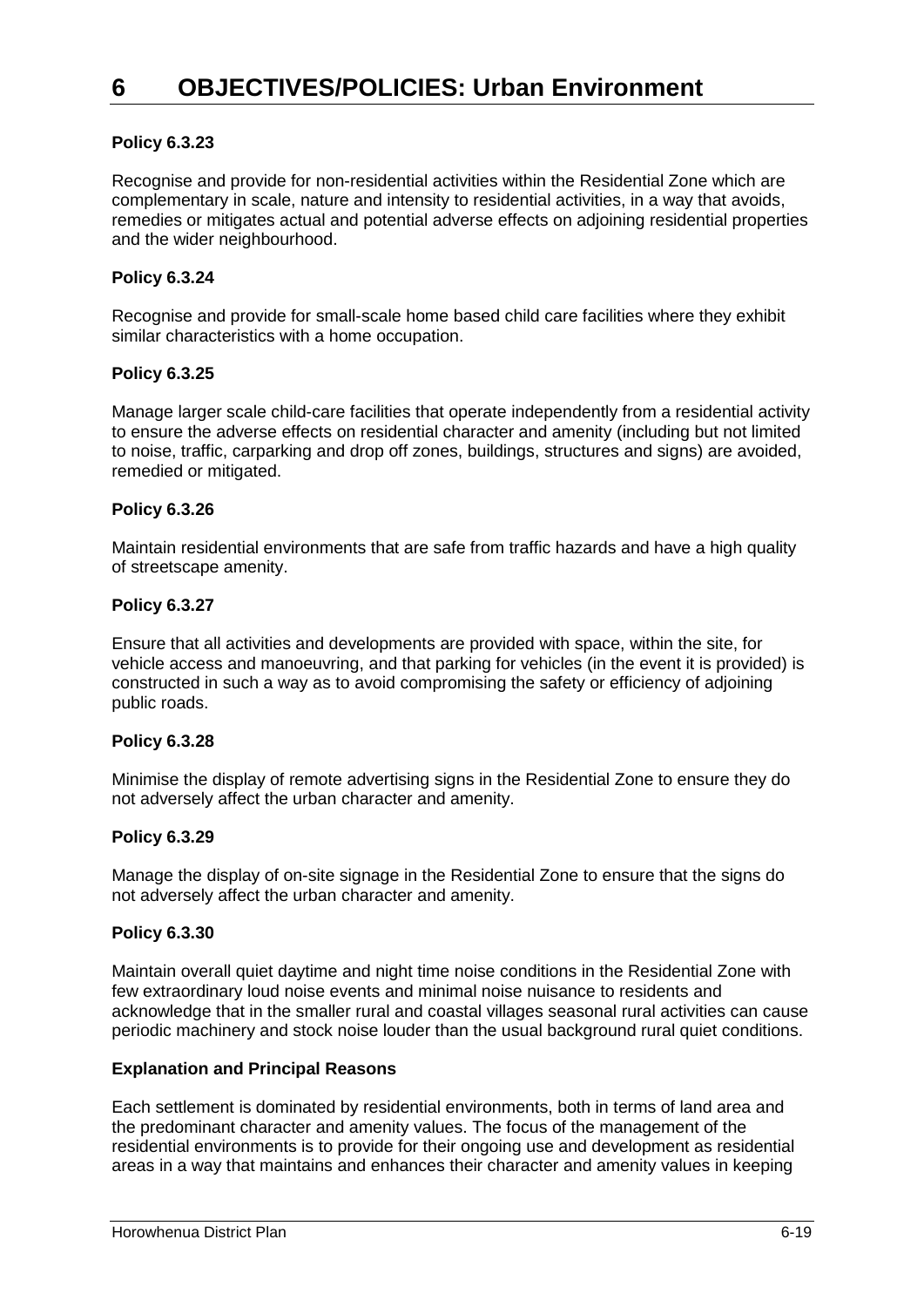# 6 OBJECTIVES/POLICIES: Urban Environment

**Policy 6.3.23**

Recognise and provide for non-residential activities within the Residential Zone which are complementary in scale, nature and intensity to residential activities, in a way that avoids, remedies or mitigates actual and potential adverse effects on adjoining residential properties and the wider neighbourhood.

**Policy 6.3.24**

Recognise and provide for small-scale home based child care facilities where they exhibit similar characteristics with a home occupation.

**Policy 6.3.25**

Manage larger scale child-care facilities that operate independently from a residential activity to ensure the adverse effects on residential character and amenity (including but not limited to noise, traffic, carparking and drop off zones, buildings, structures and signs) are avoided, remedied or mitigated.

**Policy 6.3.26**

Maintain residential environments that are safe from traffic hazards and have a high quality of streetscape amenity.

**Policy 6.3.27**

Ensure that all activities and developments are provided with space, within the site, for vehicle access and manoeuvring, and that parking for vehicles (in the event it is provided) is constructed in such a way as to avoid compromising the safety or efficiency of adjoining public roads.

**Policy 6.3.28**

Minimise the display of remote advertising signs in the Residential Zone to ensure they do not adversely affect the urban character and amenity.

**Policy 6.3.29**

Manage the display of on-site signage in the Residential Zone to ensure that the signs do not adversely affect the urban character and amenity.

**Policy 6.3.30**

Maintain overall quiet daytime and night time noise conditions in the Residential Zone with few extraordinary loud noise events and minimal noise nuisance to residents and acknowledge that in the smaller rural and coastal villages seasonal rural activities can cause periodic machinery and stock noise louder than the usual background rural quiet conditions.

**Explanation and Principal Reasons**

Each settlement is dominated by residential environments, both in terms of land area and the predominant character and amenity values. The focus of the management of the residential environments is to provide for their ongoing use and development as residential areas in a way that maintains and enhances their character and amenity values in keeping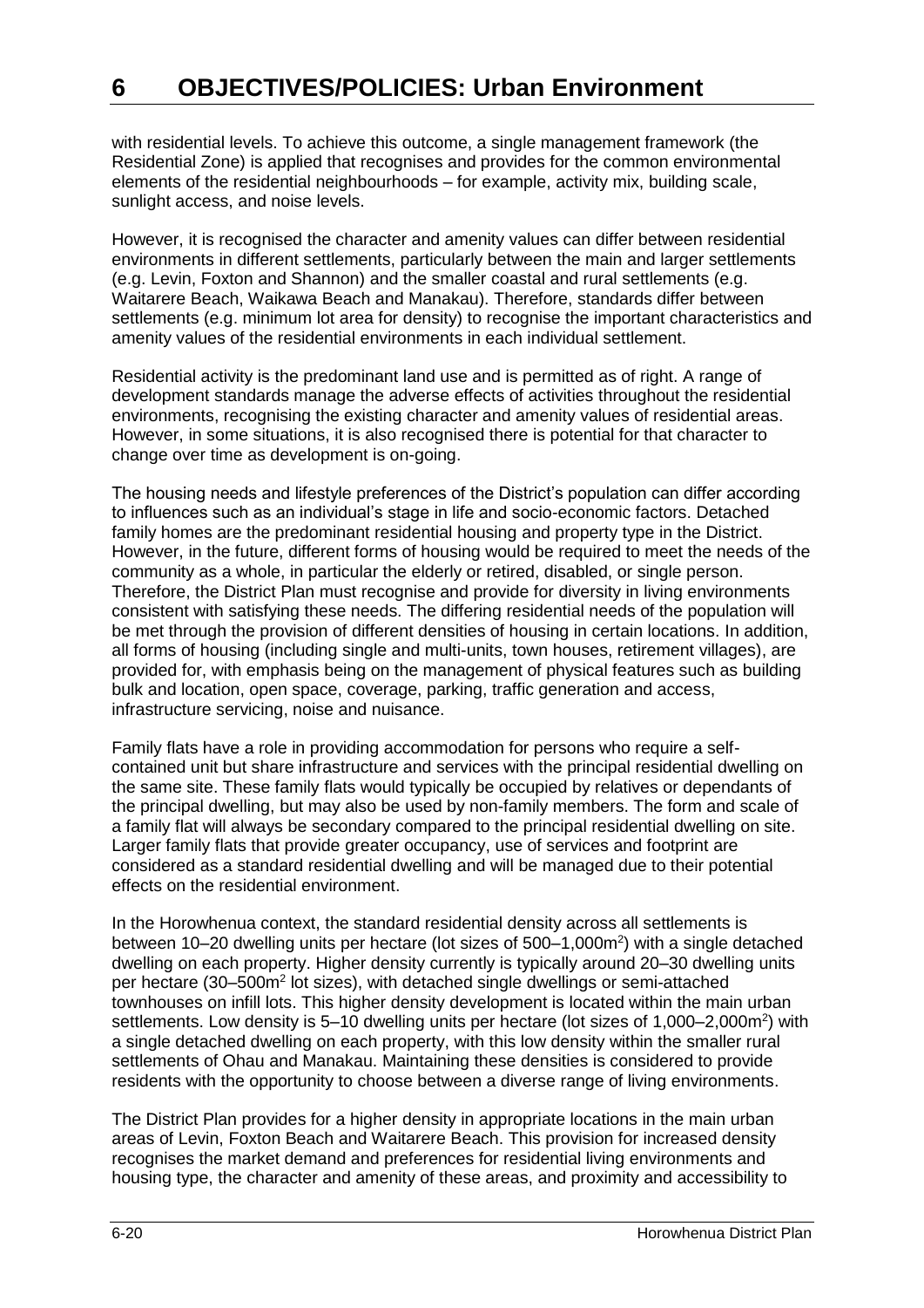with residential levels. To achieve this outcome, a single management framework (the Residential Zone) is applied that recognises and provides for the common environmental elements of the residential neighbourhoods – for example, activity mix, building scale, sunlight access, and noise levels.

However, it is recognised the character and amenity values can differ between residential environments in different settlements, particularly between the main and larger settlements (e.g. Levin, Foxton and Shannon) and the smaller coastal and rural settlements (e.g. Waitarere Beach, Waikawa Beach and Manakau). Therefore, standards differ between settlements (e.g. minimum lot area for density) to recognise the important characteristics and amenity values of the residential environments in each individual settlement.

Residential activity is the predominant land use and is permitted as of right. A range of development standards manage the adverse effects of activities throughout the residential environments, recognising the existing character and amenity values of residential areas. However, in some situations, it is also recognised there is potential for that character to change over time as development is on-going.

The housing needs and lifestyle preferences of the District's population can differ according to influences such as an individual's stage in life and socio-economic factors. Detached family homes are the predominant residential housing and property type in the District. However, in the future, different forms of housing would be required to meet the needs of the community as a whole, in particular the elderly or retired, disabled, or single person. Therefore, the District Plan must recognise and provide for diversity in living environments consistent with satisfying these needs. The differing residential needs of the population will be met through the provision of different densities of housing in certain locations. In addition, all forms of housing (including single and multi-units, town houses, retirement villages), are provided for, with emphasis being on the management of physical features such as building bulk and location, open space, coverage, parking, traffic generation and access, infrastructure servicing, noise and nuisance.

Family flats have a role in providing accommodation for persons who require a self-contained unit but share infrastructure and services with the principal residential dwelling on the same site. These family flats would typically be occupied by relatives or dependants of the principal dwelling, but may also be used by non-family members. The form and scale of a family flat will always be secondary compared to the principal residential dwelling on site. Larger family flats that provide greater occupancy, use of services and footprint are considered as a standard residential dwelling and will be managed due to their potential effects on the residential environment.

In the Horowhenua context, the standard residential density across all settlements is between 10–20 dwelling units per hectare (lot sizes of 500–1,000m$^2$) with a single detached dwelling on each property. Higher density currently is typically around 20–30 dwelling units per hectare (30–500m$^2$ lot sizes), with detached single dwellings or semi-attached townhouses on infill lots. This higher density development is located within the main urban settlements. Low density is 5–10 dwelling units per hectare (lot sizes of 1,000–2,000m$^2$) with a single detached dwelling on each property, with this low density within the smaller rural settlements of Ohau and Manakau. Maintaining these densities is considered to provide residents with the opportunity to choose between a diverse range of living environments.

The District Plan provides for a higher density in appropriate locations in the main urban areas of Levin, Foxton Beach and Waitarere Beach. This provision for increased density recognises the market demand and preferences for residential living environments and housing type, the character and amenity of these areas, and proximity and accessibility to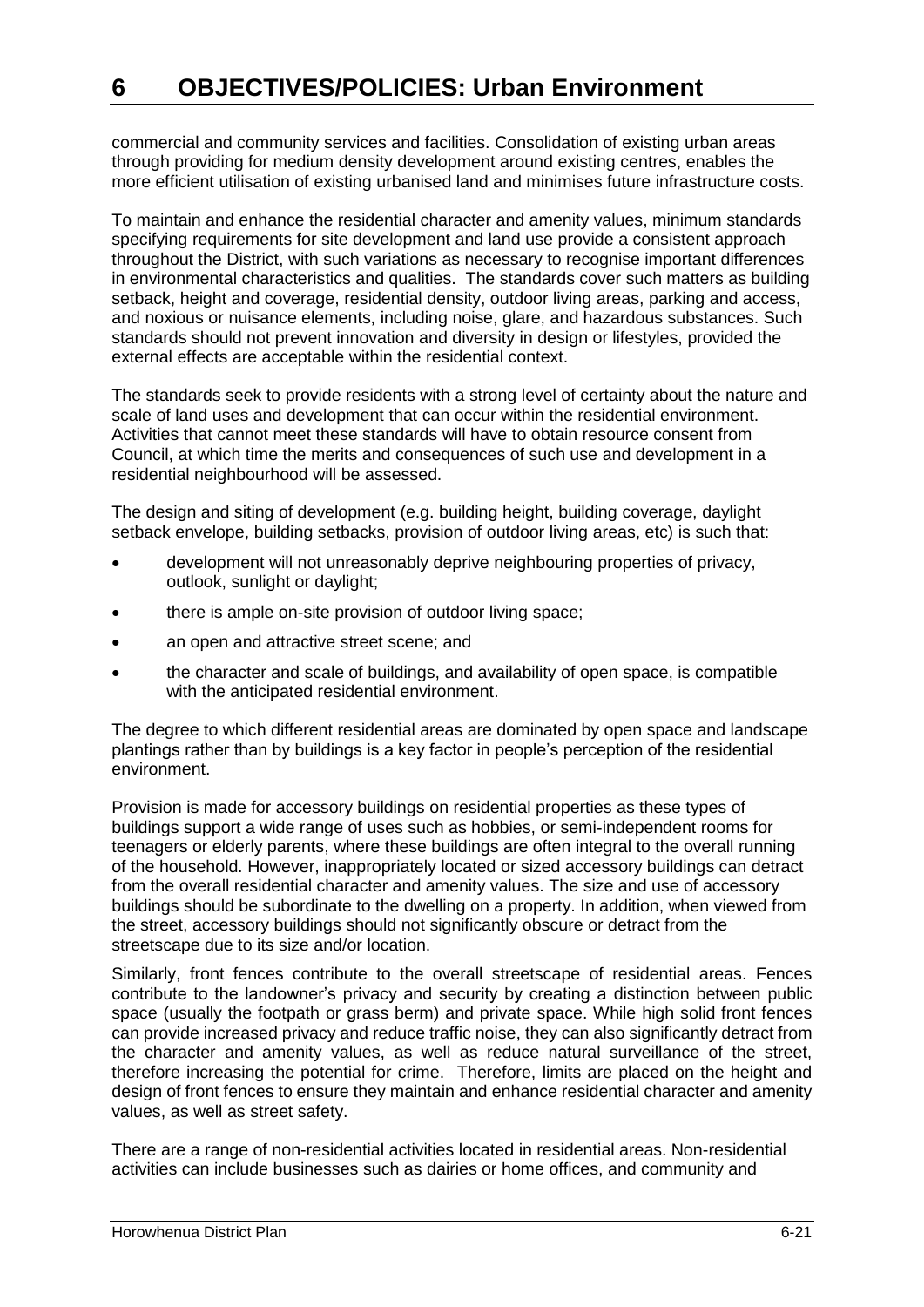commercial and community services and facilities. Consolidation of existing urban areas through providing for medium density development around existing centres, enables the more efficient utilisation of existing urbanised land and minimises future infrastructure costs.

To maintain and enhance the residential character and amenity values, minimum standards specifying requirements for site development and land use provide a consistent approach throughout the District, with such variations as necessary to recognise important differences in environmental characteristics and qualities. The standards cover such matters as building setback, height and coverage, residential density, outdoor living areas, parking and access, and noxious or nuisance elements, including noise, glare, and hazardous substances. Such standards should not prevent innovation and diversity in design or lifestyles, provided the external effects are acceptable within the residential context.

The standards seek to provide residents with a strong level of certainty about the nature and scale of land uses and development that can occur within the residential environment. Activities that cannot meet these standards will have to obtain resource consent from Council, at which time the merits and consequences of such use and development in a residential neighbourhood will be assessed.

The design and siting of development (e.g. building height, building coverage, daylight setback envelope, building setbacks, provision of outdoor living areas, etc) is such that:

- development will not unreasonably deprive neighbouring properties of privacy, outlook, sunlight or daylight;
- there is ample on-site provision of outdoor living space;
- an open and attractive street scene; and
- the character and scale of buildings, and availability of open space, is compatible with the anticipated residential environment.

The degree to which different residential areas are dominated by open space and landscape plantings rather than by buildings is a key factor in people's perception of the residential environment.

Provision is made for accessory buildings on residential properties as these types of buildings support a wide range of uses such as hobbies, or semi-independent rooms for teenagers or elderly parents, where these buildings are often integral to the overall running of the household. However, inappropriately located or sized accessory buildings can detract from the overall residential character and amenity values. The size and use of accessory buildings should be subordinate to the dwelling on a property. In addition, when viewed from the street, accessory buildings should not significantly obscure or detract from the streetscape due to its size and/or location.

Similarly, front fences contribute to the overall streetscape of residential areas. Fences contribute to the landowner's privacy and security by creating a distinction between public space (usually the footpath or grass berm) and private space. While high solid front fences can provide increased privacy and reduce traffic noise, they can also significantly detract from the character and amenity values, as well as reduce natural surveillance of the street, therefore increasing the potential for crime. Therefore, limits are placed on the height and design of front fences to ensure they maintain and enhance residential character and amenity values, as well as street safety.

There are a range of non-residential activities located in residential areas. Non-residential activities can include businesses such as dairies or home offices, and community and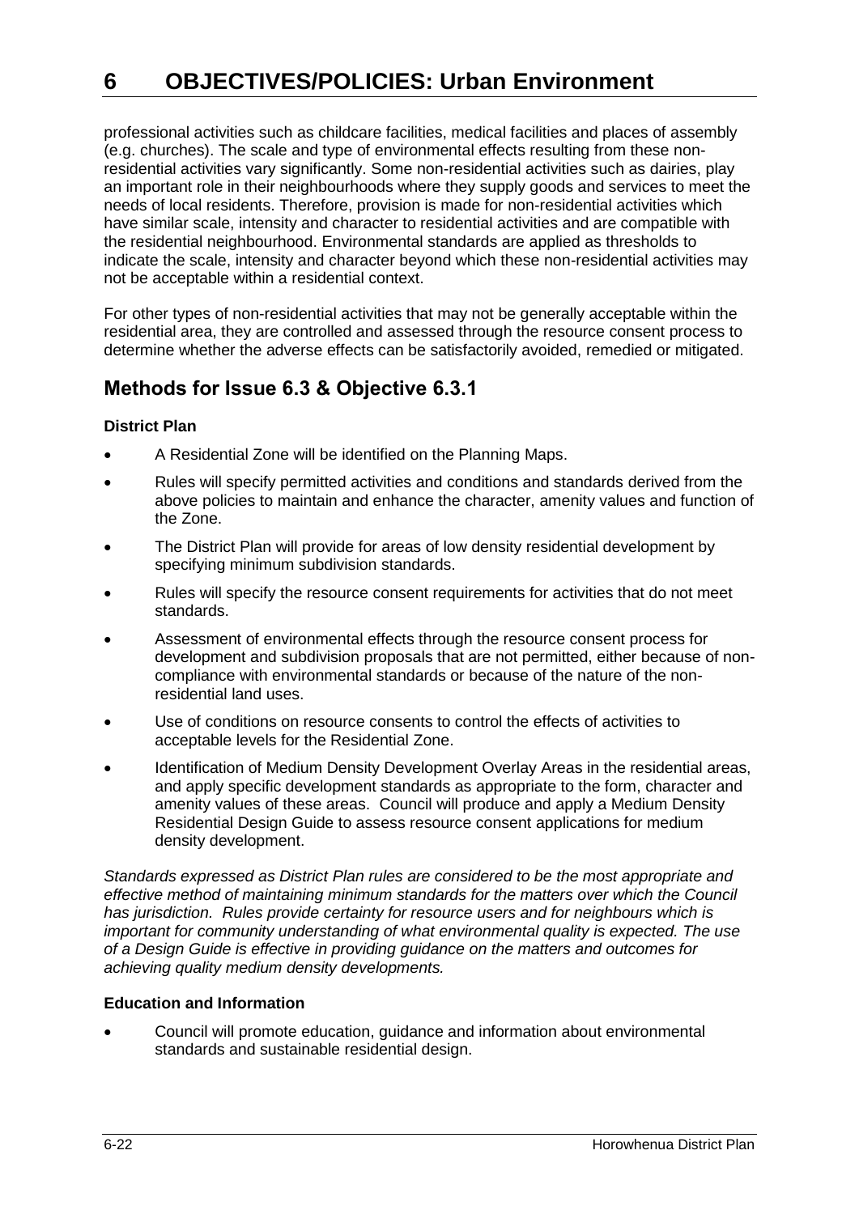professional activities such as childcare facilities, medical facilities and places of assembly (e.g. churches). The scale and type of environmental effects resulting from these non-residential activities vary significantly. Some non-residential activities such as dairies, play an important role in their neighbourhoods where they supply goods and services to meet the needs of local residents. Therefore, provision is made for non-residential activities which have similar scale, intensity and character to residential activities and are compatible with the residential neighbourhood. Environmental standards are applied as thresholds to indicate the scale, intensity and character beyond which these non-residential activities may not be acceptable within a residential context.

For other types of non-residential activities that may not be generally acceptable within the residential area, they are controlled and assessed through the resource consent process to determine whether the adverse effects can be satisfactorily avoided, remedied or mitigated.

## Methods for Issue 6.3 & Objective 6.3.1

**District Plan**

- A Residential Zone will be identified on the Planning Maps.
- Rules will specify permitted activities and conditions and standards derived from the above policies to maintain and enhance the character, amenity values and function of the Zone.
- The District Plan will provide for areas of low density residential development by specifying minimum subdivision standards.
- Rules will specify the resource consent requirements for activities that do not meet standards.
- Assessment of environmental effects through the resource consent process for development and subdivision proposals that are not permitted, either because of non-compliance with environmental standards or because of the nature of the non-residential land uses.
- Use of conditions on resource consents to control the effects of activities to acceptable levels for the Residential Zone.
- Identification of Medium Density Development Overlay Areas in the residential areas, and apply specific development standards as appropriate to the form, character and amenity values of these areas. Council will produce and apply a Medium Density Residential Design Guide to assess resource consent applications for medium density development.

*Standards expressed as District Plan rules are considered to be the most appropriate and effective method of maintaining minimum standards for the matters over which the Council has jurisdiction. Rules provide certainty for resource users and for neighbours which is important for community understanding of what environmental quality is expected. The use of a Design Guide is effective in providing guidance on the matters and outcomes for achieving quality medium density developments.*

**Education and Information**

- Council will promote education, guidance and information about environmental standards and sustainable residential design.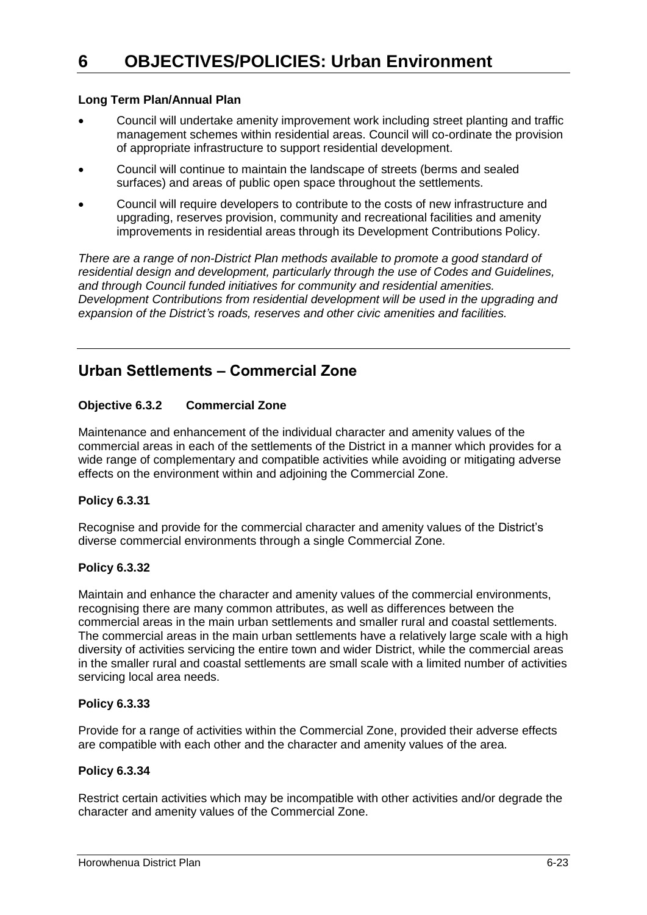# 6 OBJECTIVES/POLICIES: Urban Environment

**Long Term Plan/Annual Plan**

- Council will undertake amenity improvement work including street planting and traffic management schemes within residential areas. Council will co-ordinate the provision of appropriate infrastructure to support residential development.
- Council will continue to maintain the landscape of streets (berms and sealed surfaces) and areas of public open space throughout the settlements.
- Council will require developers to contribute to the costs of new infrastructure and upgrading, reserves provision, community and recreational facilities and amenity improvements in residential areas through its Development Contributions Policy.

*There are a range of non-District Plan methods available to promote a good standard of residential design and development, particularly through the use of Codes and Guidelines, and through Council funded initiatives for community and residential amenities. Development Contributions from residential development will be used in the upgrading and expansion of the District's roads, reserves and other civic amenities and facilities.*

## Urban Settlements – Commercial Zone

**Objective 6.3.2 Commercial Zone**

Maintenance and enhancement of the individual character and amenity values of the commercial areas in each of the settlements of the District in a manner which provides for a wide range of complementary and compatible activities while avoiding or mitigating adverse effects on the environment within and adjoining the Commercial Zone.

**Policy 6.3.31**

Recognise and provide for the commercial character and amenity values of the District's diverse commercial environments through a single Commercial Zone.

**Policy 6.3.32**

Maintain and enhance the character and amenity values of the commercial environments, recognising there are many common attributes, as well as differences between the commercial areas in the main urban settlements and smaller rural and coastal settlements. The commercial areas in the main urban settlements have a relatively large scale with a high diversity of activities servicing the entire town and wider District, while the commercial areas in the smaller rural and coastal settlements are small scale with a limited number of activities servicing local area needs.

**Policy 6.3.33**

Provide for a range of activities within the Commercial Zone, provided their adverse effects are compatible with each other and the character and amenity values of the area.

**Policy 6.3.34**

Restrict certain activities which may be incompatible with other activities and/or degrade the character and amenity values of the Commercial Zone.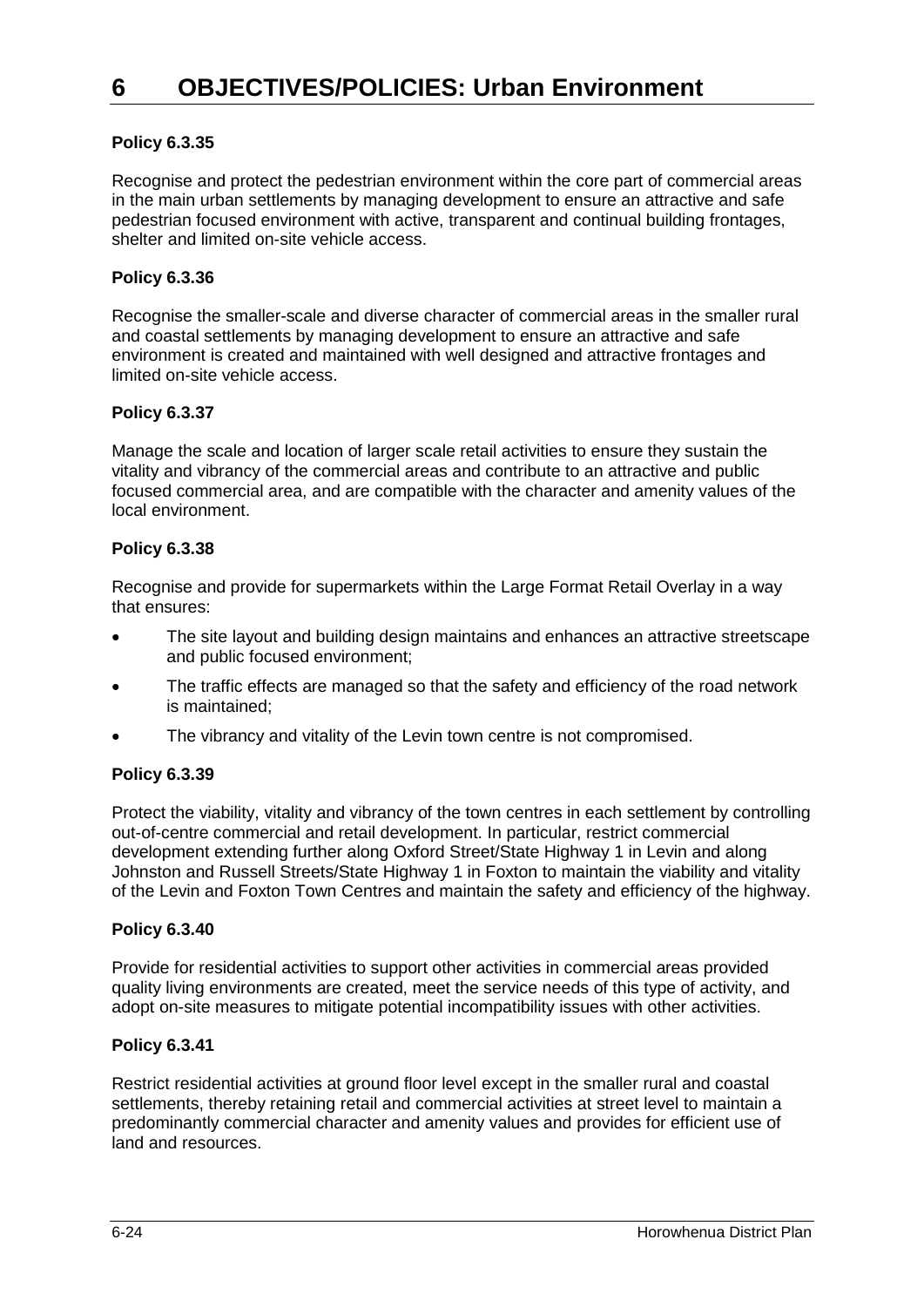# 6 OBJECTIVES/POLICIES: Urban Environment

### Policy 6.3.35

Recognise and protect the pedestrian environment within the core part of commercial areas in the main urban settlements by managing development to ensure an attractive and safe pedestrian focused environment with active, transparent and continual building frontages, shelter and limited on-site vehicle access.

### Policy 6.3.36

Recognise the smaller-scale and diverse character of commercial areas in the smaller rural and coastal settlements by managing development to ensure an attractive and safe environment is created and maintained with well designed and attractive frontages and limited on-site vehicle access.

### Policy 6.3.37

Manage the scale and location of larger scale retail activities to ensure they sustain the vitality and vibrancy of the commercial areas and contribute to an attractive and public focused commercial area, and are compatible with the character and amenity values of the local environment.

### Policy 6.3.38

Recognise and provide for supermarkets within the Large Format Retail Overlay in a way that ensures:

- The site layout and building design maintains and enhances an attractive streetscape and public focused environment;
- The traffic effects are managed so that the safety and efficiency of the road network is maintained;
- The vibrancy and vitality of the Levin town centre is not compromised.

### Policy 6.3.39

Protect the viability, vitality and vibrancy of the town centres in each settlement by controlling out-of-centre commercial and retail development. In particular, restrict commercial development extending further along Oxford Street/State Highway 1 in Levin and along Johnston and Russell Streets/State Highway 1 in Foxton to maintain the viability and vitality of the Levin and Foxton Town Centres and maintain the safety and efficiency of the highway.

### Policy 6.3.40

Provide for residential activities to support other activities in commercial areas provided quality living environments are created, meet the service needs of this type of activity, and adopt on-site measures to mitigate potential incompatibility issues with other activities.

### Policy 6.3.41

Restrict residential activities at ground floor level except in the smaller rural and coastal settlements, thereby retaining retail and commercial activities at street level to maintain a predominantly commercial character and amenity values and provides for efficient use of land and resources.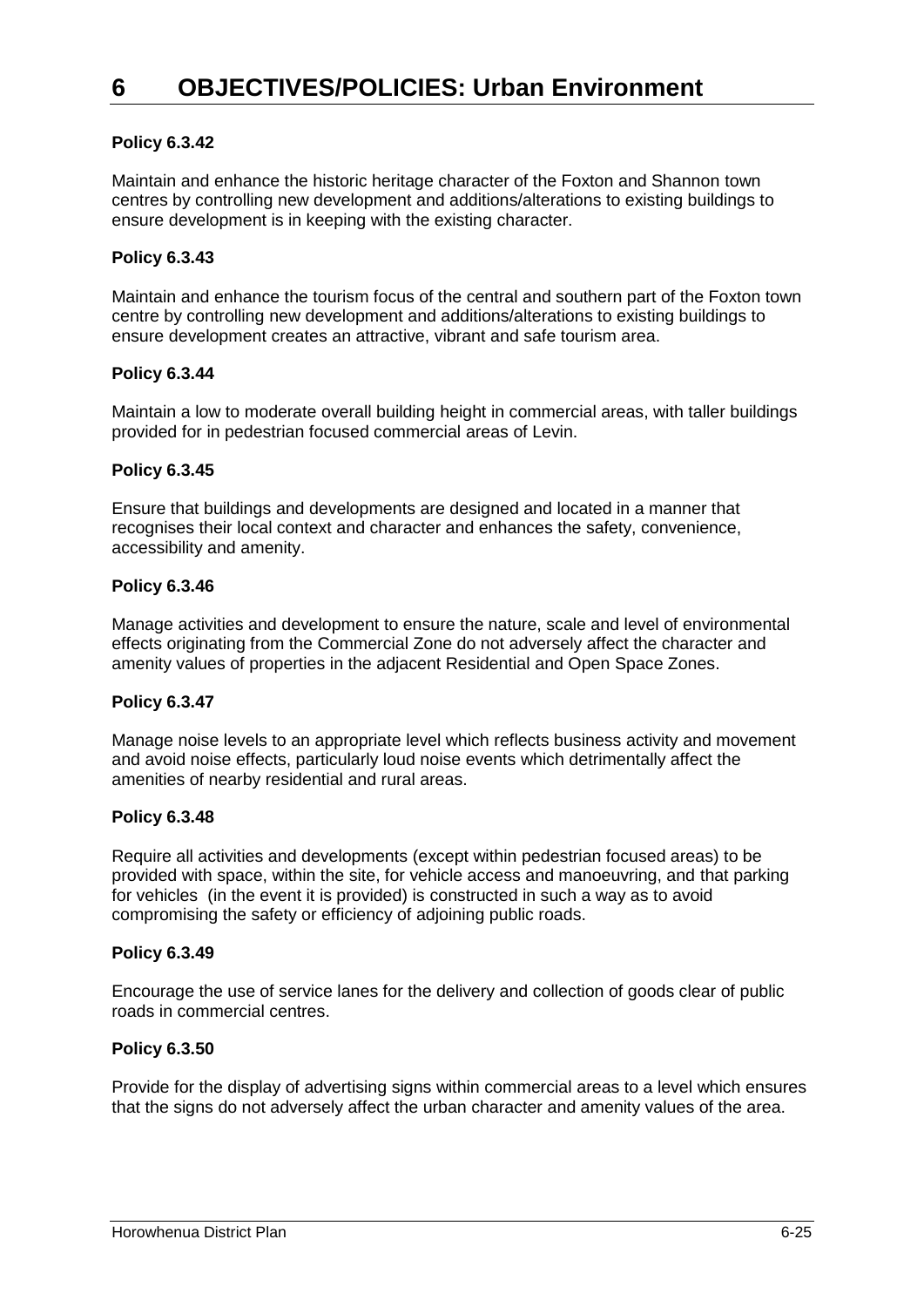# 6 OBJECTIVES/POLICIES: Urban Environment

**Policy 6.3.42**

Maintain and enhance the historic heritage character of the Foxton and Shannon town centres by controlling new development and additions/alterations to existing buildings to ensure development is in keeping with the existing character.

**Policy 6.3.43**

Maintain and enhance the tourism focus of the central and southern part of the Foxton town centre by controlling new development and additions/alterations to existing buildings to ensure development creates an attractive, vibrant and safe tourism area.

**Policy 6.3.44**

Maintain a low to moderate overall building height in commercial areas, with taller buildings provided for in pedestrian focused commercial areas of Levin.

**Policy 6.3.45**

Ensure that buildings and developments are designed and located in a manner that recognises their local context and character and enhances the safety, convenience, accessibility and amenity.

**Policy 6.3.46**

Manage activities and development to ensure the nature, scale and level of environmental effects originating from the Commercial Zone do not adversely affect the character and amenity values of properties in the adjacent Residential and Open Space Zones.

**Policy 6.3.47**

Manage noise levels to an appropriate level which reflects business activity and movement and avoid noise effects, particularly loud noise events which detrimentally affect the amenities of nearby residential and rural areas.

**Policy 6.3.48**

Require all activities and developments (except within pedestrian focused areas) to be provided with space, within the site, for vehicle access and manoeuvring, and that parking for vehicles (in the event it is provided) is constructed in such a way as to avoid compromising the safety or efficiency of adjoining public roads.

**Policy 6.3.49**

Encourage the use of service lanes for the delivery and collection of goods clear of public roads in commercial centres.

**Policy 6.3.50**

Provide for the display of advertising signs within commercial areas to a level which ensures that the signs do not adversely affect the urban character and amenity values of the area.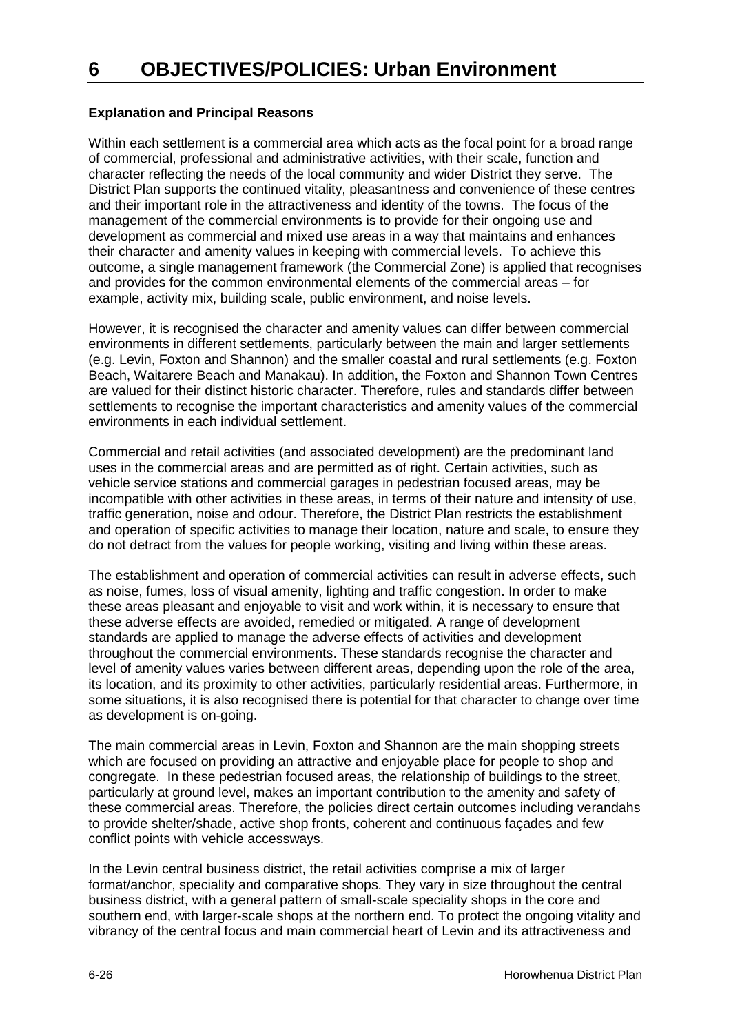# 6 OBJECTIVES/POLICIES: Urban Environment

**Explanation and Principal Reasons**

Within each settlement is a commercial area which acts as the focal point for a broad range of commercial, professional and administrative activities, with their scale, function and character reflecting the needs of the local community and wider District they serve. The District Plan supports the continued vitality, pleasantness and convenience of these centres and their important role in the attractiveness and identity of the towns. The focus of the management of the commercial environments is to provide for their ongoing use and development as commercial and mixed use areas in a way that maintains and enhances their character and amenity values in keeping with commercial levels. To achieve this outcome, a single management framework (the Commercial Zone) is applied that recognises and provides for the common environmental elements of the commercial areas – for example, activity mix, building scale, public environment, and noise levels.

However, it is recognised the character and amenity values can differ between commercial environments in different settlements, particularly between the main and larger settlements (e.g. Levin, Foxton and Shannon) and the smaller coastal and rural settlements (e.g. Foxton Beach, Waitarere Beach and Manakau). In addition, the Foxton and Shannon Town Centres are valued for their distinct historic character. Therefore, rules and standards differ between settlements to recognise the important characteristics and amenity values of the commercial environments in each individual settlement.

Commercial and retail activities (and associated development) are the predominant land uses in the commercial areas and are permitted as of right. Certain activities, such as vehicle service stations and commercial garages in pedestrian focused areas, may be incompatible with other activities in these areas, in terms of their nature and intensity of use, traffic generation, noise and odour. Therefore, the District Plan restricts the establishment and operation of specific activities to manage their location, nature and scale, to ensure they do not detract from the values for people working, visiting and living within these areas.

The establishment and operation of commercial activities can result in adverse effects, such as noise, fumes, loss of visual amenity, lighting and traffic congestion. In order to make these areas pleasant and enjoyable to visit and work within, it is necessary to ensure that these adverse effects are avoided, remedied or mitigated. A range of development standards are applied to manage the adverse effects of activities and development throughout the commercial environments. These standards recognise the character and level of amenity values varies between different areas, depending upon the role of the area, its location, and its proximity to other activities, particularly residential areas. Furthermore, in some situations, it is also recognised there is potential for that character to change over time as development is on-going.

The main commercial areas in Levin, Foxton and Shannon are the main shopping streets which are focused on providing an attractive and enjoyable place for people to shop and congregate. In these pedestrian focused areas, the relationship of buildings to the street, particularly at ground level, makes an important contribution to the amenity and safety of these commercial areas. Therefore, the policies direct certain outcomes including verandahs to provide shelter/shade, active shop fronts, coherent and continuous façades and few conflict points with vehicle accessways.

In the Levin central business district, the retail activities comprise a mix of larger format/anchor, speciality and comparative shops. They vary in size throughout the central business district, with a general pattern of small-scale speciality shops in the core and southern end, with larger-scale shops at the northern end. To protect the ongoing vitality and vibrancy of the central focus and main commercial heart of Levin and its attractiveness and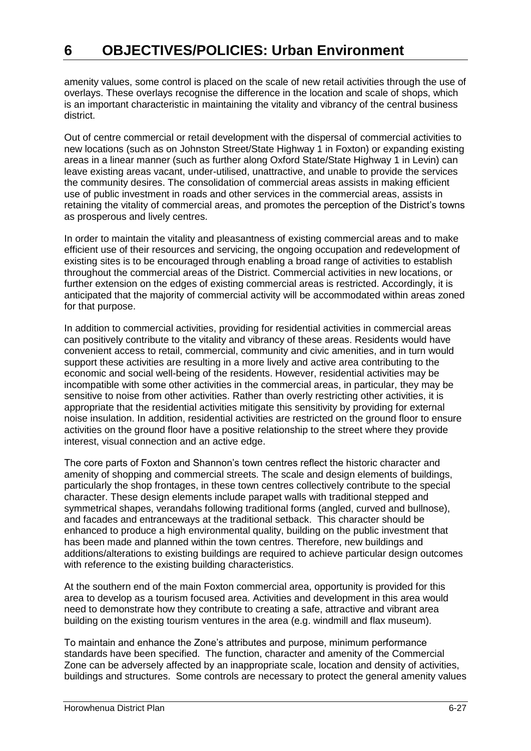amenity values, some control is placed on the scale of new retail activities through the use of overlays. These overlays recognise the difference in the location and scale of shops, which is an important characteristic in maintaining the vitality and vibrancy of the central business district.

Out of centre commercial or retail development with the dispersal of commercial activities to new locations (such as on Johnston Street/State Highway 1 in Foxton) or expanding existing areas in a linear manner (such as further along Oxford State/State Highway 1 in Levin) can leave existing areas vacant, under-utilised, unattractive, and unable to provide the services the community desires. The consolidation of commercial areas assists in making efficient use of public investment in roads and other services in the commercial areas, assists in retaining the vitality of commercial areas, and promotes the perception of the District's towns as prosperous and lively centres.

In order to maintain the vitality and pleasantness of existing commercial areas and to make efficient use of their resources and servicing, the ongoing occupation and redevelopment of existing sites is to be encouraged through enabling a broad range of activities to establish throughout the commercial areas of the District. Commercial activities in new locations, or further extension on the edges of existing commercial areas is restricted. Accordingly, it is anticipated that the majority of commercial activity will be accommodated within areas zoned for that purpose.

In addition to commercial activities, providing for residential activities in commercial areas can positively contribute to the vitality and vibrancy of these areas. Residents would have convenient access to retail, commercial, community and civic amenities, and in turn would support these activities are resulting in a more lively and active area contributing to the economic and social well-being of the residents. However, residential activities may be incompatible with some other activities in the commercial areas, in particular, they may be sensitive to noise from other activities. Rather than overly restricting other activities, it is appropriate that the residential activities mitigate this sensitivity by providing for external noise insulation. In addition, residential activities are restricted on the ground floor to ensure activities on the ground floor have a positive relationship to the street where they provide interest, visual connection and an active edge.

The core parts of Foxton and Shannon's town centres reflect the historic character and amenity of shopping and commercial streets. The scale and design elements of buildings, particularly the shop frontages, in these town centres collectively contribute to the special character. These design elements include parapet walls with traditional stepped and symmetrical shapes, verandahs following traditional forms (angled, curved and bullnose), and facades and entranceways at the traditional setback. This character should be enhanced to produce a high environmental quality, building on the public investment that has been made and planned within the town centres. Therefore, new buildings and additions/alterations to existing buildings are required to achieve particular design outcomes with reference to the existing building characteristics.

At the southern end of the main Foxton commercial area, opportunity is provided for this area to develop as a tourism focused area. Activities and development in this area would need to demonstrate how they contribute to creating a safe, attractive and vibrant area building on the existing tourism ventures in the area (e.g. windmill and flax museum).

To maintain and enhance the Zone's attributes and purpose, minimum performance standards have been specified. The function, character and amenity of the Commercial Zone can be adversely affected by an inappropriate scale, location and density of activities, buildings and structures. Some controls are necessary to protect the general amenity values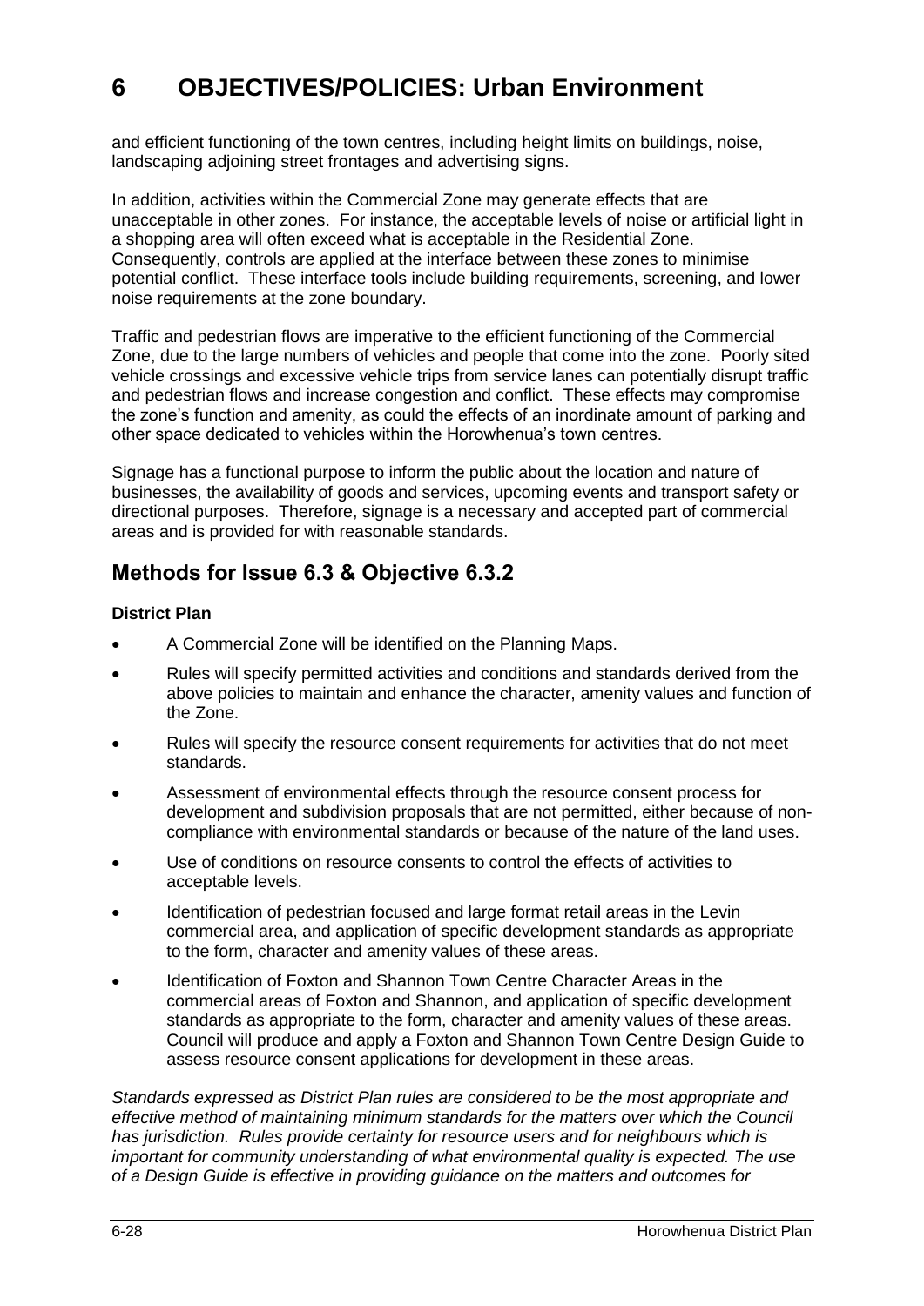and efficient functioning of the town centres, including height limits on buildings, noise, landscaping adjoining street frontages and advertising signs.

In addition, activities within the Commercial Zone may generate effects that are unacceptable in other zones. For instance, the acceptable levels of noise or artificial light in a shopping area will often exceed what is acceptable in the Residential Zone. Consequently, controls are applied at the interface between these zones to minimise potential conflict. These interface tools include building requirements, screening, and lower noise requirements at the zone boundary.

Traffic and pedestrian flows are imperative to the efficient functioning of the Commercial Zone, due to the large numbers of vehicles and people that come into the zone. Poorly sited vehicle crossings and excessive vehicle trips from service lanes can potentially disrupt traffic and pedestrian flows and increase congestion and conflict. These effects may compromise the zone's function and amenity, as could the effects of an inordinate amount of parking and other space dedicated to vehicles within the Horowhenua's town centres.

Signage has a functional purpose to inform the public about the location and nature of businesses, the availability of goods and services, upcoming events and transport safety or directional purposes. Therefore, signage is a necessary and accepted part of commercial areas and is provided for with reasonable standards.

## Methods for Issue 6.3 & Objective 6.3.2

**District Plan**

- A Commercial Zone will be identified on the Planning Maps.
- Rules will specify permitted activities and conditions and standards derived from the above policies to maintain and enhance the character, amenity values and function of the Zone.
- Rules will specify the resource consent requirements for activities that do not meet standards.
- Assessment of environmental effects through the resource consent process for development and subdivision proposals that are not permitted, either because of non-compliance with environmental standards or because of the nature of the land uses.
- Use of conditions on resource consents to control the effects of activities to acceptable levels.
- Identification of pedestrian focused and large format retail areas in the Levin commercial area, and application of specific development standards as appropriate to the form, character and amenity values of these areas.
- Identification of Foxton and Shannon Town Centre Character Areas in the commercial areas of Foxton and Shannon, and application of specific development standards as appropriate to the form, character and amenity values of these areas. Council will produce and apply a Foxton and Shannon Town Centre Design Guide to assess resource consent applications for development in these areas.

*Standards expressed as District Plan rules are considered to be the most appropriate and effective method of maintaining minimum standards for the matters over which the Council has jurisdiction. Rules provide certainty for resource users and for neighbours which is important for community understanding of what environmental quality is expected. The use of a Design Guide is effective in providing guidance on the matters and outcomes for*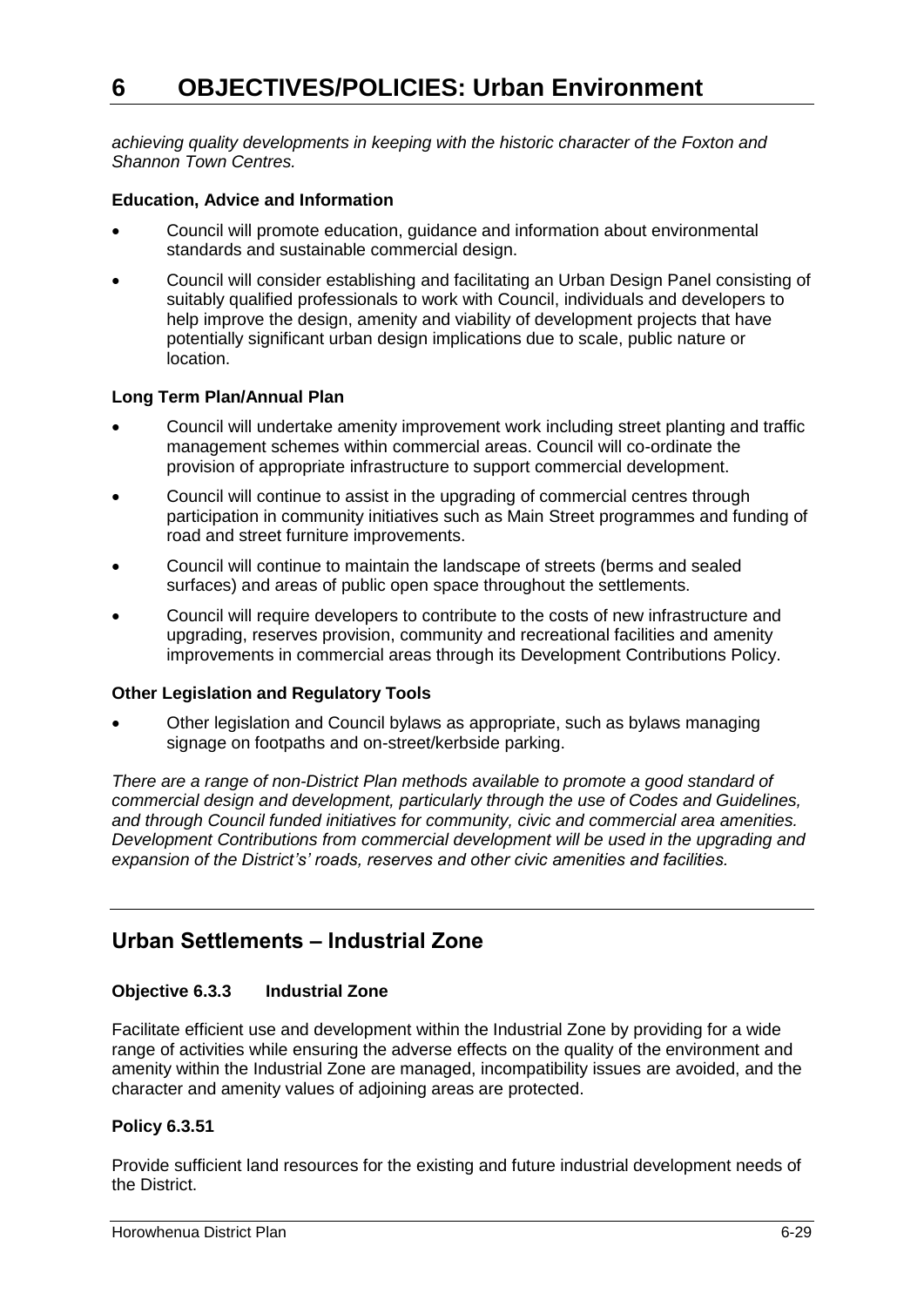*achieving quality developments in keeping with the historic character of the Foxton and Shannon Town Centres.*

**Education, Advice and Information**

- Council will promote education, guidance and information about environmental standards and sustainable commercial design.
- Council will consider establishing and facilitating an Urban Design Panel consisting of suitably qualified professionals to work with Council, individuals and developers to help improve the design, amenity and viability of development projects that have potentially significant urban design implications due to scale, public nature or location.

**Long Term Plan/Annual Plan**

- Council will undertake amenity improvement work including street planting and traffic management schemes within commercial areas. Council will co-ordinate the provision of appropriate infrastructure to support commercial development.
- Council will continue to assist in the upgrading of commercial centres through participation in community initiatives such as Main Street programmes and funding of road and street furniture improvements.
- Council will continue to maintain the landscape of streets (berms and sealed surfaces) and areas of public open space throughout the settlements.
- Council will require developers to contribute to the costs of new infrastructure and upgrading, reserves provision, community and recreational facilities and amenity improvements in commercial areas through its Development Contributions Policy.

**Other Legislation and Regulatory Tools**

- Other legislation and Council bylaws as appropriate, such as bylaws managing signage on footpaths and on-street/kerbside parking.

*There are a range of non-District Plan methods available to promote a good standard of commercial design and development, particularly through the use of Codes and Guidelines, and through Council funded initiatives for community, civic and commercial area amenities. Development Contributions from commercial development will be used in the upgrading and expansion of the District's' roads, reserves and other civic amenities and facilities.*

## Urban Settlements – Industrial Zone

### Objective 6.3.3 Industrial Zone

Facilitate efficient use and development within the Industrial Zone by providing for a wide range of activities while ensuring the adverse effects on the quality of the environment and amenity within the Industrial Zone are managed, incompatibility issues are avoided, and the character and amenity values of adjoining areas are protected.

### Policy 6.3.51

Provide sufficient land resources for the existing and future industrial development needs of the District.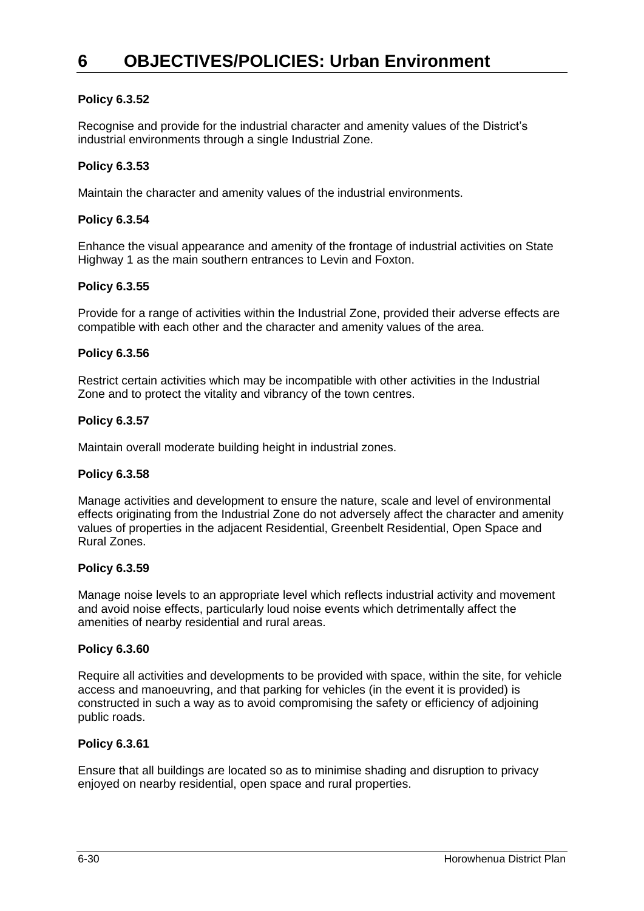# 6 OBJECTIVES/POLICIES: Urban Environment

**Policy 6.3.52**

Recognise and provide for the industrial character and amenity values of the District's industrial environments through a single Industrial Zone.

**Policy 6.3.53**

Maintain the character and amenity values of the industrial environments.

**Policy 6.3.54**

Enhance the visual appearance and amenity of the frontage of industrial activities on State Highway 1 as the main southern entrances to Levin and Foxton.

**Policy 6.3.55**

Provide for a range of activities within the Industrial Zone, provided their adverse effects are compatible with each other and the character and amenity values of the area.

**Policy 6.3.56**

Restrict certain activities which may be incompatible with other activities in the Industrial Zone and to protect the vitality and vibrancy of the town centres.

**Policy 6.3.57**

Maintain overall moderate building height in industrial zones.

**Policy 6.3.58**

Manage activities and development to ensure the nature, scale and level of environmental effects originating from the Industrial Zone do not adversely affect the character and amenity values of properties in the adjacent Residential, Greenbelt Residential, Open Space and Rural Zones.

**Policy 6.3.59**

Manage noise levels to an appropriate level which reflects industrial activity and movement and avoid noise effects, particularly loud noise events which detrimentally affect the amenities of nearby residential and rural areas.

**Policy 6.3.60**

Require all activities and developments to be provided with space, within the site, for vehicle access and manoeuvring, and that parking for vehicles (in the event it is provided) is constructed in such a way as to avoid compromising the safety or efficiency of adjoining public roads.

**Policy 6.3.61**

Ensure that all buildings are located so as to minimise shading and disruption to privacy enjoyed on nearby residential, open space and rural properties.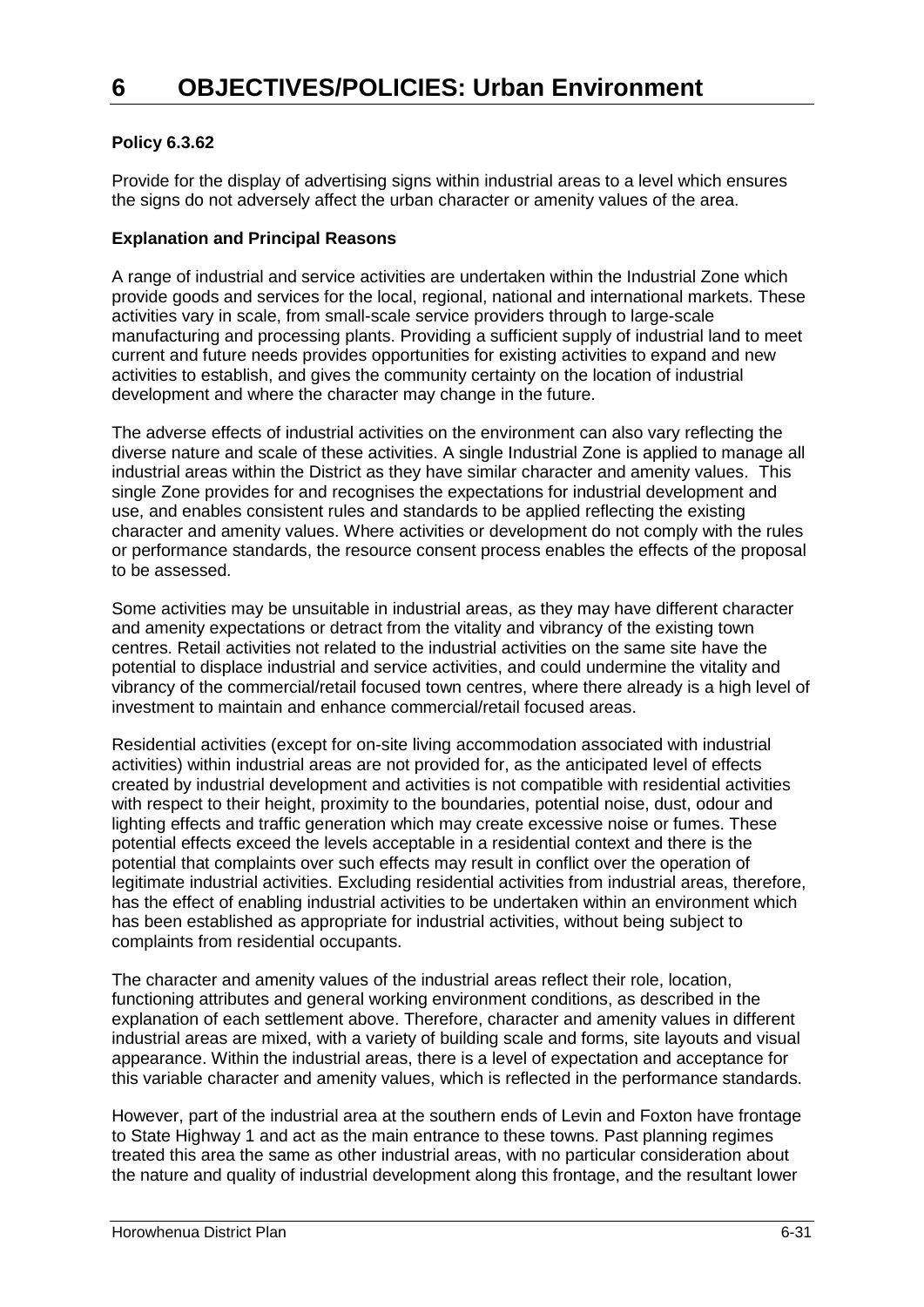# 6 OBJECTIVES/POLICIES: Urban Environment

**Policy 6.3.62**

Provide for the display of advertising signs within industrial areas to a level which ensures the signs do not adversely affect the urban character or amenity values of the area.

**Explanation and Principal Reasons**

A range of industrial and service activities are undertaken within the Industrial Zone which provide goods and services for the local, regional, national and international markets. These activities vary in scale, from small-scale service providers through to large-scale manufacturing and processing plants. Providing a sufficient supply of industrial land to meet current and future needs provides opportunities for existing activities to expand and new activities to establish, and gives the community certainty on the location of industrial development and where the character may change in the future.

The adverse effects of industrial activities on the environment can also vary reflecting the diverse nature and scale of these activities. A single Industrial Zone is applied to manage all industrial areas within the District as they have similar character and amenity values. This single Zone provides for and recognises the expectations for industrial development and use, and enables consistent rules and standards to be applied reflecting the existing character and amenity values. Where activities or development do not comply with the rules or performance standards, the resource consent process enables the effects of the proposal to be assessed.

Some activities may be unsuitable in industrial areas, as they may have different character and amenity expectations or detract from the vitality and vibrancy of the existing town centres. Retail activities not related to the industrial activities on the same site have the potential to displace industrial and service activities, and could undermine the vitality and vibrancy of the commercial/retail focused town centres, where there already is a high level of investment to maintain and enhance commercial/retail focused areas.

Residential activities (except for on-site living accommodation associated with industrial activities) within industrial areas are not provided for, as the anticipated level of effects created by industrial development and activities is not compatible with residential activities with respect to their height, proximity to the boundaries, potential noise, dust, odour and lighting effects and traffic generation which may create excessive noise or fumes. These potential effects exceed the levels acceptable in a residential context and there is the potential that complaints over such effects may result in conflict over the operation of legitimate industrial activities. Excluding residential activities from industrial areas, therefore, has the effect of enabling industrial activities to be undertaken within an environment which has been established as appropriate for industrial activities, without being subject to complaints from residential occupants.

The character and amenity values of the industrial areas reflect their role, location, functioning attributes and general working environment conditions, as described in the explanation of each settlement above. Therefore, character and amenity values in different industrial areas are mixed, with a variety of building scale and forms, site layouts and visual appearance. Within the industrial areas, there is a level of expectation and acceptance for this variable character and amenity values, which is reflected in the performance standards.

However, part of the industrial area at the southern ends of Levin and Foxton have frontage to State Highway 1 and act as the main entrance to these towns. Past planning regimes treated this area the same as other industrial areas, with no particular consideration about the nature and quality of industrial development along this frontage, and the resultant lower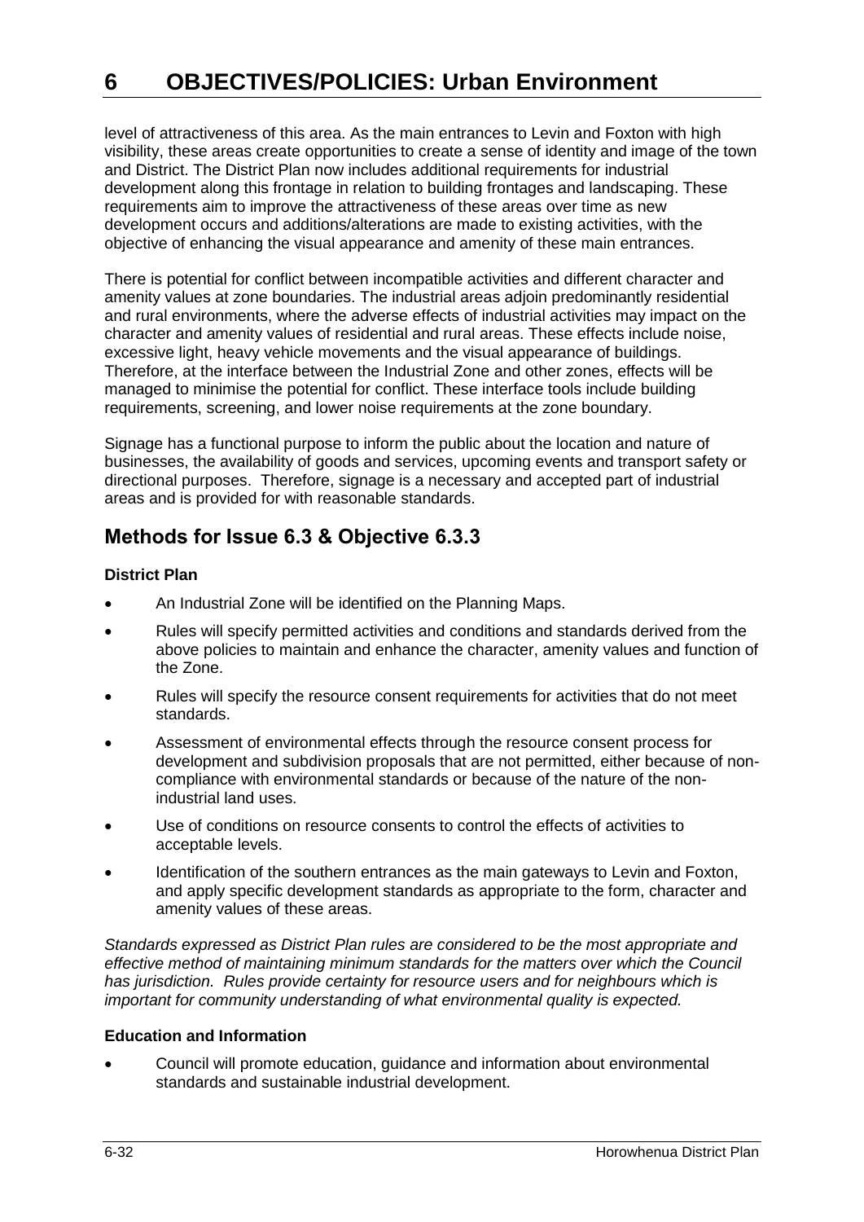level of attractiveness of this area. As the main entrances to Levin and Foxton with high visibility, these areas create opportunities to create a sense of identity and image of the town and District. The District Plan now includes additional requirements for industrial development along this frontage in relation to building frontages and landscaping. These requirements aim to improve the attractiveness of these areas over time as new development occurs and additions/alterations are made to existing activities, with the objective of enhancing the visual appearance and amenity of these main entrances.

There is potential for conflict between incompatible activities and different character and amenity values at zone boundaries. The industrial areas adjoin predominantly residential and rural environments, where the adverse effects of industrial activities may impact on the character and amenity values of residential and rural areas. These effects include noise, excessive light, heavy vehicle movements and the visual appearance of buildings. Therefore, at the interface between the Industrial Zone and other zones, effects will be managed to minimise the potential for conflict. These interface tools include building requirements, screening, and lower noise requirements at the zone boundary.

Signage has a functional purpose to inform the public about the location and nature of businesses, the availability of goods and services, upcoming events and transport safety or directional purposes. Therefore, signage is a necessary and accepted part of industrial areas and is provided for with reasonable standards.

## Methods for Issue 6.3 & Objective 6.3.3

**District Plan**

- An Industrial Zone will be identified on the Planning Maps.
- Rules will specify permitted activities and conditions and standards derived from the above policies to maintain and enhance the character, amenity values and function of the Zone.
- Rules will specify the resource consent requirements for activities that do not meet standards.
- Assessment of environmental effects through the resource consent process for development and subdivision proposals that are not permitted, either because of non-compliance with environmental standards or because of the nature of the non-industrial land uses.
- Use of conditions on resource consents to control the effects of activities to acceptable levels.
- Identification of the southern entrances as the main gateways to Levin and Foxton, and apply specific development standards as appropriate to the form, character and amenity values of these areas.

*Standards expressed as District Plan rules are considered to be the most appropriate and effective method of maintaining minimum standards for the matters over which the Council has jurisdiction. Rules provide certainty for resource users and for neighbours which is important for community understanding of what environmental quality is expected.*

**Education and Information**

- Council will promote education, guidance and information about environmental standards and sustainable industrial development.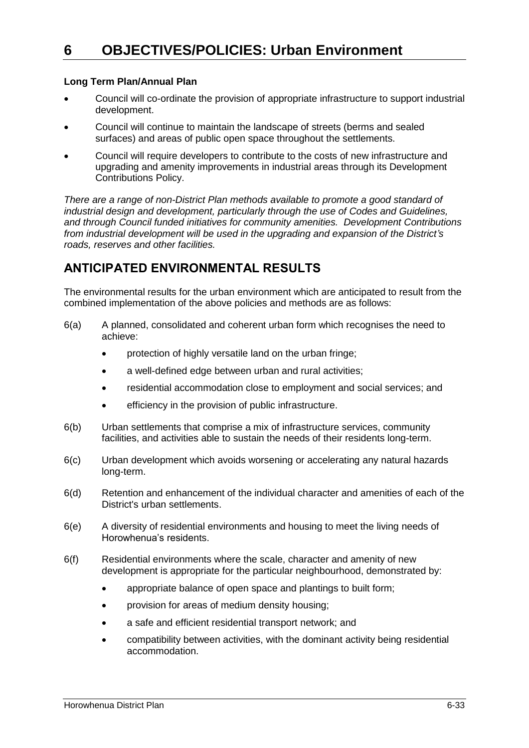# 6 OBJECTIVES/POLICIES: Urban Environment

**Long Term Plan/Annual Plan**

- Council will co-ordinate the provision of appropriate infrastructure to support industrial development.
- Council will continue to maintain the landscape of streets (berms and sealed surfaces) and areas of public open space throughout the settlements.
- Council will require developers to contribute to the costs of new infrastructure and upgrading and amenity improvements in industrial areas through its Development Contributions Policy.

*There are a range of non-District Plan methods available to promote a good standard of industrial design and development, particularly through the use of Codes and Guidelines, and through Council funded initiatives for community amenities. Development Contributions from industrial development will be used in the upgrading and expansion of the District's roads, reserves and other facilities.*

## ANTICIPATED ENVIRONMENTAL RESULTS

The environmental results for the urban environment which are anticipated to result from the combined implementation of the above policies and methods are as follows:

6(a) A planned, consolidated and coherent urban form which recognises the need to achieve:

- protection of highly versatile land on the urban fringe;
- a well-defined edge between urban and rural activities;
- residential accommodation close to employment and social services; and
- efficiency in the provision of public infrastructure.

6(b) Urban settlements that comprise a mix of infrastructure services, community facilities, and activities able to sustain the needs of their residents long-term.

6(c) Urban development which avoids worsening or accelerating any natural hazards long-term.

6(d) Retention and enhancement of the individual character and amenities of each of the District's urban settlements.

6(e) A diversity of residential environments and housing to meet the living needs of Horowhenua's residents.

6(f) Residential environments where the scale, character and amenity of new development is appropriate for the particular neighbourhood, demonstrated by:

- appropriate balance of open space and plantings to built form;
- provision for areas of medium density housing;
- a safe and efficient residential transport network; and
- compatibility between activities, with the dominant activity being residential accommodation.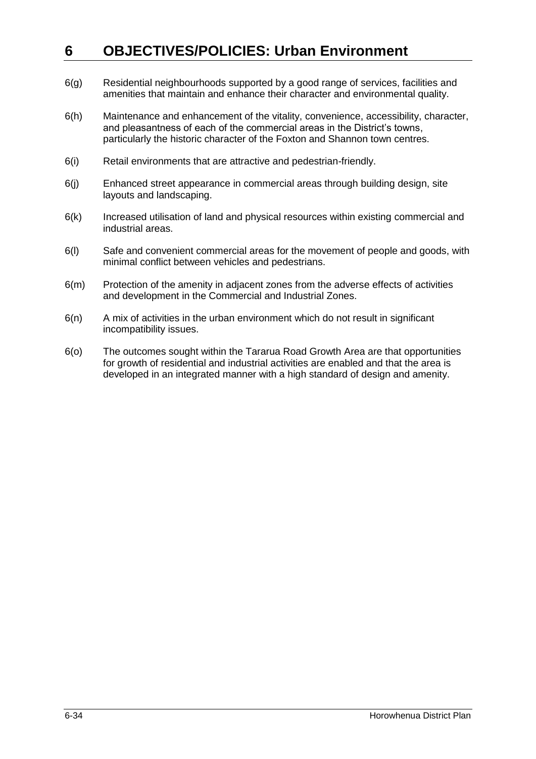# 6 OBJECTIVES/POLICIES: Urban Environment

6(g) Residential neighbourhoods supported by a good range of services, facilities and amenities that maintain and enhance their character and environmental quality.

6(h) Maintenance and enhancement of the vitality, convenience, accessibility, character, and pleasantness of each of the commercial areas in the District's towns, particularly the historic character of the Foxton and Shannon town centres.

6(i) Retail environments that are attractive and pedestrian-friendly.

6(j) Enhanced street appearance in commercial areas through building design, site layouts and landscaping.

6(k) Increased utilisation of land and physical resources within existing commercial and industrial areas.

6(l) Safe and convenient commercial areas for the movement of people and goods, with minimal conflict between vehicles and pedestrians.

6(m) Protection of the amenity in adjacent zones from the adverse effects of activities and development in the Commercial and Industrial Zones.

6(n) A mix of activities in the urban environment which do not result in significant incompatibility issues.

6(o) The outcomes sought within the Tararua Road Growth Area are that opportunities for growth of residential and industrial activities are enabled and that the area is developed in an integrated manner with a high standard of design and amenity.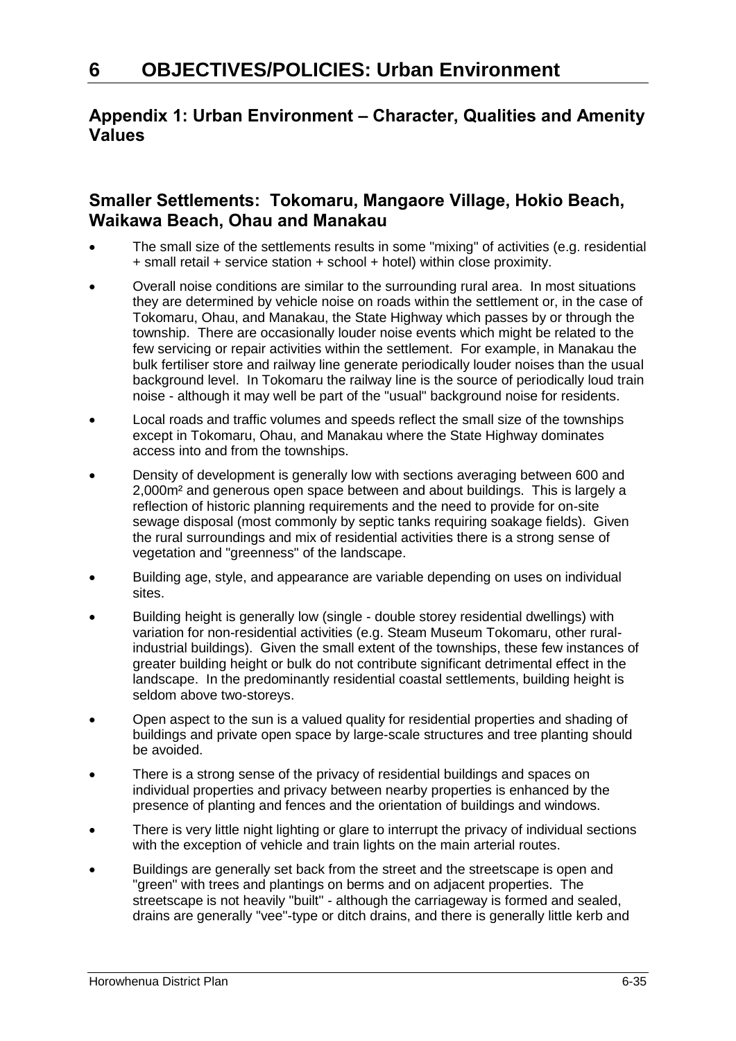# 6 OBJECTIVES/POLICIES: Urban Environment

## Appendix 1: Urban Environment – Character, Qualities and Amenity Values

### Smaller Settlements: Tokomaru, Mangaore Village, Hokio Beach, Waikawa Beach, Ohau and Manakau

- The small size of the settlements results in some "mixing" of activities (e.g. residential + small retail + service station + school + hotel) within close proximity.
- Overall noise conditions are similar to the surrounding rural area. In most situations they are determined by vehicle noise on roads within the settlement or, in the case of Tokomaru, Ohau, and Manakau, the State Highway which passes by or through the township. There are occasionally louder noise events which might be related to the few servicing or repair activities within the settlement. For example, in Manakau the bulk fertiliser store and railway line generate periodically louder noises than the usual background level. In Tokomaru the railway line is the source of periodically loud train noise - although it may well be part of the "usual" background noise for residents.
- Local roads and traffic volumes and speeds reflect the small size of the townships except in Tokomaru, Ohau, and Manakau where the State Highway dominates access into and from the townships.
- Density of development is generally low with sections averaging between 600 and 2,000m² and generous open space between and about buildings. This is largely a reflection of historic planning requirements and the need to provide for on-site sewage disposal (most commonly by septic tanks requiring soakage fields). Given the rural surroundings and mix of residential activities there is a strong sense of vegetation and "greenness" of the landscape.
- Building age, style, and appearance are variable depending on uses on individual sites.
- Building height is generally low (single - double storey residential dwellings) with variation for non-residential activities (e.g. Steam Museum Tokomaru, other rural-industrial buildings). Given the small extent of the townships, these few instances of greater building height or bulk do not contribute significant detrimental effect in the landscape. In the predominantly residential coastal settlements, building height is seldom above two-storeys.
- Open aspect to the sun is a valued quality for residential properties and shading of buildings and private open space by large-scale structures and tree planting should be avoided.
- There is a strong sense of the privacy of residential buildings and spaces on individual properties and privacy between nearby properties is enhanced by the presence of planting and fences and the orientation of buildings and windows.
- There is very little night lighting or glare to interrupt the privacy of individual sections with the exception of vehicle and train lights on the main arterial routes.
- Buildings are generally set back from the street and the streetscape is open and "green" with trees and plantings on berms and on adjacent properties. The streetscape is not heavily "built" - although the carriageway is formed and sealed, drains are generally "vee"-type or ditch drains, and there is generally little kerb and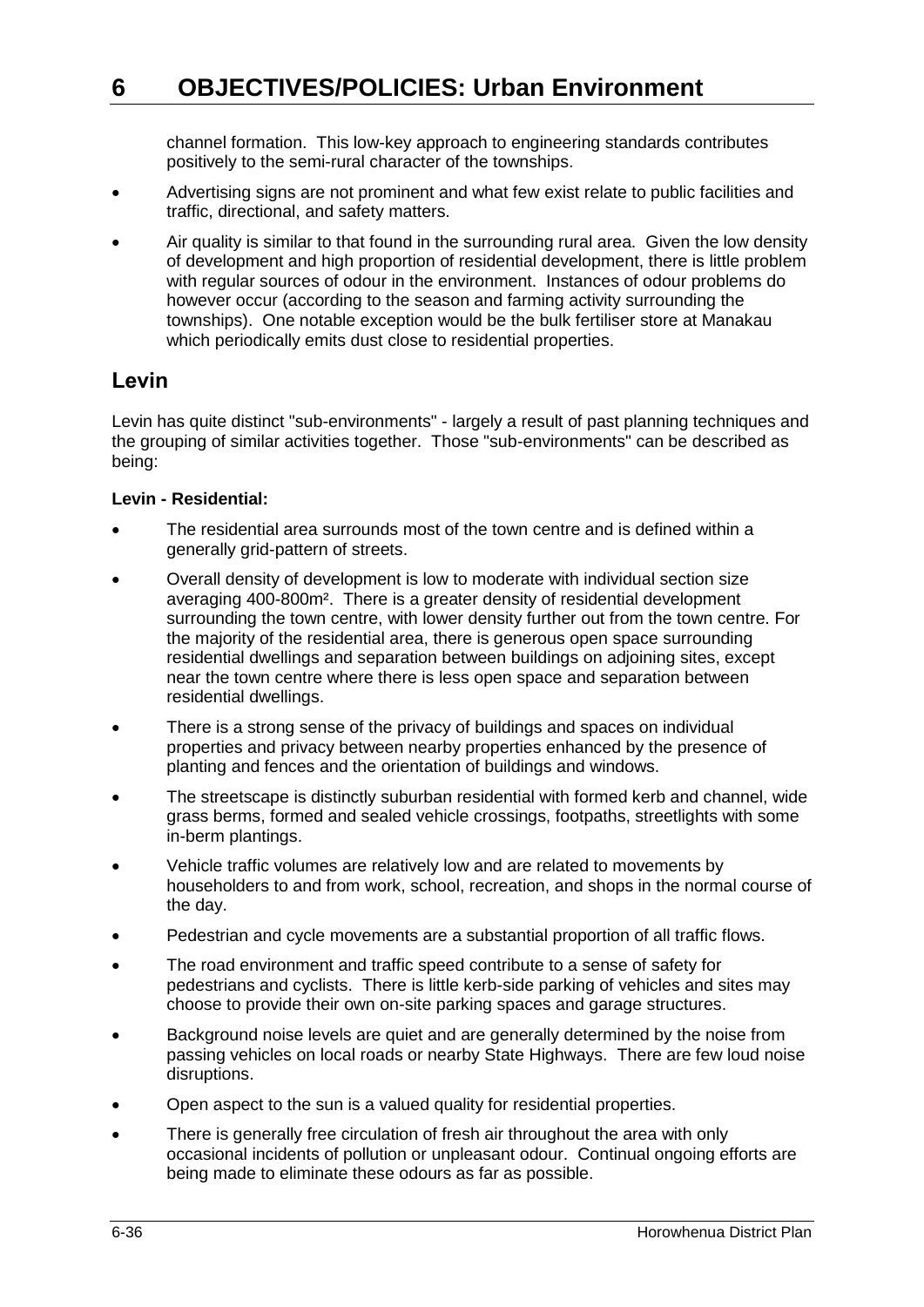channel formation. This low-key approach to engineering standards contributes positively to the semi-rural character of the townships.

- Advertising signs are not prominent and what few exist relate to public facilities and traffic, directional, and safety matters.
- Air quality is similar to that found in the surrounding rural area. Given the low density of development and high proportion of residential development, there is little problem with regular sources of odour in the environment. Instances of odour problems do however occur (according to the season and farming activity surrounding the townships). One notable exception would be the bulk fertiliser store at Manakau which periodically emits dust close to residential properties.

## Levin

Levin has quite distinct "sub-environments" - largely a result of past planning techniques and the grouping of similar activities together. Those "sub-environments" can be described as being:

**Levin - Residential:**

- The residential area surrounds most of the town centre and is defined within a generally grid-pattern of streets.
- Overall density of development is low to moderate with individual section size averaging 400-800m². There is a greater density of residential development surrounding the town centre, with lower density further out from the town centre. For the majority of the residential area, there is generous open space surrounding residential dwellings and separation between buildings on adjoining sites, except near the town centre where there is less open space and separation between residential dwellings.
- There is a strong sense of the privacy of buildings and spaces on individual properties and privacy between nearby properties enhanced by the presence of planting and fences and the orientation of buildings and windows.
- The streetscape is distinctly suburban residential with formed kerb and channel, wide grass berms, formed and sealed vehicle crossings, footpaths, streetlights with some in-berm plantings.
- Vehicle traffic volumes are relatively low and are related to movements by householders to and from work, school, recreation, and shops in the normal course of the day.
- Pedestrian and cycle movements are a substantial proportion of all traffic flows.
- The road environment and traffic speed contribute to a sense of safety for pedestrians and cyclists. There is little kerb-side parking of vehicles and sites may choose to provide their own on-site parking spaces and garage structures.
- Background noise levels are quiet and are generally determined by the noise from passing vehicles on local roads or nearby State Highways. There are few loud noise disruptions.
- Open aspect to the sun is a valued quality for residential properties.
- There is generally free circulation of fresh air throughout the area with only occasional incidents of pollution or unpleasant odour. Continual ongoing efforts are being made to eliminate these odours as far as possible.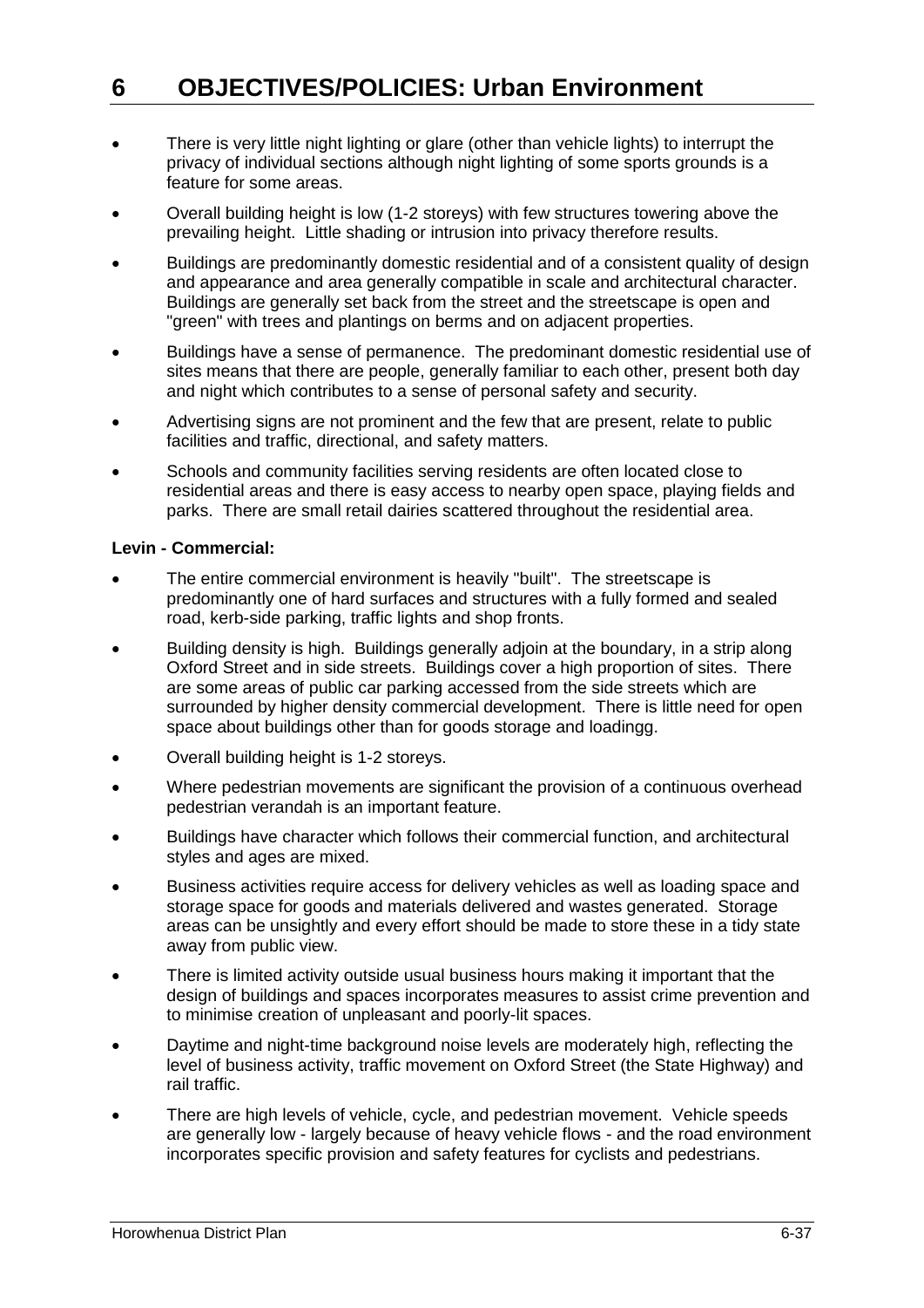- There is very little night lighting or glare (other than vehicle lights) to interrupt the privacy of individual sections although night lighting of some sports grounds is a feature for some areas.
- Overall building height is low (1-2 storeys) with few structures towering above the prevailing height. Little shading or intrusion into privacy therefore results.
- Buildings are predominantly domestic residential and of a consistent quality of design and appearance and area generally compatible in scale and architectural character. Buildings are generally set back from the street and the streetscape is open and "green" with trees and plantings on berms and on adjacent properties.
- Buildings have a sense of permanence. The predominant domestic residential use of sites means that there are people, generally familiar to each other, present both day and night which contributes to a sense of personal safety and security.
- Advertising signs are not prominent and the few that are present, relate to public facilities and traffic, directional, and safety matters.
- Schools and community facilities serving residents are often located close to residential areas and there is easy access to nearby open space, playing fields and parks. There are small retail dairies scattered throughout the residential area.

**Levin - Commercial:**

- The entire commercial environment is heavily "built". The streetscape is predominantly one of hard surfaces and structures with a fully formed and sealed road, kerb-side parking, traffic lights and shop fronts.
- Building density is high. Buildings generally adjoin at the boundary, in a strip along Oxford Street and in side streets. Buildings cover a high proportion of sites. There are some areas of public car parking accessed from the side streets which are surrounded by higher density commercial development. There is little need for open space about buildings other than for goods storage and loadingg.
- Overall building height is 1-2 storeys.
- Where pedestrian movements are significant the provision of a continuous overhead pedestrian verandah is an important feature.
- Buildings have character which follows their commercial function, and architectural styles and ages are mixed.
- Business activities require access for delivery vehicles as well as loading space and storage space for goods and materials delivered and wastes generated. Storage areas can be unsightly and every effort should be made to store these in a tidy state away from public view.
- There is limited activity outside usual business hours making it important that the design of buildings and spaces incorporates measures to assist crime prevention and to minimise creation of unpleasant and poorly-lit spaces.
- Daytime and night-time background noise levels are moderately high, reflecting the level of business activity, traffic movement on Oxford Street (the State Highway) and rail traffic.
- There are high levels of vehicle, cycle, and pedestrian movement. Vehicle speeds are generally low - largely because of heavy vehicle flows - and the road environment incorporates specific provision and safety features for cyclists and pedestrians.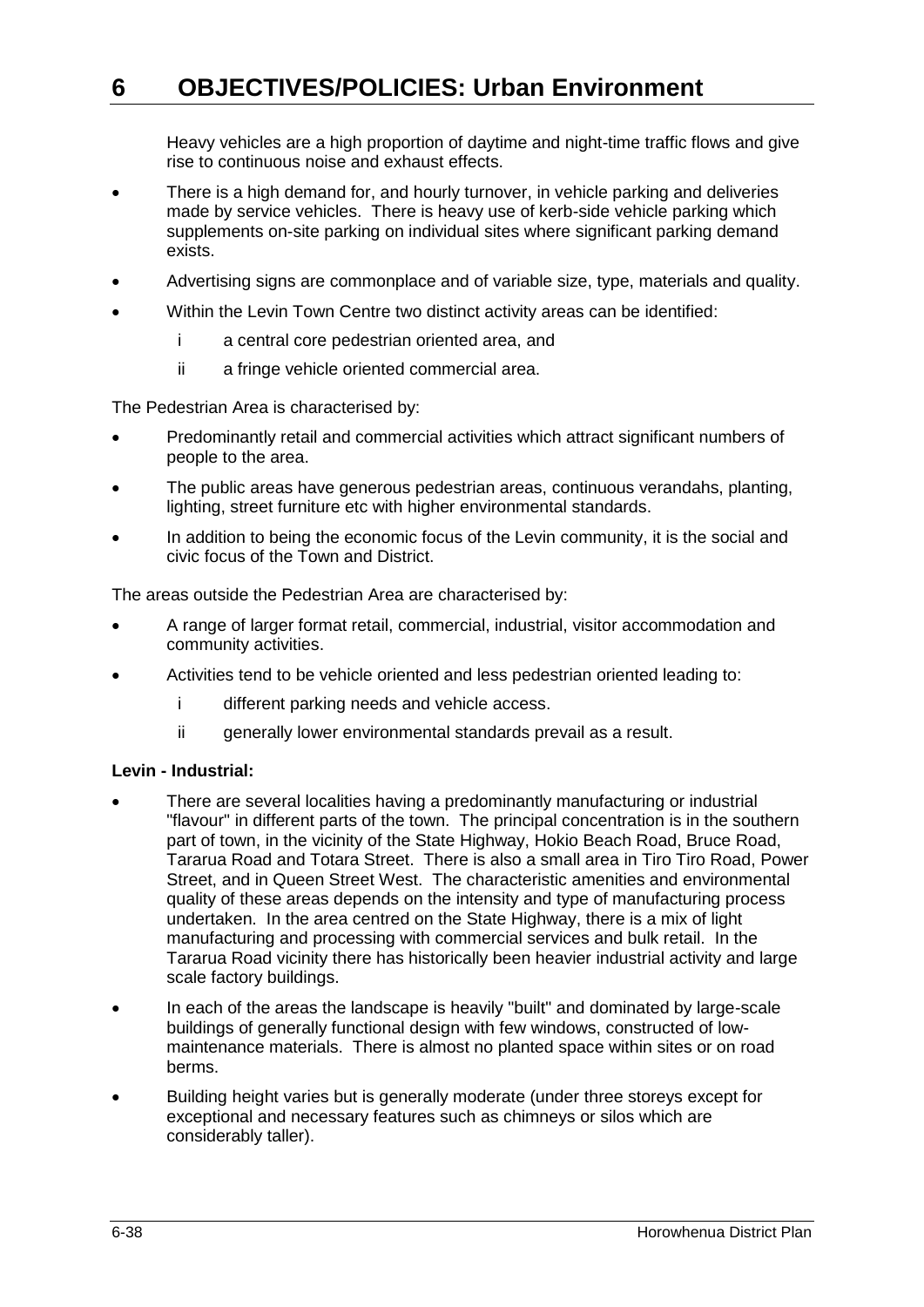Heavy vehicles are a high proportion of daytime and night-time traffic flows and give rise to continuous noise and exhaust effects.

- There is a high demand for, and hourly turnover, in vehicle parking and deliveries made by service vehicles. There is heavy use of kerb-side vehicle parking which supplements on-site parking on individual sites where significant parking demand exists.
- Advertising signs are commonplace and of variable size, type, materials and quality.
- Within the Levin Town Centre two distinct activity areas can be identified:
  - i a central core pedestrian oriented area, and
  - ii a fringe vehicle oriented commercial area.

The Pedestrian Area is characterised by:

- Predominantly retail and commercial activities which attract significant numbers of people to the area.
- The public areas have generous pedestrian areas, continuous verandahs, planting, lighting, street furniture etc with higher environmental standards.
- In addition to being the economic focus of the Levin community, it is the social and civic focus of the Town and District.

The areas outside the Pedestrian Area are characterised by:

- A range of larger format retail, commercial, industrial, visitor accommodation and community activities.
- Activities tend to be vehicle oriented and less pedestrian oriented leading to:
  - i different parking needs and vehicle access.
  - ii generally lower environmental standards prevail as a result.

**Levin - Industrial:**

- There are several localities having a predominantly manufacturing or industrial "flavour" in different parts of the town. The principal concentration is in the southern part of town, in the vicinity of the State Highway, Hokio Beach Road, Bruce Road, Tararua Road and Totara Street. There is also a small area in Tiro Tiro Road, Power Street, and in Queen Street West. The characteristic amenities and environmental quality of these areas depends on the intensity and type of manufacturing process undertaken. In the area centred on the State Highway, there is a mix of light manufacturing and processing with commercial services and bulk retail. In the Tararua Road vicinity there has historically been heavier industrial activity and large scale factory buildings.
- In each of the areas the landscape is heavily "built" and dominated by large-scale buildings of generally functional design with few windows, constructed of low-maintenance materials. There is almost no planted space within sites or on road berms.
- Building height varies but is generally moderate (under three storeys except for exceptional and necessary features such as chimneys or silos which are considerably taller).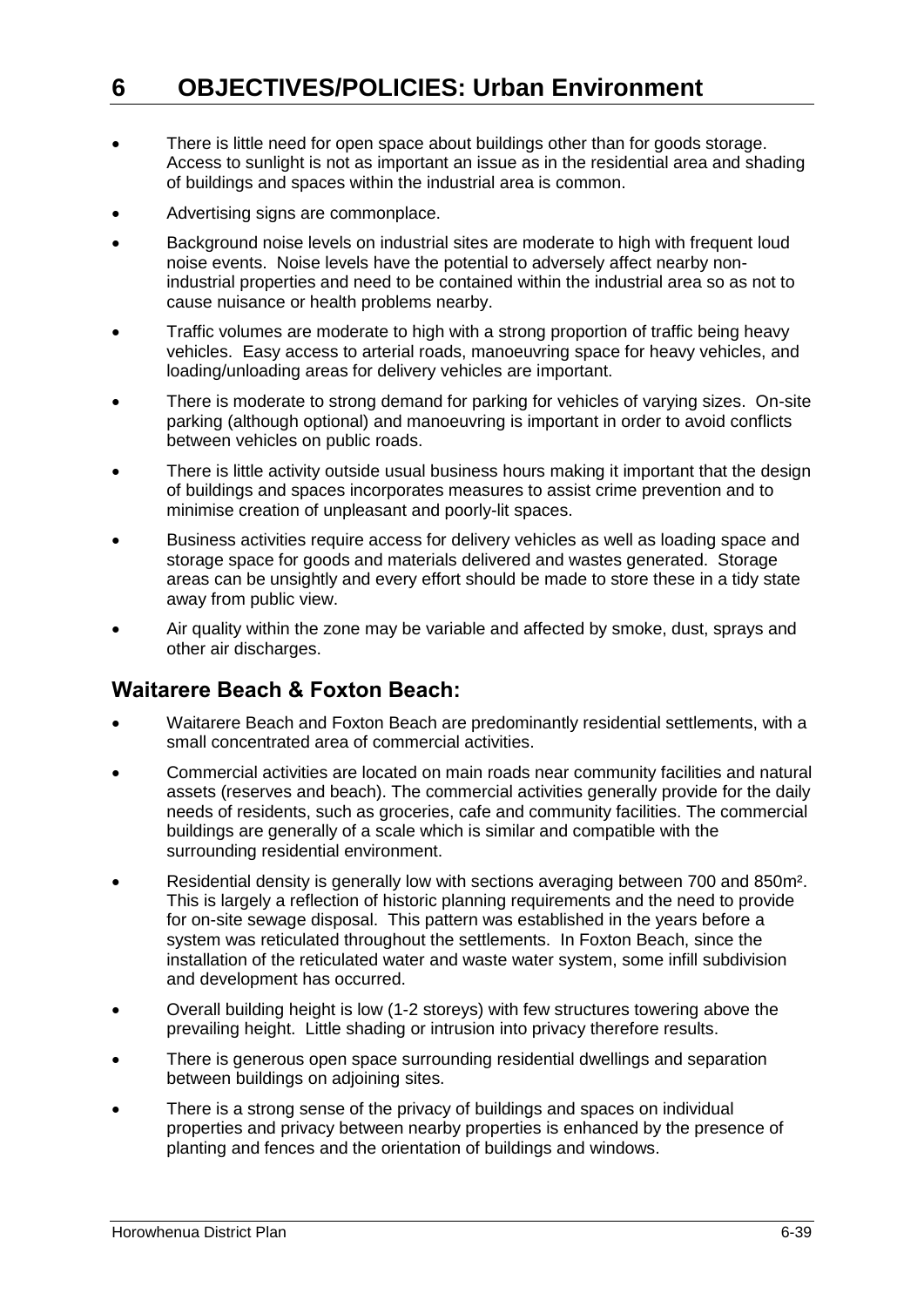- There is little need for open space about buildings other than for goods storage. Access to sunlight is not as important an issue as in the residential area and shading of buildings and spaces within the industrial area is common.
- Advertising signs are commonplace.
- Background noise levels on industrial sites are moderate to high with frequent loud noise events. Noise levels have the potential to adversely affect nearby non-industrial properties and need to be contained within the industrial area so as not to cause nuisance or health problems nearby.
- Traffic volumes are moderate to high with a strong proportion of traffic being heavy vehicles. Easy access to arterial roads, manoeuvring space for heavy vehicles, and loading/unloading areas for delivery vehicles are important.
- There is moderate to strong demand for parking for vehicles of varying sizes. On-site parking (although optional) and manoeuvring is important in order to avoid conflicts between vehicles on public roads.
- There is little activity outside usual business hours making it important that the design of buildings and spaces incorporates measures to assist crime prevention and to minimise creation of unpleasant and poorly-lit spaces.
- Business activities require access for delivery vehicles as well as loading space and storage space for goods and materials delivered and wastes generated. Storage areas can be unsightly and every effort should be made to store these in a tidy state away from public view.
- Air quality within the zone may be variable and affected by smoke, dust, sprays and other air discharges.

## Waitarere Beach & Foxton Beach:

- Waitarere Beach and Foxton Beach are predominantly residential settlements, with a small concentrated area of commercial activities.
- Commercial activities are located on main roads near community facilities and natural assets (reserves and beach). The commercial activities generally provide for the daily needs of residents, such as groceries, cafe and community facilities. The commercial buildings are generally of a scale which is similar and compatible with the surrounding residential environment.
- Residential density is generally low with sections averaging between 700 and 850m². This is largely a reflection of historic planning requirements and the need to provide for on-site sewage disposal. This pattern was established in the years before a system was reticulated throughout the settlements. In Foxton Beach, since the installation of the reticulated water and waste water system, some infill subdivision and development has occurred.
- Overall building height is low (1-2 storeys) with few structures towering above the prevailing height. Little shading or intrusion into privacy therefore results.
- There is generous open space surrounding residential dwellings and separation between buildings on adjoining sites.
- There is a strong sense of the privacy of buildings and spaces on individual properties and privacy between nearby properties is enhanced by the presence of planting and fences and the orientation of buildings and windows.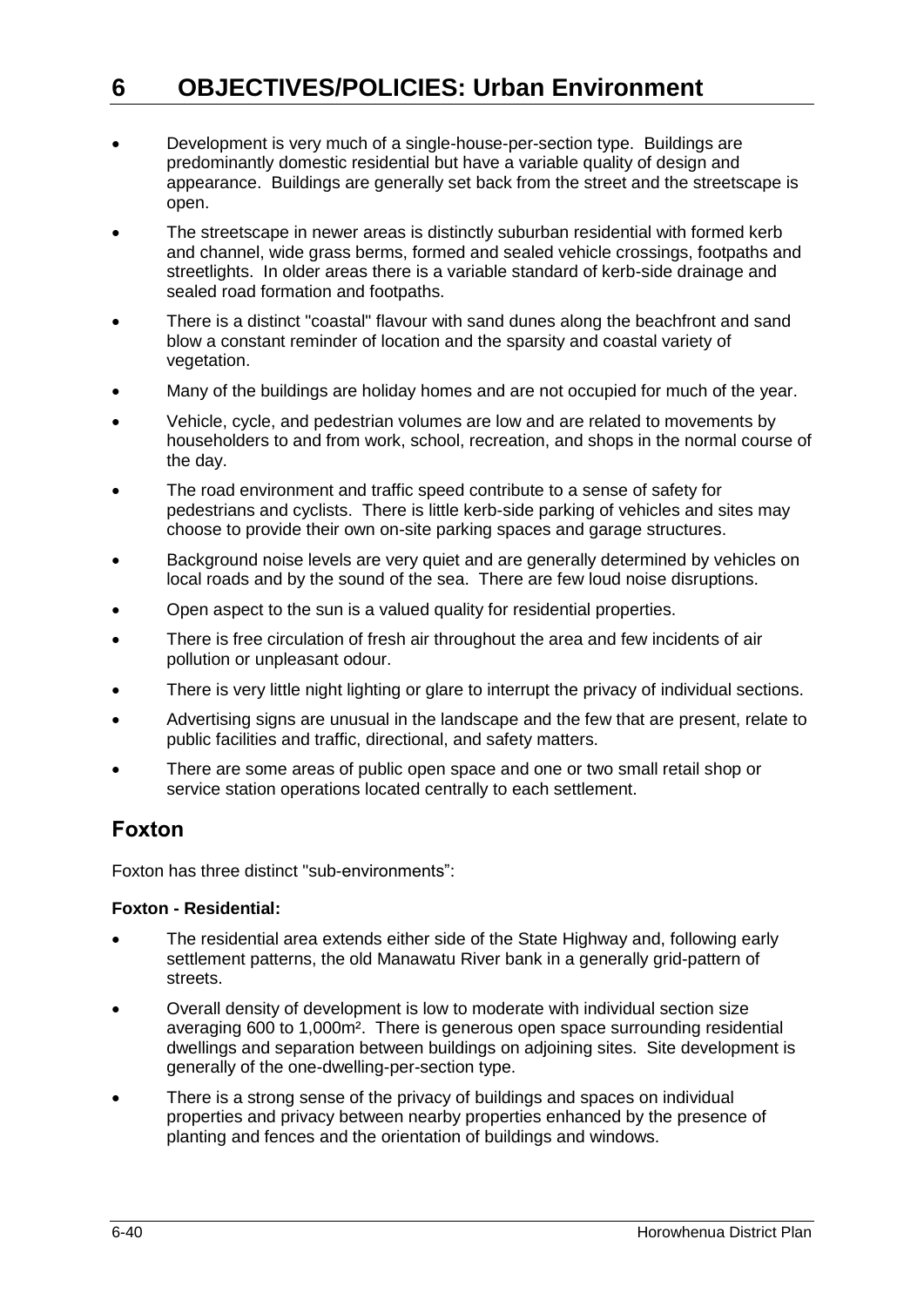- Development is very much of a single-house-per-section type. Buildings are predominantly domestic residential but have a variable quality of design and appearance. Buildings are generally set back from the street and the streetscape is open.
- The streetscape in newer areas is distinctly suburban residential with formed kerb and channel, wide grass berms, formed and sealed vehicle crossings, footpaths and streetlights. In older areas there is a variable standard of kerb-side drainage and sealed road formation and footpaths.
- There is a distinct "coastal" flavour with sand dunes along the beachfront and sand blow a constant reminder of location and the sparsity and coastal variety of vegetation.
- Many of the buildings are holiday homes and are not occupied for much of the year.
- Vehicle, cycle, and pedestrian volumes are low and are related to movements by householders to and from work, school, recreation, and shops in the normal course of the day.
- The road environment and traffic speed contribute to a sense of safety for pedestrians and cyclists. There is little kerb-side parking of vehicles and sites may choose to provide their own on-site parking spaces and garage structures.
- Background noise levels are very quiet and are generally determined by vehicles on local roads and by the sound of the sea. There are few loud noise disruptions.
- Open aspect to the sun is a valued quality for residential properties.
- There is free circulation of fresh air throughout the area and few incidents of air pollution or unpleasant odour.
- There is very little night lighting or glare to interrupt the privacy of individual sections.
- Advertising signs are unusual in the landscape and the few that are present, relate to public facilities and traffic, directional, and safety matters.
- There are some areas of public open space and one or two small retail shop or service station operations located centrally to each settlement.

## Foxton

Foxton has three distinct "sub-environments":

**Foxton - Residential:**

- The residential area extends either side of the State Highway and, following early settlement patterns, the old Manawatu River bank in a generally grid-pattern of streets.
- Overall density of development is low to moderate with individual section size averaging 600 to 1,000m². There is generous open space surrounding residential dwellings and separation between buildings on adjoining sites. Site development is generally of the one-dwelling-per-section type.
- There is a strong sense of the privacy of buildings and spaces on individual properties and privacy between nearby properties enhanced by the presence of planting and fences and the orientation of buildings and windows.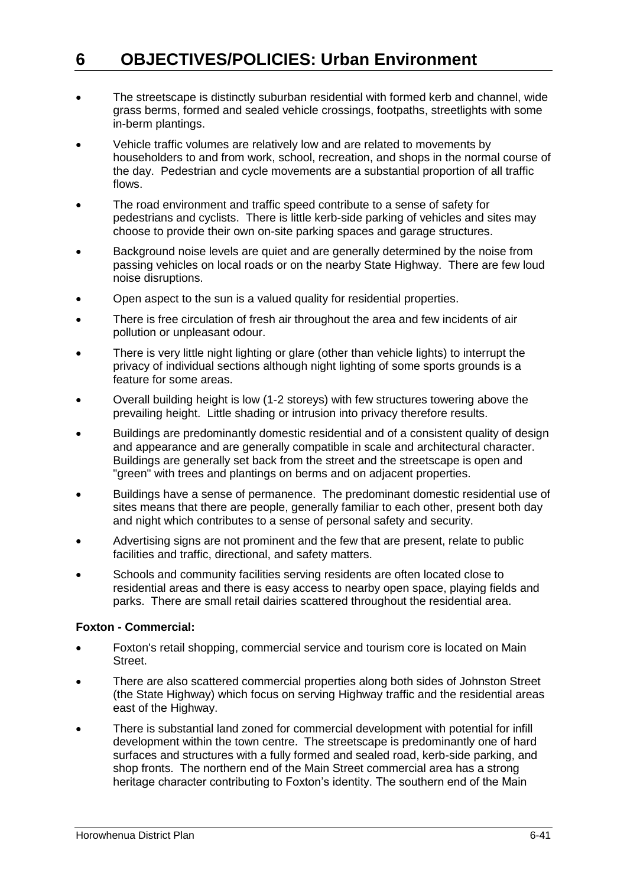- The streetscape is distinctly suburban residential with formed kerb and channel, wide grass berms, formed and sealed vehicle crossings, footpaths, streetlights with some in-berm plantings.
- Vehicle traffic volumes are relatively low and are related to movements by householders to and from work, school, recreation, and shops in the normal course of the day. Pedestrian and cycle movements are a substantial proportion of all traffic flows.
- The road environment and traffic speed contribute to a sense of safety for pedestrians and cyclists. There is little kerb-side parking of vehicles and sites may choose to provide their own on-site parking spaces and garage structures.
- Background noise levels are quiet and are generally determined by the noise from passing vehicles on local roads or on the nearby State Highway. There are few loud noise disruptions.
- Open aspect to the sun is a valued quality for residential properties.
- There is free circulation of fresh air throughout the area and few incidents of air pollution or unpleasant odour.
- There is very little night lighting or glare (other than vehicle lights) to interrupt the privacy of individual sections although night lighting of some sports grounds is a feature for some areas.
- Overall building height is low (1-2 storeys) with few structures towering above the prevailing height. Little shading or intrusion into privacy therefore results.
- Buildings are predominantly domestic residential and of a consistent quality of design and appearance and are generally compatible in scale and architectural character. Buildings are generally set back from the street and the streetscape is open and "green" with trees and plantings on berms and on adjacent properties.
- Buildings have a sense of permanence. The predominant domestic residential use of sites means that there are people, generally familiar to each other, present both day and night which contributes to a sense of personal safety and security.
- Advertising signs are not prominent and the few that are present, relate to public facilities and traffic, directional, and safety matters.
- Schools and community facilities serving residents are often located close to residential areas and there is easy access to nearby open space, playing fields and parks. There are small retail dairies scattered throughout the residential area.

**Foxton - Commercial:**

- Foxton's retail shopping, commercial service and tourism core is located on Main Street.
- There are also scattered commercial properties along both sides of Johnston Street (the State Highway) which focus on serving Highway traffic and the residential areas east of the Highway.
- There is substantial land zoned for commercial development with potential for infill development within the town centre. The streetscape is predominantly one of hard surfaces and structures with a fully formed and sealed road, kerb-side parking, and shop fronts. The northern end of the Main Street commercial area has a strong heritage character contributing to Foxton's identity. The southern end of the Main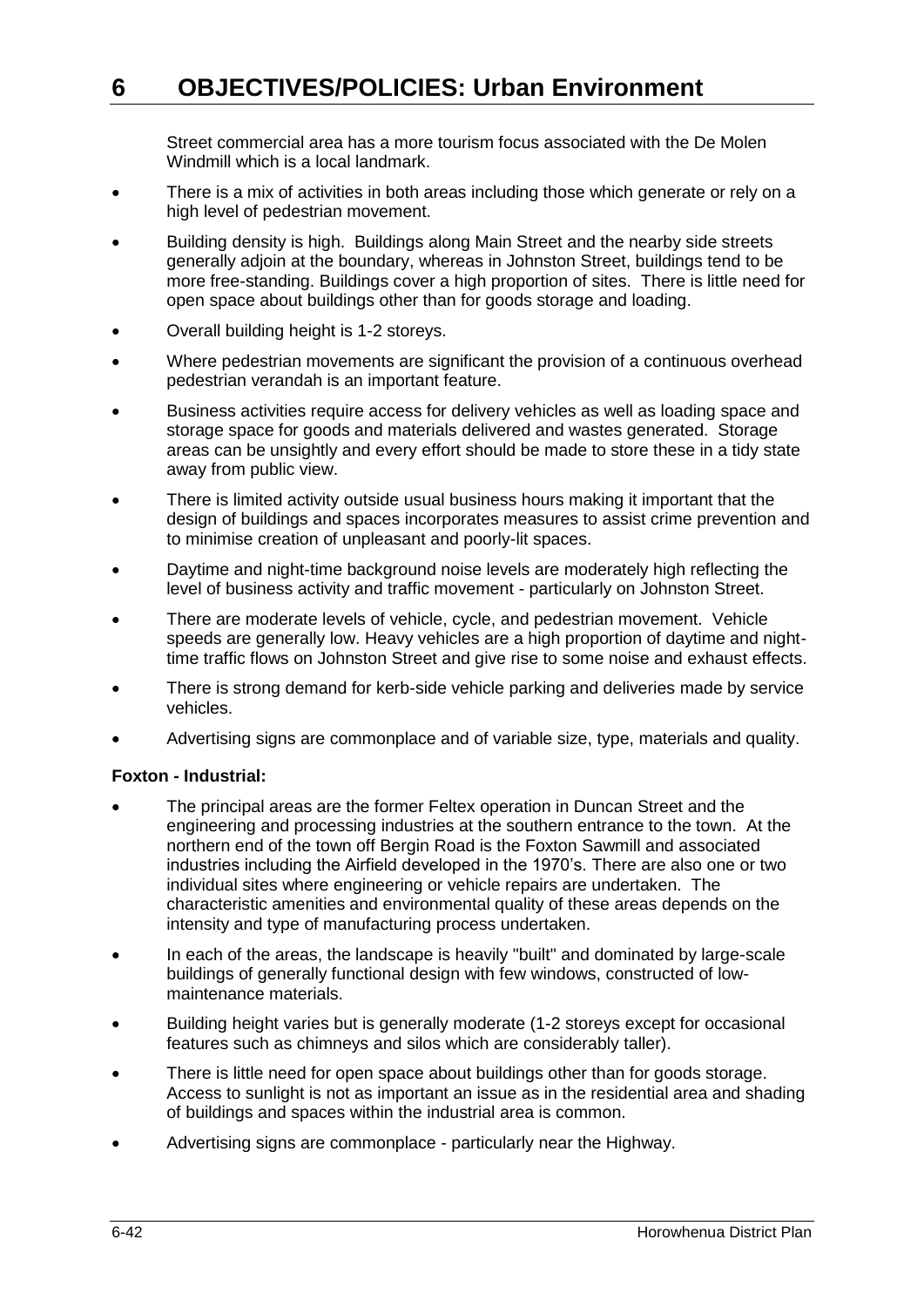Street commercial area has a more tourism focus associated with the De Molen Windmill which is a local landmark.

- There is a mix of activities in both areas including those which generate or rely on a high level of pedestrian movement.
- Building density is high. Buildings along Main Street and the nearby side streets generally adjoin at the boundary, whereas in Johnston Street, buildings tend to be more free-standing. Buildings cover a high proportion of sites. There is little need for open space about buildings other than for goods storage and loading.
- Overall building height is 1-2 storeys.
- Where pedestrian movements are significant the provision of a continuous overhead pedestrian verandah is an important feature.
- Business activities require access for delivery vehicles as well as loading space and storage space for goods and materials delivered and wastes generated. Storage areas can be unsightly and every effort should be made to store these in a tidy state away from public view.
- There is limited activity outside usual business hours making it important that the design of buildings and spaces incorporates measures to assist crime prevention and to minimise creation of unpleasant and poorly-lit spaces.
- Daytime and night-time background noise levels are moderately high reflecting the level of business activity and traffic movement - particularly on Johnston Street.
- There are moderate levels of vehicle, cycle, and pedestrian movement. Vehicle speeds are generally low. Heavy vehicles are a high proportion of daytime and night-time traffic flows on Johnston Street and give rise to some noise and exhaust effects.
- There is strong demand for kerb-side vehicle parking and deliveries made by service vehicles.
- Advertising signs are commonplace and of variable size, type, materials and quality.

**Foxton - Industrial:**

- The principal areas are the former Feltex operation in Duncan Street and the engineering and processing industries at the southern entrance to the town. At the northern end of the town off Bergin Road is the Foxton Sawmill and associated industries including the Airfield developed in the 1970's. There are also one or two individual sites where engineering or vehicle repairs are undertaken. The characteristic amenities and environmental quality of these areas depends on the intensity and type of manufacturing process undertaken.
- In each of the areas, the landscape is heavily "built" and dominated by large-scale buildings of generally functional design with few windows, constructed of low-maintenance materials.
- Building height varies but is generally moderate (1-2 storeys except for occasional features such as chimneys and silos which are considerably taller).
- There is little need for open space about buildings other than for goods storage. Access to sunlight is not as important an issue as in the residential area and shading of buildings and spaces within the industrial area is common.
- Advertising signs are commonplace - particularly near the Highway.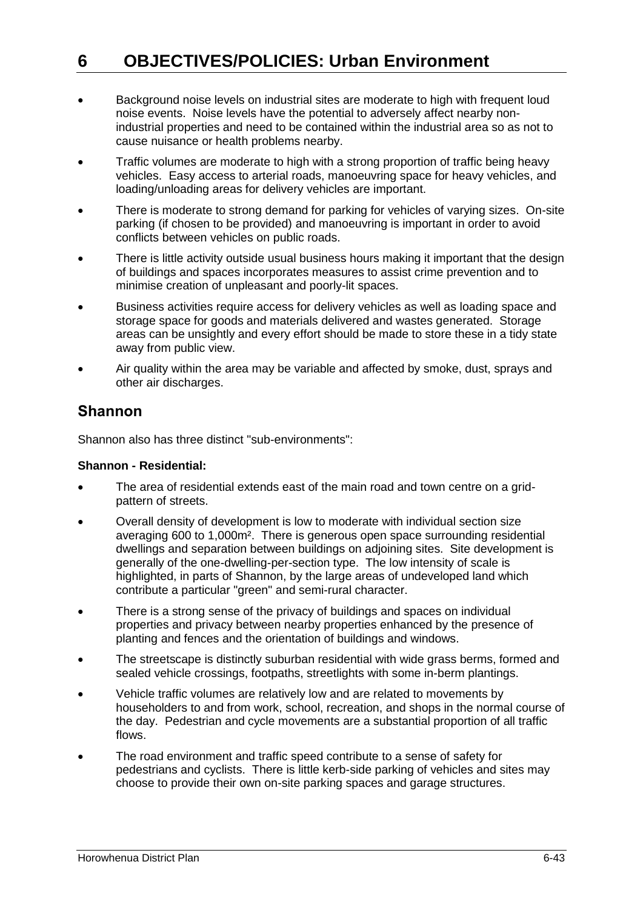- Background noise levels on industrial sites are moderate to high with frequent loud noise events. Noise levels have the potential to adversely affect nearby non-industrial properties and need to be contained within the industrial area so as not to cause nuisance or health problems nearby.
- Traffic volumes are moderate to high with a strong proportion of traffic being heavy vehicles. Easy access to arterial roads, manoeuvring space for heavy vehicles, and loading/unloading areas for delivery vehicles are important.
- There is moderate to strong demand for parking for vehicles of varying sizes. On-site parking (if chosen to be provided) and manoeuvring is important in order to avoid conflicts between vehicles on public roads.
- There is little activity outside usual business hours making it important that the design of buildings and spaces incorporates measures to assist crime prevention and to minimise creation of unpleasant and poorly-lit spaces.
- Business activities require access for delivery vehicles as well as loading space and storage space for goods and materials delivered and wastes generated. Storage areas can be unsightly and every effort should be made to store these in a tidy state away from public view.
- Air quality within the area may be variable and affected by smoke, dust, sprays and other air discharges.

## Shannon

Shannon also has three distinct "sub-environments":

**Shannon - Residential:**

- The area of residential extends east of the main road and town centre on a grid-pattern of streets.
- Overall density of development is low to moderate with individual section size averaging 600 to 1,000m². There is generous open space surrounding residential dwellings and separation between buildings on adjoining sites. Site development is generally of the one-dwelling-per-section type. The low intensity of scale is highlighted, in parts of Shannon, by the large areas of undeveloped land which contribute a particular "green" and semi-rural character.
- There is a strong sense of the privacy of buildings and spaces on individual properties and privacy between nearby properties enhanced by the presence of planting and fences and the orientation of buildings and windows.
- The streetscape is distinctly suburban residential with wide grass berms, formed and sealed vehicle crossings, footpaths, streetlights with some in-berm plantings.
- Vehicle traffic volumes are relatively low and are related to movements by householders to and from work, school, recreation, and shops in the normal course of the day. Pedestrian and cycle movements are a substantial proportion of all traffic flows.
- The road environment and traffic speed contribute to a sense of safety for pedestrians and cyclists. There is little kerb-side parking of vehicles and sites may choose to provide their own on-site parking spaces and garage structures.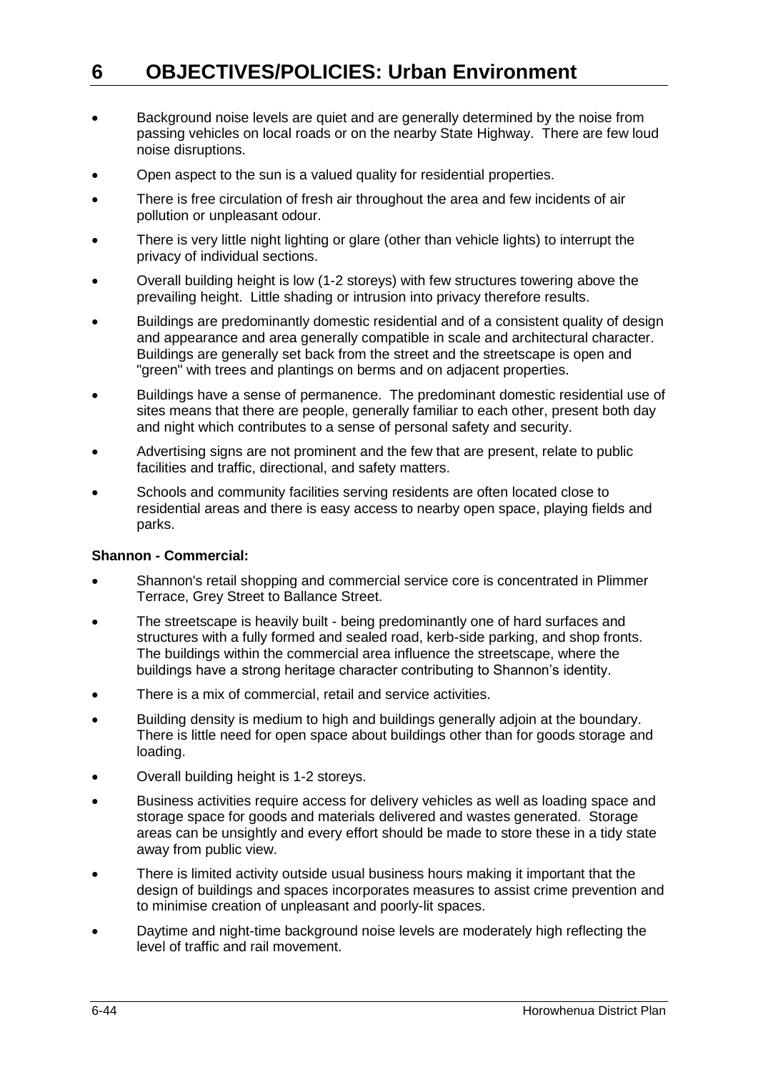# 6 OBJECTIVES/POLICIES: Urban Environment

- Background noise levels are quiet and are generally determined by the noise from passing vehicles on local roads or on the nearby State Highway. There are few loud noise disruptions.
- Open aspect to the sun is a valued quality for residential properties.
- There is free circulation of fresh air throughout the area and few incidents of air pollution or unpleasant odour.
- There is very little night lighting or glare (other than vehicle lights) to interrupt the privacy of individual sections.
- Overall building height is low (1-2 storeys) with few structures towering above the prevailing height. Little shading or intrusion into privacy therefore results.
- Buildings are predominantly domestic residential and of a consistent quality of design and appearance and area generally compatible in scale and architectural character. Buildings are generally set back from the street and the streetscape is open and "green" with trees and plantings on berms and on adjacent properties.
- Buildings have a sense of permanence. The predominant domestic residential use of sites means that there are people, generally familiar to each other, present both day and night which contributes to a sense of personal safety and security.
- Advertising signs are not prominent and the few that are present, relate to public facilities and traffic, directional, and safety matters.
- Schools and community facilities serving residents are often located close to residential areas and there is easy access to nearby open space, playing fields and parks.

**Shannon - Commercial:**

- Shannon's retail shopping and commercial service core is concentrated in Plimmer Terrace, Grey Street to Ballance Street.
- The streetscape is heavily built - being predominantly one of hard surfaces and structures with a fully formed and sealed road, kerb-side parking, and shop fronts. The buildings within the commercial area influence the streetscape, where the buildings have a strong heritage character contributing to Shannon's identity.
- There is a mix of commercial, retail and service activities.
- Building density is medium to high and buildings generally adjoin at the boundary. There is little need for open space about buildings other than for goods storage and loading.
- Overall building height is 1-2 storeys.
- Business activities require access for delivery vehicles as well as loading space and storage space for goods and materials delivered and wastes generated. Storage areas can be unsightly and every effort should be made to store these in a tidy state away from public view.
- There is limited activity outside usual business hours making it important that the design of buildings and spaces incorporates measures to assist crime prevention and to minimise creation of unpleasant and poorly-lit spaces.
- Daytime and night-time background noise levels are moderately high reflecting the level of traffic and rail movement.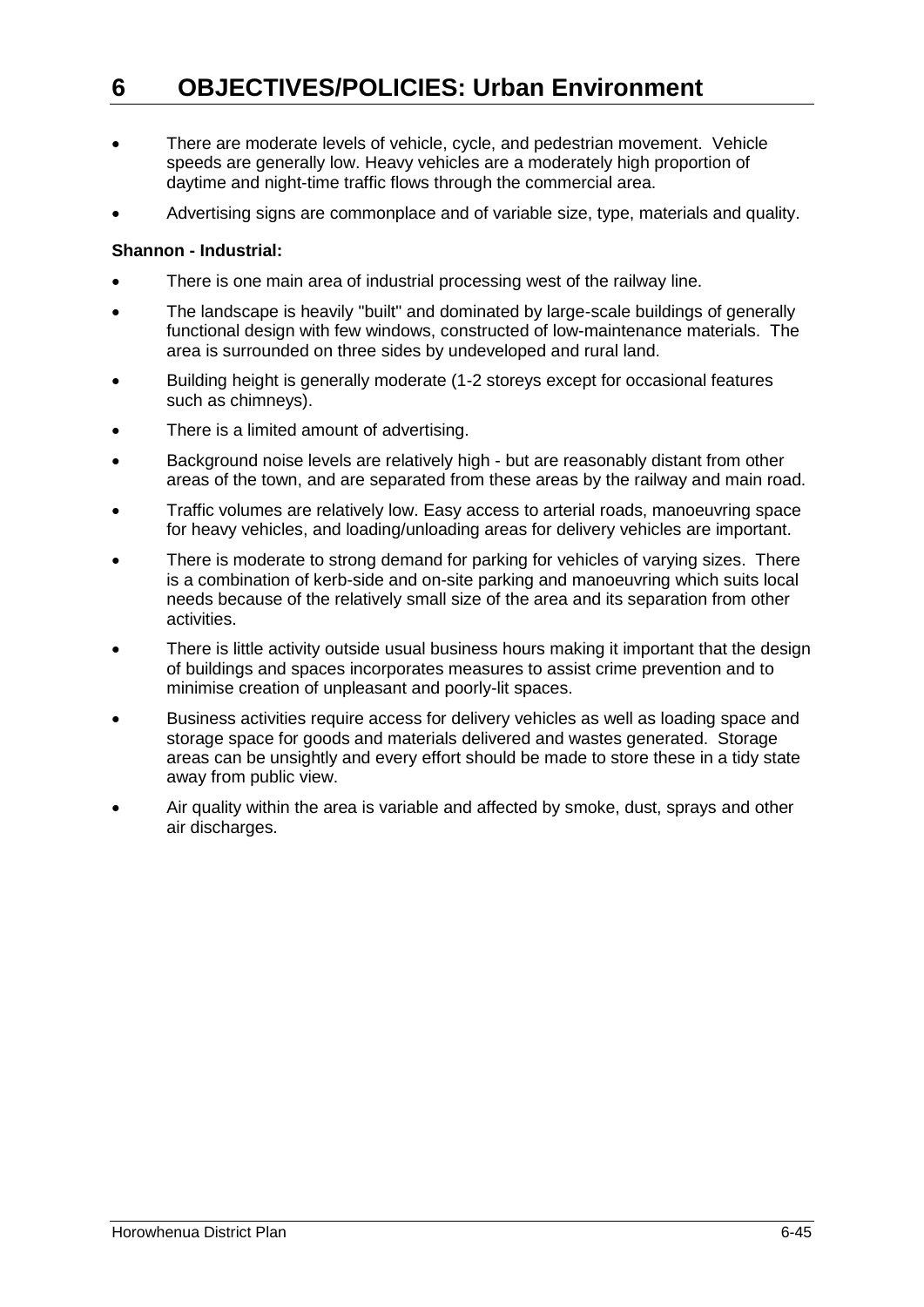- There are moderate levels of vehicle, cycle, and pedestrian movement. Vehicle speeds are generally low. Heavy vehicles are a moderately high proportion of daytime and night-time traffic flows through the commercial area.
- Advertising signs are commonplace and of variable size, type, materials and quality.

**Shannon - Industrial:**

- There is one main area of industrial processing west of the railway line.
- The landscape is heavily "built" and dominated by large-scale buildings of generally functional design with few windows, constructed of low-maintenance materials. The area is surrounded on three sides by undeveloped and rural land.
- Building height is generally moderate (1-2 storeys except for occasional features such as chimneys).
- There is a limited amount of advertising.
- Background noise levels are relatively high - but are reasonably distant from other areas of the town, and are separated from these areas by the railway and main road.
- Traffic volumes are relatively low. Easy access to arterial roads, manoeuvring space for heavy vehicles, and loading/unloading areas for delivery vehicles are important.
- There is moderate to strong demand for parking for vehicles of varying sizes. There is a combination of kerb-side and on-site parking and manoeuvring which suits local needs because of the relatively small size of the area and its separation from other activities.
- There is little activity outside usual business hours making it important that the design of buildings and spaces incorporates measures to assist crime prevention and to minimise creation of unpleasant and poorly-lit spaces.
- Business activities require access for delivery vehicles as well as loading space and storage space for goods and materials delivered and wastes generated. Storage areas can be unsightly and every effort should be made to store these in a tidy state away from public view.
- Air quality within the area is variable and affected by smoke, dust, sprays and other air discharges.